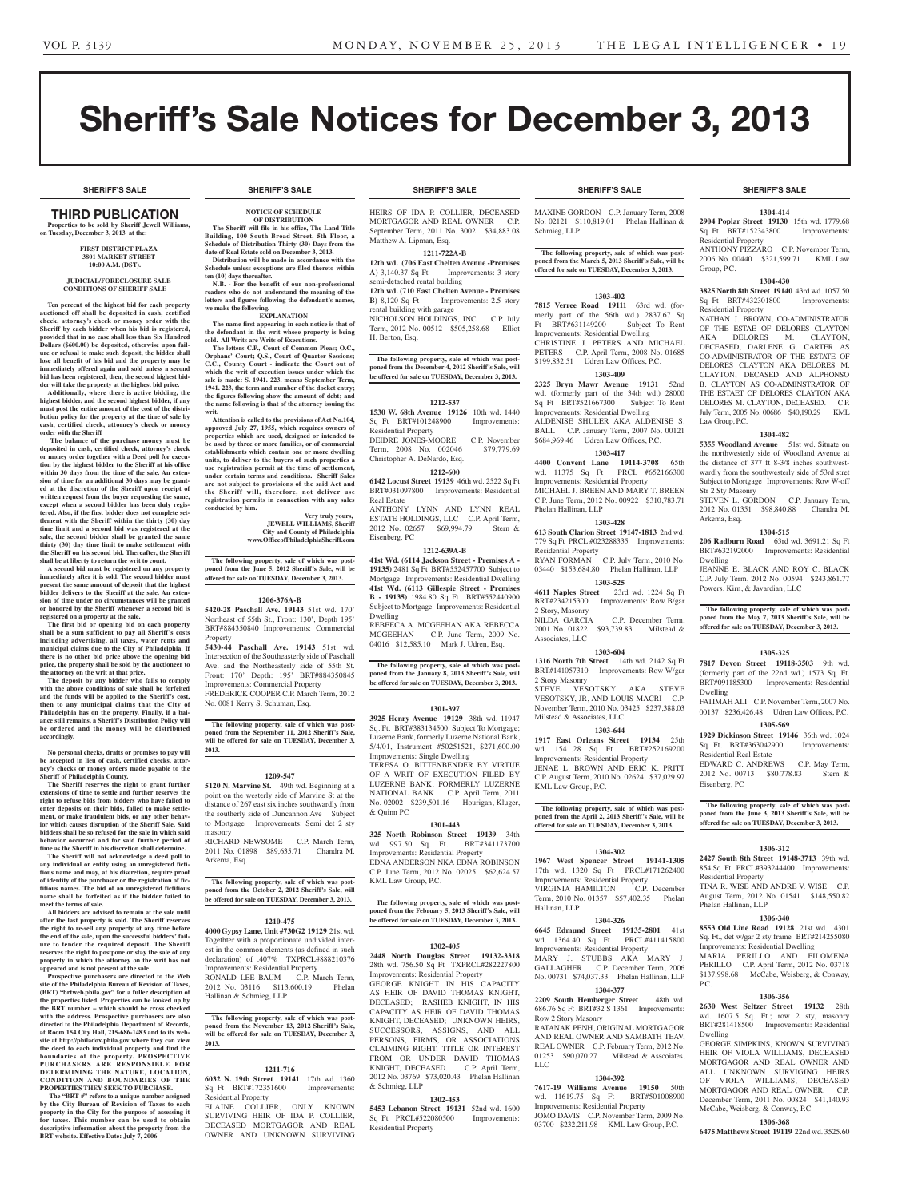# Sheriff's Sale Notices for December 3, 2013

SHERIFF'S SALE

## THIRD PUBLICATION

**Properties to be sold by Sheriff Jewell Williams, on Tuesday, December 3, 2013 at the:**

**FIRST DISTRICT PLAZA**
**3801 MARKET STREET**
**10:00 A.M. (DST).**

**JUDICIAL/FORECLOSURE SALE CONDITIONS OF SHERIFF SALE**

**Ten percent of the highest bid for each property auctioned off shall be deposited in cash, certified check, attorney's check or money order with the Sheriff by each bidder when his bid is registered, provided that in no case shall less than Six Hundred Dollars ($600.00) be deposited, otherwise upon failure or refusal to make such deposit, the bidder shall lose all benefit of his bid and the property may be immediately offered again and sold unless a second bid has been registered, then, the second highest bidder will take the property at the highest bid price.**

**Additionally, where there is active bidding, the highest bidder, and the second highest bidder, if any must post the entire amount of the cost of the distribution policy for the property at the time of sale by cash, certified check, attorney's check or money order with the Sheriff**

**The balance of the purchase money must be deposited in cash, certified check, attorney's check or money order together with a Deed poll for execution by the highest bidder to the Sheriff at his office within 30 days from the time of the sale. An extension of time for an additional 30 days may be granted at the discretion of the Sheriff upon receipt of written request from the buyer requesting the same, except when a second bidder has been duly registered. Also, if the first bidder does not complete settlement with the Sheriff within the thirty (30) day time limit and a second bid was registered at the sale, the second bidder shall be granted the same thirty (30) day time limit to make settlement with the Sheriff on his second bid. Thereafter, the Sheriff shall be at liberty to return the writ to court.**

**A second bid must be registered on any property immediately after it is sold. The second bidder must present the same amount of deposit that the highest bidder delivers to the Sheriff at the sale. An extension of time under no circumstances will be granted or honored by the Sheriff whenever a second bid is registered on a property at the sale.**

**The first bid or opening bid on each property shall be a sum sufficient to pay all Sheriff's costs including advertising, all taxes, water rents and municipal claims due to the City of Philadelphia. If there is no other bid price above the opening bid price, the property shall be sold by the auctioneer to the attorney on the writ at that price.**

**The deposit by any bidder who fails to comply with the above conditions of sale shall be forfeited and the funds will be applied to the Sheriff's cost, then to any municipal claims that the City of Philadelphia has on the property. Finally, if a balance still remains, a Sheriff's Distribution Policy will be ordered and the money will be distributed accordingly.**

**No personal checks, drafts or promises to pay will be accepted in lieu of cash, certified checks, attorney's checks or money orders made payable to the Sheriff of Philadelphia County.**

**The Sheriff reserves the right to grant further extensions of time to settle and further reserves the right to refuse bids from bidders who have failed to enter deposits on their bids, failed to make settlement, or make fraudulent bids, or any other behavior which causes disruption of the Sheriff Sale. Said bidders shall be so refused for the sale in which said behavior occurred and for said further period of time as the Sheriff in his discretion shall determine.**

**The Sheriff will not acknowledge a deed poll to any individual or entity using an unregistered fictitious name and may, at his discretion, require proof of identity of the purchaser or the registration of fictitious names. The bid of an unregistered fictitious name shall be forfeited as if the bidder failed to meet the terms of sale.**

**All bidders are advised to remain at the sale until after the last property is sold. The Sheriff reserves the right to re-sell any property at any time before the end of the sale, upon the successful bidders' failure to tender the required deposit. The Sheriff reserves the right to postpone or stay the sale of any property in which the attorney on the writ has not appeared and is not present at the sale**

**Prospective purchasers are directed to the Web site of the Philadelphia Bureau of Revision of Taxes, (BRT) "brtweb.phila.gov" for a fuller description of the properties listed. Properties can be looked up by the BRT number – which should be cross checked with the address. Prospective purchasers are also directed to the Philadelphia Department of Records, at Room 154 City Hall, 215-686-1483 and to its website at http://philadox.phila.gov where they can view the deed to each individual property and find the boundaries of the property. PROSPECTIVE PURCHASERS ARE RESPONSIBLE FOR DETERMINING THE NATURE, LOCATION, CONDITION AND BOUNDARIES OF THE PROPERTIES THEY SEEK TO PURCHASE.**

**The "BRT #" refers to a unique number assigned by the City Bureau of Revision of Taxes to each property in the City for the purpose of assessing it for taxes. This number can be used to obtain descriptive information about the property from the BRT website. Effective Date: July 7, 2006**

SHERIFF'S SALE

**NOTICE OF SCHEDULE OF DISTRIBUTION**

**The Sheriff will file in his office, The Land Title Building, 100 South Broad Street, 5th Floor, a Schedule of Distribution Thirty (30) Days from the date of Real Estate sold on December 3, 2013.**

**Distribution will be made in accordance with the Schedule unless exceptions are filed thereto within ten (10) days thereafter.**

**N.B. - For the benefit of our non-professional readers who do not understand the meaning of the letters and figures following the defendant's names, we make the following.**

**EXPLANATION**

**The name first appearing in each notice is that of the defendant in the writ whose property is being sold. All Writs are Writs of Executions.**

**The letters C.P., Court of Common Pleas; O.C., Orphans' Court; Q.S., Court of Quarter Sessions; C.C., County Court - indicate the Court out of which the writ of execution issues under which the sale is made: S. 1941. 223. means September Term, 1941. 223, the term and number of the docket entry; the figures following show the amount of debt; and the name following is that of the attorney issuing the writ.**

**Attention is called to the provisions of Act No.104, approved July 27, 1955, which requires owners of properties which are used, designed or intended to be used by three or more families, or of commercial establishments which contain one or more dwelling units, to deliver to the buyers of such properties a use registration permit at the time of settlement, under certain terms and conditions. Sheriff Sales are not subject to provisions of the said Act and the Sheriff will, therefore, not deliver use registration permits in connection with any sales conducted by him.**

**Very truly yours,**
**JEWELL WILLIAMS, Sheriff**
**City and County of Philadelphia**
**www.OfficeofPhiladelphiaSheriff.com**

**The following property, sale of which was postponed from the June 5, 2012 Sheriff's Sale, will be offered for sale on TUESDAY, December 3, 2013.**

**1206-376A-B**

**5420-28 Paschall Ave. 19143** 51st wd. 170' Northeast of 55th St., Front: 130', Depth 195' BRT#884350840 Improvements: Commercial Property

**5430-44 Paschall Ave. 19143** 51st wd. Intersection of the Southeasterly side of Paschall Ave. and the Northeasterly side of 55th St. Front: 170' Depth: 195' BRT#884350845 Improvements: Commercial Property

FREDERICK COOPER C.P. March Term, 2012 No. 0081 Kerry S. Schuman, Esq.

**The following property, sale of which was postponed from the September 11, 2012 Sheriff's Sale, will be offered for sale on TUESDAY, December 3, 2013.**

**1209-547**

**5120 N. Marvine St.** 49th wd. Beginning at a point on the westerly side of Marvine St at the distance of 267 east six inches southwardly from the southerly side of Duncannon Ave Subject to Mortgage Improvements: Semi det 2 sty masonry

RICHARD NEWSOME C.P. March Term, 2011 No. 01898 $89,635.71 Chandra M. Arkema, Esq.

**The following property, sale of which was postponed from the October 2, 2012 Sheriff's Sale, will be offered for sale on TUESDAY, December 3, 2013.**

**1210-475**

**4000 Gypsy Lane, Unit #730G2 19129** 21st wd. Together with a proportionate undivided interest in the common elements (as defined in such declaration) of .407% TXPRCL#888210376 Improvements: Residential Property

RONALD LEE BAUM C.P. March Term, 2012 No. 03116 $113,600.19 Phelan Hallinan & Schmieg, LLP

**The following property, sale of which was postponed from the November 13, 2012 Sheriff's Sale, will be offered for sale on TUESDAY, December 3, 2013.**

**1211-716**

**6032 N. 19th Street 19141** 17th wd. 1360 Sq Ft BRT#172351600 Improvements: Residential Property

ELAINE COLLIER, ONLY KNOWN SURVIVING HEIR OF IDA P. COLLIER, DECEASED MORTGAGOR AND REAL OWNER AND UNKNOWN SURVIVING HEIRS OF IDA P. COLLIER, DECEASED MORTGAGOR AND REAL OWNER C.P. September Term, 2011 No. 3002 $34,883.08 Matthew A. Lipman, Esq.

**1211-722A-B**

**12th wd. (706 East Chelten Avenue -Premises A)** 3,140.37 Sq Ft Improvements: 3 story semi-detached rental building

**12th wd. (710 East Chelten Avenue - Premises B)** 8,120 Sq Ft Improvements: 2.5 story rental building with garage

NICHOLSON HOLDINGS, INC. C.P. July Term, 2012 No. 00512 $505,258.68 Elliot H. Berton, Esq.

**The following property, sale of which was postponed from the December 4, 2012 Sheriff's Sale, will be offered for sale on TUESDAY, December 3, 2013.**

**1212-537**

**1530 W. 68th Avenue 19126** 10th wd. 1440 Sq Ft BRT#101248900 Improvements: Residential Property

DEIDRE JONES-MOORE C.P. November Term, 2008 No. 002046 $79,779.69 Christopher A. DeNardo, Esq.

**1212-600**

**6142 Locust Street 19139** 46th wd. 2522 Sq Ft BRT#031097800 Improvements: Residential Real Estate

ANTHONY LYNN AND LYNN REAL ESTATE HOLDINGS, LLC C.P. April Term, 2012 No. 02657 $69,994.79 Stern & Eisenberg, PC

**1212-639A-B**

**41st Wd. (6114 Jackson Street - Premises A - 19135)** 2481 Sq Ft BRT#552457700 Subject to Mortgage Improvements: Residential Dwelling **41st Wd. (6113 Gillespie Street - Premises B - 19135)** 1984.80 Sq Ft BRT#552440900 Subject to Mortgage Improvements: Residential Dwelling

REBEECA A. MCGEEHAN AKA REBECCA MCGEEHAN C.P. June Term, 2009 No. 04016 $12,585.10 Mark J. Udren, Esq.

**The following property, sale of which was postponed from the January 8, 2013 Sheriff's Sale, will be offered for sale on TUESDAY, December 3, 2013.**

**1301-397**

**3925 Henry Avenue 19129** 38th wd. 11947 Sq. Ft. BRT#383134500 Subject To Mortgage; Luzerne Bank, formerly Luzerne National Bank, 5/4/01, Instrument #50251521, $271,600.00 Improvements: Single Dwelling

TERESA O. BITTENBENDER BY VIRTUE OF A WRIT OF EXECUTION FILED BY LUZERNE BANK, FORMERLY LUZERNE NATIONAL BANK C.P. April Term, 2011 No. 02002 $239,501.16 Hourigan, Kluger, & Quinn PC

**1301-443**

**325 North Robinson Street 19139** 34th wd. 997.50 Sq. Ft. BRT#341173700 Improvements: Residential Property

EDNA ANDERSON NKA EDNA ROBINSON C.P. June Term, 2012 No. 02025 $62,624.57 KML Law Group, P.C.

**The following property, sale of which was postponed from the February 5, 2013 Sheriff's Sale, will be offered for sale on TUESDAY, December 3, 2013.**

**1302-405**

**2448 North Douglas Street 19132-3318** 28th wd. 756.50 Sq Ft TXPRCL#282227800 Improvements: Residential Property

GEORGE KNIGHT IN HIS CAPACITY AS HEIR OF DAVID THOMAS KNIGHT, DECEASED; RASHEB KNIGHT, IN HIS CAPACITY AS HEIR OF DAVID THOMAS KNIGHT, DECEASED; UNKNOWN HEIRS, SUCCESSORS, ASSIGNS, AND ALL PERSONS, FIRMS, OR ASSOCIATIONS CLAIMING RIGHT, TITLE OR INTEREST FROM OR UNDER DAVID THOMAS KNIGHT, DECEASED. C.P. April Term, 2012 No. 03769 $73,020.43 Phelan Hallinan & Schmieg, LLP

**1302-453**

**5453 Lebanon Street 19131** 52nd wd. 1600 Sq Ft PRCL#522080500 Improvements: Residential Property

MAXINE GORDON C.P. January Term, 2008 No. 02121 $110,819.01 Phelan Hallinan & Schmieg, LLP

**The following property, sale of which was postponed from the March 5, 2013 Sheriff's Sale, will be offered for sale on TUESDAY, December 3, 2013.**

**1303-402**

**7815 Verree Road 19111** 63rd wd. (formerly part of the 56th wd.) 2837.67 Sq Ft BRT#631149200 Subject To Rent Improvements: Residential Dwelling

CHRISTINE J. PETERS AND MICHAEL PETERS C.P. April Term, 2008 No. 01685 $199,832.51 Udren Law Offices, P.C.

**1303-409**

**2325 Bryn Mawr Avenue 19131** 52nd wd. (formerly part of the 34th wd.) 28000 Sq Ft BRT#521667300 Subject To Rent Improvements: Residential Dwelling

ALDENISE SHULER AKA ALDENISE S. BALL C.P. January Term, 2007 No. 00121 $684,969.46 Udren Law Offices, P.C.

**1303-417**

**4400 Convent Lane 19114-3708** 65th wd. 11375 Sq Ft PRCL #652166300 Improvements: Residential Property

MICHAEL J. BREEN AND MARY T. BREEN C.P. June Term, 2012 No. 00922 $310,783.71 Phelan Hallinan, LLP

**1303-428**

**613 South Clarion Street 19147-1813** 2nd wd. 779 Sq Ft PRCL #023288335 Improvements: Residential Property

RYAN FORMAN C.P. July Term, 2010 No. 03440 $153,684.80 Phelan Hallinan, LLP

**1303-525**

**4611 Naples Street** 23rd wd. 1224 Sq Ft BRT#234215300 Improvements: Row B/gar 2 Story, Masonry

NILDA GARCIA C.P. December Term, 2001 No. 01822 $93,739.83 Milstead & Associates, LLC

**1303-604**

**1316 North 7th Street** 14th wd. 2142 Sq Ft BRT#141057310 Improvements: Row W/gar 2 Story Masonry

STEVE VESOTSKY AKA STEVE VESOTSKY, JR, AND LOUIS MACRI C.P. November Term, 2010 No. 03425 $237,388.03 Milstead & Associates, LLC

**1303-644**

**1917 East Orleans Street 19134** 25th wd. 1541.28 Sq Ft BRT#252169200 Improvements: Residential Property

JENAE L. BROWN AND ERIC K. PRITT C.P. August Term, 2010 No. 02624 $37,029.97 KML Law Group, P.C.

**The following property, sale of which was postponed from the April 2, 2013 Sheriff's Sale, will be offered for sale on TUESDAY, December 3, 2013.**

**1304-302**

**1967 West Spencer Street 19141-1305** 17th wd. 1320 Sq Ft PRCL#171262400 Improvements: Residential Property

VIRGINIA HAMILTON C.P. December Term, 2010 No. 01357 $57,402.35 Phelan Hallinan, LLP

**1304-326**

**6645 Edmund Street 19135-2801** 41st wd. 1364.40 Sq Ft PRCL#411415800 Improvements: Residential Property

MARY J. STUBBS AKA MARY J. GALLAGHER C.P. December Term, 2006 No. 00731 $74,037.33 Phelan Hallinan, LLP

**1304-377**

**2209 South Hemberger Street** 48th wd. 686.76 Sq Ft BRT#32 S 1361 Improvements: Row 2 Story Masonry

RATANAK PENH, ORIGINAL MORTGAGOR AND REAL OWNER AND SAMBATH TEAV, REAL OWNER C.P. February Term, 2012 No. 01253 $90,070.27 Milstead & Assoaites, LLC

**1304-392**

**7617-19 Williams Avenue 19150** 50th wd. 11619.75 Sq Ft BRT#501008900 Improvements: Residential Property

JOMO DAVIS C.P. November Term, 2009 No. 03700 $232,211.98 KML Law Group, P.C.

**1304-414**

**2904 Poplar Street 19130** 15th wd. 1779.68 Sq Ft BRT#152343800 Improvements: Residential Property

ANTHONY PIZZARO C.P. November Term, 2006 No. 00440 $321,599.71 KML Law Group, P.C.

**1304-430**

**3825 North 8th Street 19140** 43rd wd. 1057.50 Sq Ft BRT#432301800 Improvements: Residential Property

NATHAN J. BROWN, CO-ADMINISTRATOR OF THE ESTAE OF DELORES CLAYTON AKA DELORES M. CLAYTON, DECEASED, DARLENE G. CARTER AS CO-ADMINISTRATOR OF THE ESTATE OF DELORES CLAYTON AKA DELORES M. CLAYTON, DECASED AND ALPHONSO B. CLAYTON AS CO-ADMINSTRATOR OF THE ESTAET OF DELORES CLAYTON AKA DELORES M. CLAYTON, DECEASED. C.P. July Term, 2005 No. 00686 $40,190.29 KML Law Group, P.C.

**1304-482**

**5355 Woodland Avenue** 51st wd. Situate on the northwesterly side of Woodland Avenue at the distance of 377 ft 8-3/8 inches southwestwardly from the southwesterly side of 53rd stret Subject to Mortgage Improvements: Row W-off Str 2 Sty Masonry

STEVEN L. GORDON C.P. January Term, 2012 No. 01351 $98,840.88 Chandra M. Arkema, Esq.

**1304-515**

**206 Radburn Road** 63rd wd. 3691.21 Sq Ft BRT#632192000 Improvements: Residential Dwelling

JEANNE E. BLACK AND ROY C. BLACK C.P. July Term, 2012 No. 00594 $243,861.77 Powers, Kirn, & Javardian, LLC

**The following property, sale of which was postponed from the May 7, 2013 Sheriff's Sale, will be offered for sale on TUESDAY, December 3, 2013.**

**1305-325**

**7817 Devon Street 19118-3503** 9th wd. (formerly part of the 22nd wd.) 1573 Sq. Ft. BRT#091185300 Improvements: Residential Dwelling

FATIMAH ALI C.P. November Term, 2007 No. 00137 $236,426.48 Udren Law Offices, P.C.

**1305-569**

**1929 Dickinson Street 19146** 36th wd. 1024 Sq. Ft. BRT#363042900 Improvements: Residential Real Estate

EDWARD C. ANDREWS C.P. May Term, 2012 No. 00713 $80,778.83 Stern & Eisenberg, PC

**The following property, sale of which was postponed from the June 3, 2013 Sheriff's Sale, will be offered for sale on TUESDAY, December 3, 2013.**

**1306-312**

**2427 South 8th Street 19148-3713** 39th wd. 854 Sq. Ft. PRCL#393244400 Improvements: Residential Property

TINA R. WISE AND ANDRE V. WISE C.P. August Term, 2012 No. 01541 $148,550.82 Phelan Hallinan, LLP

**1306-340**

**8553 Old Line Road 19128** 21st wd. 14301 Sq. Ft., det w/gar 2 sty frame BRT#214255080 Improvements: Residential Dwelling

MARIA PERILLO AND FILOMENA PERILLO C.P. April Term, 2012 No. 03718 $137,998.68 McCabe, Weisberg, & Conway, P.C.

**1306-356**

**2630 West Seltzer Street 19132** 28th wd. 1607.5 Sq. Ft.; row 2 sty, masonry BRT#281418500 Improvements: Residential Dwelling

GEORGE SIMPKINS, KNOWN SURVIVING HEIR OF VIOLA WILLIAMS, DECEASED MORTGAGOR AND REAL OWNER AND ALL UNKNOWN SURVIGING HEIRS OF VIOLA WILLIAMS, DECEASED MORTGAGOR AND REAL OWNER. C.P. December Term, 2011 No. 00824 $41,140.93 McCabe, Weisberg, & Conway, P.C.

**1306-368**

**6475 Matthews Street 19119** 22nd wd. 3525.60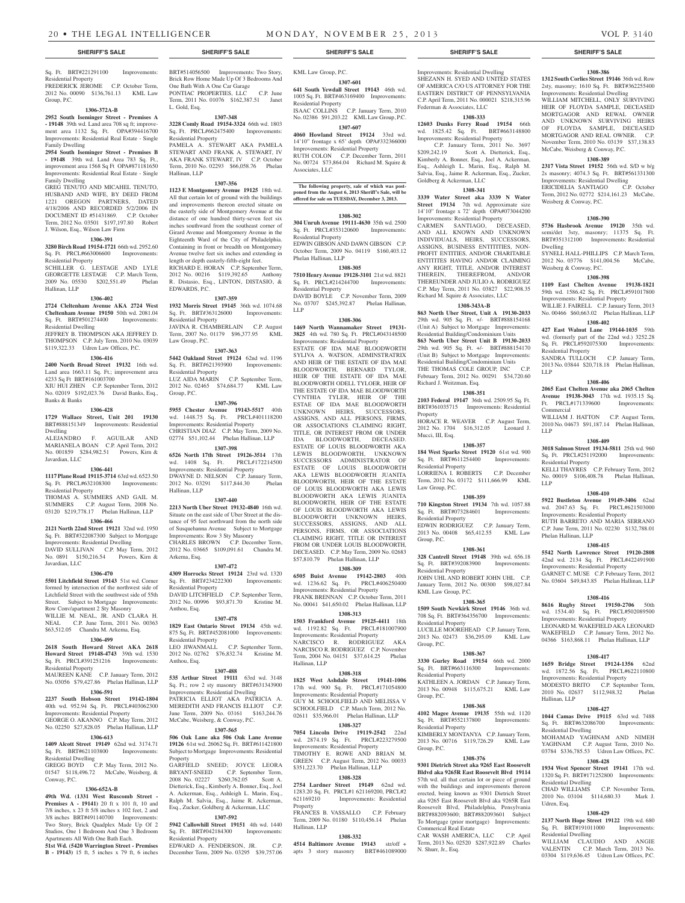Sq. Ft. BRT#221291100 Improvements: Residential Property
FREDERICK JEROME C.P. October Term, 2012 No. 00090 $136,761.13 KML Law Group, P.C.

**1306-372A-B**

**2952 South Iseminger Street - Premises A - 19148** 39th wd. Land area 708 sq ft; improvement area 1132 Sq. Ft. OPA#394416700 Improvements: Residential Real Estate - Single Family Dwelling
**2954 South Iseminger Street - Premises B - 19148** 39th wd. Land Area 783 Sq. Ft., improvement area 1568 Sq Ft OPA#871181650 Improvements: Residential Real Estate - Single Family Dwelling
GREG TENUTO AND MICAHEL TENUTO, HUSBAND AND WIFE, BY DEED FROM 1221 OREGON PARTNERS, DATED 4/18/2006 AND RECORDED 5/2/2006 IN DOCUMENT ID #51431869. C.P. October Term, 2012 No. 03501 $197,197.80 Robert J. Wilson, Esq., Wilson Law Firm

**1306-391**

**3280 Birch Road 19154-1721** 66th wd. 2952.60 Sq. Ft. PRCL#663006600 Improvements: Residential Property
SCHILLER G. LESTAGE AND LYLE GEORGETTE LESTAGE C.P. March Term, 2009 No. 05530 $202,551.49 Phelan Hallinan, LLP

**1306-402**

**2724 Cleltenham Avenue AKA 2724 West Cheltenham Avenue 19150** 50th wd. 2081.04 Sq. Ft. BRT#501274400 Improvements: Residential Dwelling
JEFFREY B. THOMPSON AKA JEFFREY D. THOMPSON C.P. July Term, 2010 No. 03039 $119,322.33 Udren Law Offices, P.C.

**1306-416**

**2400 North Broad Street 19132** 16th wd. Land area 1663.11 Sq. Ft.; improvement area 4233 Sq Ft BRT#161003700
XIU HUI ZHEN C.P. September Term, 2012 No. 02019 $192,023.76 David Banks, Esq., Banks & Banks

**1306-428**

**1729 Wallace Street, Unit 201 19130** BRT#888151349 Improvements: Residential Dwelling
ALEJANDRO F. AGUILAR AND MARIANELA BOAN C.P. April Term, 2012 No. 001859 $284,982.51 Powers, Kirn & Javardian, LLC

**1306-441**

**1117 Plane Road 19115-3714** 63rd wd. 6523.50 Sq. Ft. PRCL#632108300 Improvements: Residential Property
THOMAS A. SUMMERS AND GAIL M. SUMMERS C.P. August Term, 2008 No. 03120 $219,778.17 Phelan Hallinan, LLP

**1306-466**

**2121 North 22nd Street 19121** 32nd wd. 1950 Sq. Ft. BRT#322087300 Subject to Mortgage Improvements: Residential Dwelling
DAVID SULLIVAN C.P. May Term, 2012 No. 0891 $150,216.54 Powers, Kirn & Javardian, LLC

**1306-470**

**5501 Litchfield Street 19143** 51st wd. Corner formed by intersection of the northwest side of Litchfield Street with the southwest side of 55th Street. Subject to Mortgage Improvements: Row Conv/apartment 2 Sty Masonry
WILLIE M. NEAL, JR. AND CLARA H. NEAL C.P. June Term, 2011 No. 00363 $63,512.05 Chandra M. Arkema, Esq.

**1306-499**

**2618 South Howard Street AKA 2618 Howard Street 19148-4743** 39th wd. 1530 Sq. Ft. PRCL#391251216 Improvements: Residential Property
MAUREEN KANE C.P. January Term, 2012 No. 03056 $79,427.86 Phelan Hallinan, LLP

**1306-591**

**2237 South Hobson Street 19142-1804** 40th wd. 952.94 Sq. Ft. PRCL#403062300 Improvements: Residential Property
GEORGE O. AKANNO C.P. May Term, 2012 No. 02250 $27,828.05 Phelan Hallinan, LLP

**1306-613**

**1409 Alcott Street 19149** 62nd wd. 3174.71 Sq. Ft. BRT#621103800 Improvements: Residential Dwelling
GREGG BOYD C.P. May Term, 2012 No. 01547 $118,496.72 McCabe, Weisberg, & Conway, P.C.

**1306-652A-B**

**49th Wd. (1331 West Ruscomb Street - Premises A - 19141)** 20 ft x 101 ft, 10 and 7/8 inches, x 23 ft 5/8 inches x 102 feet, 2 and 3/8 inches BRT#491140700 Improvements: Two Story, Brick Quadplex Made Up Of 2 Studios, One 1 Bedroom And One 3 Bedroom Apartments All With One Bath Each.
**51st Wd. (5420 Warrington Street - Premises B - 19143)** 15 ft, 5 inches x 79 ft, 6 inches BRT#514056500 Improvements: Two Story, Brick Row Home Made Up Of 3 Bedrooms And One Bath With A One Car Garage
PONTIAC PROPERTIES, LLC C.P. June Term, 2011 No. 01076 $162,387.51 Janet L. Gold, Esq.

**1307-348**

**3228 Comly Road 19154-3324** 66th wd. 1803 Sq. Ft. PRCL#662475400 Improvements: Residential Property
PAMELA A. STEWART AKA PAMELA STEWART AND FRANK A. STEWART, IV AKA FRANK STEWART, IV C.P. October Term, 2010 No. 02293 $66,058.76 Phelan Hallinan, LLP

**1307-356**

**1123 E Montgomery Avenue 19125** 18th wd. All that certain lot of ground with the buildings and improvements thereon erected situate on the easterly side of Montgomery Avenue at the distance of one hundred thirty-seven feet six inches southward from the southeast corner of Girard Avenue and Montgomery Avenue in the Eighteenth Ward of the City of Philadelphia. Containing in front or breadth on Montgomery Avenue twelve feet six inches and extending in length or depth easterly fifth-eight feet.
RICHARD E. HORAN C.P. September Term, 2012 No. 00216 $119,392.65 Anthony R. Distasio, Esq., LINTON, DISTASIO, & EDWARDS, P.C.

**1307-359**

**1932 Morris Street 19145** 36th wd. 1074.68 Sq. Ft. BRT#363126000 Improvements: Residential Property
JAVINA R. CHAMBERLAIN C.P. August Term, 2007 No. 01179 $96,377.95 KML Law Group, P.C.

**1307-363**

**5442 Oakland Street 19124** 62nd wd. 1196 Sq. Ft. BRT#621393900 Improvements: Residential Property
LUZ AIDA MARIN C.P. September Term, 2012 No. 02465 $74,684.77 KML Law Group, P.C.

**1307-396**

**5955 Chester Avenue 19143-5517** 40th wd. 1448.75 Sq. Ft. PRCL#401118200 Improvements: Residential Property
CHRISTIAN DIAZ C.P. May Term, 2009 No. 02774 $51,102.44 Phelan Hallinan, LLP

**1307-398**

**6526 North 17th Street 19126-3514** 17th wd. 1408 Sq. Ft. PRCL#172214500 Improvements: Residential Property
DWAYNE D. NELSON C.P. January Term, 2012 No. 03291 $117,844.30 Phelan Hallinan, LLP

**1307-440**

**2213 North Uber Street 19132-4840** 16th wd. Situate on the east side of Uber Street at the distance of 95 feet northward from the north side of Susquehanna Avenue Subject to Mortgage Improvements: Row 3 Sty Masonry
CHARLES BROWN C.P. December Term, 2012 No. 03665 $109,091.61 Chandra M. Arkema, Esq.

**1307-472**

**4309 Horrocks Street 19124** 23rd wd. 1320 Sq. Ft. BRT#234222300 Improvements: Residential Property
DAVID LITCHFIELD C.P. September Term, 2012 No. 00996 $93,871.70 Kristine M. Anthou, Esq.

**1307-478**

**1829 East Ontario Street 19134** 45th wd. 875 Sq. Ft. BRT#452081000 Improvements: Residential Property
LEO JIWANMALL C.P. September Term, 2012 No. 02762 $76,832.74 Kristine M. Anthou, Esq.

**1307-488**

**535 Arthur Street 19111** 63rd wd. 3148 Sq. Ft.; row 2 sty masonry BRT#631343900 Improvements: Residential Dwelling
PATRICIA ELLIOT AKA PATRICIA A. MEREDITH AND FRANCIS ELLIOT C.P. June Term, 2009 No. 03161 $163,244.76 McCabe, Weisberg, & Conway, P.C.

**1307-565**

**506 Oak Lane aka 506 Oak Lane Avenue 19126** 61st wd. 26062 Sq. Ft. BRT#611421800 Subject to Mortgage Improvements: Residential Property
GARFIELD SNEED; JOYCE LEORA BRYANT-SNEED C.P. September Term, 2008 No. 02227 $260,762.05 Scott A. Dietterick, Esq., Kimberly A. Bonner, Esq., Joel A. Ackerman, Esq., Ashleigh L. Marin, Esq., Ralph M. Salvia, Esq., Jaime R. Ackerman, Esq., Zucker, Goldberg & Ackerman, LLC

**1307-592**

**5942 Callowhill Street 19151** 4th wd. 1440 Sq. Ft. BRT#042184300 Improvements: Residential Property
EDWARD A. FENDERSON, JR. C.P. December Term, 2009 No. 03295 $39,757.06 KML Law Group, P.C.

**1307-601**

**641 South Yewdall Street 19143** 46th wd. 1005 Sq. Ft. BRT#463169400 Improvements: Residential Property
ISAAC COLLINS C.P. January Term, 2010 No. 02386 $91,203.22 KML Law Group, P.C.

**1307-607**

**4060 Howland Street 19124** 33rd wd. 14'10" frontage x 65' depth OPA#332366000 Improvements: Residential Property
RUTH COLON C.P. December Term, 2011 No. 00724 $73,864.04 Richard M. Squire & Associates, LLC

**The following property, sale of which was postponed from the August 6, 2013 Sheriff's Sale, will be offered for sale on TUESDAY, December 3, 2013.**

**1308-302**

**304 Unruh Avenue 19111-4630** 35th wd. 2500 Sq. Ft. PRCL#353120600 Improvements: Residential Property
EDWIN GIBSON AND DAWN GIBSON C.P. October Term, 2009 No. 04119 $160,403.12 Phelan Hallinan, LLP

**1308-305**

**7510 Henry Avenue 19128-3101** 21st wd. 8821 Sq. Ft. PRCL#214244700 Improvements: Residential Property
DAVID BOYLE C.P. November Term, 2009 No. 03707 $245,392.87 Phelan Hallinan, LLP

**1308-306**

**1469 North Wannamaker Street 19131-3825** 4th wd. 780 Sq. Ft. PRCL#043148500 Improvements: Residential Property
ESTATE OF IDA MAE BLOODWORTH SYLIVA A. WATSON, ADMINSTRATRIX AND HEIR OF THE ESTATE OF IDA MAE BLOODWORTH, BERNARD TYLOR, HEIR OF THE ESTATE OF IDA MAE BLOODWORTH ODELL TYLOER, HEIR OF THE ESTATE OF IDA MAE BLOODWORTH CYNTHIA TYLER, HEIR OF THE ESTAE OF IDA MAE BLOODWORTH UNKNOWN HEIRS, SUCCESSORS, ASSIGNS, AND ALL PERSONS, FIRMS, OR ASSOCIATIONS CLAIMING RIGHT, TITLE, OR INTEREST FROM OR UNDER IDA BLOODWORTH, DECEASED. ESTATE OF LOUIS BLOODWORTH AKA LEWIS BLOODWORTH, UNKNOWN SUCCESSORS ADMINISTRATOR OF ESTATE OF LOUIS BLOODWORTH AKA LEWIS BLOODWORTH JUANITA BLOODWORTH, HEIR OF THE ESTATE OF LOUIS BLOODWORTH AKA LEWIS BLOODWORTH AKA LEWIS JUANITA BLOODWORTH, HEIR OF THE ESTATE OF LOUIS BLOODWORTH AKA LEWIS BLOODWORTH UNKNOWN HEIRS, SUCCESSORS, ASSIGNS, AND ALL PERSONS, FIRMS, OR ASSOCIATIONS CLAIMING RIGHT, TITLE OR INTEREST FROM OR UNDER LOUIS BLOODWORTH, DECEASED. C.P. May Term, 2009 No. 02683 $57,810.79 Phelan Hallinan, LLP

**1308-309**

**6505 Buist Avenue 19142-2803** 40th wd. 1236.62 Sq. Ft. PRCL#406250400 Improvements: Residential Property
FRANK BRENNAN C.P. October Term, 2011 No. 00041 $41,650.02 Phelan Hallinan, LLP

**1308-313**

**1503 Frankford Avenue 19125-4411** 18th wd. 1192.82 Sq. Ft. PRCL#181007900 Improvements: Residential Property
NARCISCO R. RODRIGUEZ AKA NARCISCO R. RODRIGUEZ C.P. November Term, 2004 No. 04151 $37,614.25 Phelan Hallinan, LLP

**1308-318**

**1825 West Ashdale Street 19141-1006** 17th wd. 900 Sq. Ft. PRCL#171054800 Improvements: Residential Property
GUY M. SCHOOLFIELD AND MELISSA V SCHOOLFIELD C.P. March Term, 2012 No. 02611 $35,966.01 Phelan Hallinan, LLP

**1308-327**

**7054 Lincoln Drive 19119-2542** 22nd wd. 2874.19 Sq. Ft. PRCL#223279500 Improvements: Residential Property
TIMOTHY E. ROWE AND BRIAN M. GREEN C.P. August Term, 2012 No. 00033 $351,223.70 Phelan Hallinan, LLP

**1308-328**

**2754 Lardner Street 19149** 62nd wd. 1283.20 Sq. Ft. PRCL#1 621169200, PRCL#2 621169210 Improvements: Residential Property
FRANCES B. VASSALLO C.P. February Term, 2009 No. 01180 $110,456.14 Phelan Hallinan, LLP

**1308-332**

**4514 Baltimore Avenue 19143** str/off + apts 3 story masonry BRT#461089000 Improvements: Residential Dwelling
SHEZANN H. SYED AND UNITED STATES OF AMERICA C/O US ATTORNEY FOR THE EASTERN DISTRICT OF PENNSYLVANIA C.P. April Term, 2011 No. 000021 $218,315.96 Federman & Associates, LLC

**1308-333**

**12603 Dunks Ferry Road 19154** 66th wd. 1825.42 Sq. Ft. BRT#663148800 Improvements: Residential Property
C.P. January Term, 2011 No. 3697 $209,242.19 Scott A. Dietterick, Esq., Kimberly A. Bonner, Esq., Joel A. Ackerman, Esq., Ashleigh L. Marin, Esq., Ralph M. Salvia, Esq., Jaime R. Ackerman, Esq., Zucker, Goldberg & Ackerman, LLC

**1308-341**

**3339 Water Street aka 3339 N Water Street 19134** 7th wd. Approximate size 14'10" frontage x 72' depth OPA#073044200 Improvements: Residential Property
CARMEN SANTIAGO, DECEASED, AND ALL KNOWN AND UNKNOWN INDIVIDUALS, HEIRS, SUCCESSORS, ASSIGNS, BUSINESS ENTITITIES, NON-PROFIT ENTITIES, AND/OR CHARITABLE ENTITIES HAVING AND/OR CLAIMING ANY RIGHT, TITLE, AND/OR INTEREST THEREIN, THEREFROM, AND/OR THEREUNDER AND JULIO A. RODRIGUEZ C.P. May Term, 2011 No. 03827 $22,908.35 Richard M. Squire & Associates, LLC

**1308-343A-B**

**863 North Uber Street, Unit A 19130-2033** 29th wd. 905 Sq. Ft. +/- BRT#888154168 (Unit A) Subject to Mortgage Improvements: Residential Building/Condominium Units
**863 North Uber Street Unit B 19130-2033** 29th wd. 905 Sq. Ft. +/- BRT#888154170 (Unit B) Subject to Mortgage Improvements: Residential Building/Condominium Units
THE THOMAS COLE GROUP, INC C.P. February Term, 2012 No. 00291 $34,720.60 Richard J. Weitzman, Esq.

**1308-351**

**2103 Federal 19147** 36th wd. 2509.95 Sq. Ft. BRT#361035715 Improvements: Residential Property
HORACE R. WEAVER C.P. August Term, 2012 No. 1704 $16,312.05 Leonard J. Mucci, III, Esq.

**1308-357**

**184 West Sparks Street 19120** 61st wd. 900 Sq. Ft. BRT#611254400 Improvements: Residential Property
LORRIENA I. ROBERTS C.P. December Term, 2012 No. 03172 $111,666.99 KML Law Group, P.C.

**1308-359**

**710 Kingston Street 19134** 7th wd. 1057.88 Sq. Ft. BRT#073284601 Improvements: Residential Property
EDWIN RODRIGUEZ C.P. January Term, 2013 No. 00408 $65,412.55 KML Law Group, P.C.

**1308-361**

**328 Cantrell Street 19148** 39th wd. 656.18 Sq. Ft. BRT#392083900 Improvements: Residential Property
JOHN UHL AND ROBERT JOHN UHL C.P. January Term, 2012 No. 00300 $98,027.84 KML Law Group, P.C.

**1308-365**

**1509 South Newkirk Street 19146** 36th wd. 708 Sq. Ft. BRT#364356700 Improvements: Residential Property
LUCILLE MOOREHEAD C.P. January Term, 2013 No. 02473 $36,295.09 KML Law Group, P.C.

**1308-367**

**3330 Gurley Road 19154** 66th wd. 2000 Sq. Ft. BRT#663116300 Improvements: Residential Property
KATHLEEN A. JORDAN C.P. January Term, 2013 No. 00948 $115,675.21 KML Law Group, P.C.

**1308-368**

**4102 Magee Avenue 19135** 55th wd. 1120 Sq. Ft. BRT#552137800 Improvements: Residential Property
KIMBERLY MONTANYA C.P. January Term, 2013 No. 00716 $119,726.29 KML Law Group, P.C.

**1308-376**

**9301 Dietrich Street aka 9265 East Roosevelt Bldvd aka 9265R East Roosevelt Blvd 19114** 57th wd. all that certain lot or piece of ground with the buildings and improvements thereon erected, being known as 9301 Dietrich Street aka 9265 East Roosevelt Blvd aka 9265R East Roosevelt Blvd, Philadelphia, Pensylvania BRT#882093600; BRT#882093601 Subject To Mortgage (prior mortgage) Improvements: Commerical Real Estate
CAR WASH AMERICA, LLC C.P. April Term, 2013 No. 02520 $287,922.89 Charles N. Shurr, Jr., Esq.

**1308-386**

**1312 South Corlies Street 19146** 36th wd. Row 2sty, masonry; 1610 Sq. Ft. BRT#362255400 Improvements: Residential Dwelling
WILLIAM MITCHELL, ONLY SURVIVING HEIR OF FLOYDA SAMPLE, DECEASED MORTGAGOR AND REWAL OWNER AND UNKNOWN SURVIVING HEIRS OF FLOYDA SAMPLE, DECEASED MORTGAGOR AND REAL OWNER. C.P. November Term, 2010 No. 03139 $37,138.83 McCabe, Weisberg & Conway, P.C.

**1308-389**

**2317 Vista Street 19152** 56th wd. S/D w b/g 2s masonry; 4074.3 Sq. Ft. BRT#561331300 Improvements: Residential Dwelling
ERICIDELIA SANTIAGO C.P. October Term, 2012 No. 02772 $214,161.23 McCabe, Weisberg & Conway, P.C.

**1308-390**

**5736 Hasbrook Avenue 19120** 35th wd. semi/det 3sty, masonry; 11375 Sq. Ft. BRT#351312100 Improvements: Residential Dwelling
SYNELL HALL-PHILLIPS C.P. March Term, 2012 No. 03776 $141,004.56 McCabe, Weisberg & Conway, P.C.

**1308-398**

**1109 East Chelten Avenue 19138-1821** 59th wd. 1586.42 Sq. Ft. PRCL#591017800 Improvements: Residential Property
WILLIE J. FAIRELL C.P. January Term, 2013 No. 00466 $60,663.02 Phelan Hallinan, LLP

**1308-402**

**427 East Walnut Lane 19144-1035** 59th wd. (formerly part of the 22nd wd.) 3252.28 Sq. Ft. PRCL#592075300 Improvements: Residential Property
SANDRA TULLOCH C.P. January Term, 2013 No. 03844 $20,718.18 Phelan Hallinan, LLP

**1308-406**

**2065 East Chelten Avenue aka 2065 Chelten Avenue 19138-3043** 17th wd. 1935.15 Sq. Ft. PRCL#171339600 Improvements: Commercial
WILLIAM J. HATTON C.P. August Term, 2010 No. 04673 $91,187.14 Phelan Hallinan, LLP

**1308-409**

**3018 Salmon Street 19134-5811** 25th wd. 960 Sq. Ft. PRCL#251192000 Improvements: Residential Property
KELLI THAYRES C.P. February Term, 2012 No. 00019 $106,408.78 Phelan Hallinan, LLP

**1308-410**

**5922 Bustleton Avenue 19149-3406** 62nd wd. 2047.63 Sq. Ft. PRCL#621503000 Improvements: Residential Property
RUTH BARRETO AND MARIA SERRANO C.P. June Term, 2011 No. 02230 $132,788.01 Phelan Hallinan, LLP

**1308-415**

**5542 North Lawrence Street 19120-2808** 42nd wd. 2134 Sq. Ft. PRCL#422491900 Improvements: Residential Property
GARNET C. MUSE C.P. February Term, 2012 No. 03604 $49,843.85 Phelan Hallinan, LLP

**1308-416**

**8616 Rugby Street 19150-2706** 50th wd. 1534.40 Sq. Ft. PRCL#502089500 Improvements: Residential Property
LEONARD M. WAKEFIELD AKA LEONARD WAKEFIELD C.P. January Term, 2012 No. 04366 $163,868.11 Phelan Hallinan, LLP

**1308-417**

**1659 Bridge Street 19124-1356** 62nd wd. 1872.56 Sq. Ft. PRCL#622110800 Improvements: Residential Property
MODESTO BRITO C.P. September Term, 2010 No. 02637 $112,948.32 Phelan Hallinan, LLP

**1308-427**

**1044 Camas Drive 19115** 63rd wd. 7488 Sq. Ft. BRT#632086700 Improvements: Residential Dwelling
MOHAMAD YAGHNAM AND NIMEH YAGHNAM C.P. August Term, 2010 No. 03784 $336,785.53 Udren Law Offices, P.C.

**1308-428**

**1934 West Spencer Street 19141** 17th wd. 1320 Sq. Ft. BRT#171252800 Improvements: Residential Dwelling
CHAD WILLIAMS C.P. November Term, 2010 No. 03104 $114,680.33 Mark J. Udren, Esq.

**1308-429**

**2137 North Hope Street 19122** 19th wd. 680 Sq. Ft. BRT#191011000 Improvements: Residential Dwelling
WILLIAM CLAUDIO AND ANGIE VALENTIN C.P. March Term, 2013 No. 03304 $119,636.45 Udren Law Offices, P.C.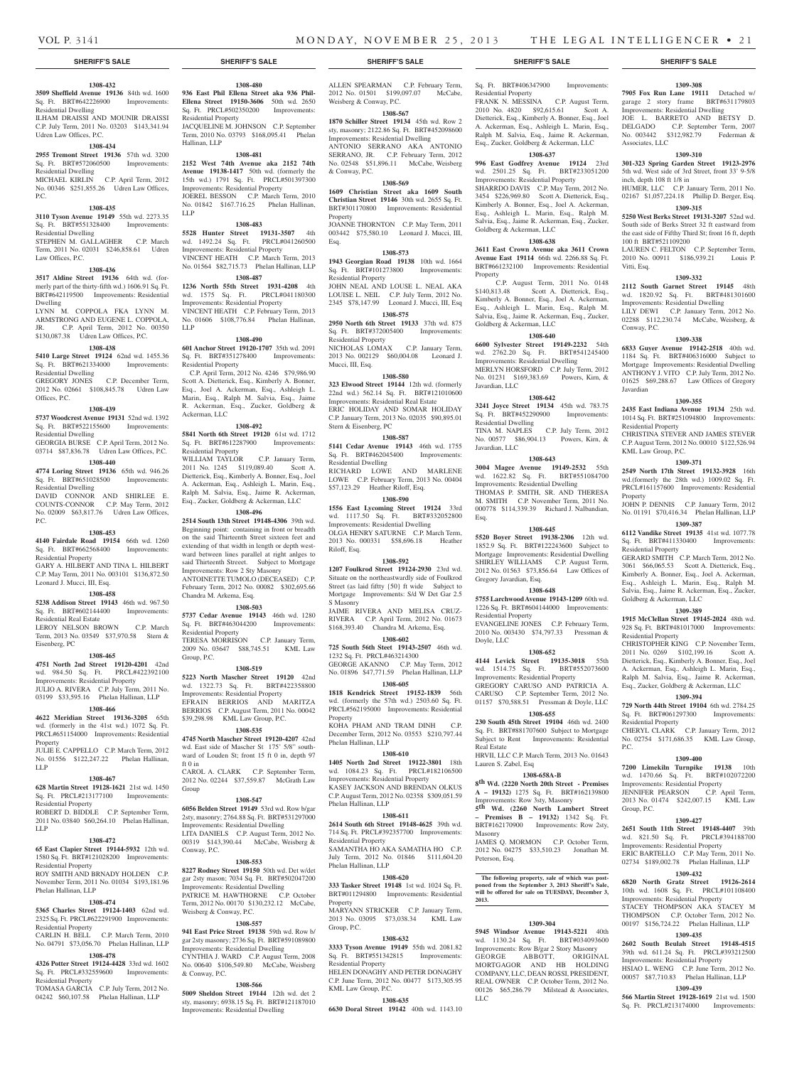## SHERIFF'S SALE

**1308-432**

**3509 Sheffield Avenue 19136** 84th wd. 1600 Sq. Ft. BRT#642226900 Improvements: Residential Dwelling

ILHAM DRAISSI AND MOUNIR DRAISSI C.P. July Term, 2011 No. 03203 $143,341.94 Udren Law Offices, P.C.

**1308-434**

**2955 Tremont Street 19136** 57th wd. 3200 Sq. Ft. BRT#572060500 Improvements: Residential Dwelling

MICHAEL KIRLIN C.P. April Term, 2012 No. 00346 $251,855.26 Udren Law Offices, P.C.

**1308-435**

**3110 Tyson Avenue 19149** 55th wd. 2273.35 Sq. Ft. BRT#551328400 Improvements: Residential Dwelling

STEPHEN M. GALLAGHER C.P. March Term, 2011 No. 02031 $246,858.61 Udren Law Offices, P.C.

**1308-436**

**3517 Aldine Street 19136** 64th wd. (formerly part of the thirty-fifth wd.) 1606.91 Sq. Ft. BRT#642119500 Improvements: Residential Dwelling

LYNN M. COPPOLA FKA LYNN M. ARMSTRONG AND EUGENE L. COPPOLA, JR. C.P. April Term, 2012 No. 00350 $130,087.38 Udren Law Offices, P.C.

**1308-438**

**5410 Large Street 19124** 62nd wd. 1455.36 Sq. Ft. BRT#621334000 Improvements: Residential Dwelling

GREGORY JONES C.P. December Term, 2012 No. 02661 $108,845.78 Udren Law Offices, P.C.

**1308-439**

**5737 Woodcrest Avenue 19131** 52nd wd. 1392 Sq. Ft. BRT#522155600 Improvements: Residential Dwelling

GEORGIA BURSE C.P. April Term, 2012 No. 03714 $87,836.78 Udren Law Offices, P.C.

**1308-440**

**4774 Loring Street 19136** 65th wd. 946.26 Sq. Ft. BRT#651028500 Improvements: Residential Dwelling

DAVID CONNOR AND SHIRLEE E. COUNTS-CONNOR C.P. May Term, 2012 No. 02009 $63,817.76 Udren Law Offices, P.C.

**1308-453**

**4140 Fairdale Road 19154** 66th wd. 1260 Sq. Ft. BRT#662568400 Improvements: Residential Property

GARY A. HILBERT AND TINA L. HILBERT C.P. May Term, 2011 No. 003101 $136,872.50 Leonard J. Mucci, III, Esq.

**1308-458**

**5238 Addison Street 19143** 46th wd. 967.50 Sq. Ft. BRT#602144400 Improvements: Residential Real Estate

LEROY NELSON BROWN C.P. March Term, 2013 No. 03549 $37,970.58 Stern & Eisenberg, PC

**1308-465**

**4751 North 2nd Street 19120-4201** 42nd wd. 984.50 Sq. Ft. PRCL#422392100 Improvements: Residential Property

JULIO A. RIVERA C.P. July Term, 2011 No. 03199 $33,595.16 Phelan Hallinan, LLP

**1308-466**

**4622 Meridian Street 19136-3205** 65th wd. (formerly in the 41st wd.) 1072 Sq. Ft. PRCL#651154000 Improvements: Residential Property

JULIE E. CAPPELLO C.P. March Term, 2012 No. 01556 $122,247.22 Phelan Hallinan, LLP

**1308-467**

**628 Martin Street 19128-1621** 21st wd. 1450 Sq. Ft. PRCL#213177100 Improvements: Residential Property

ROBERT D. BIDDLE C.P. September Term, 2011 No. 03840 $60,264.10 Phelan Hallinan, LLP

**1308-472**

**65 East Clapier Street 19144-5932** 12th wd. 1580 Sq. Ft. BRT#121028200 Improvements: Residential Property

ROY SMITH AND BRNADY HOLDEN C.P. November Term, 2011 No. 01034 $193,181.96 Phelan Hallinan, LLP

**1308-474**

**5365 Charles Street 19124-1403** 62nd wd. 2325 Sq. Ft. PRCL#622291900 Improvements: Residential Property

CARLIN H. BELL C.P. March Term, 2010 No. 04791 $73,056.70 Phelan Hallinan, LLP

**1308-478**

**4326 Potter Street 19124-4428** 33rd wd. 1602 Sq. Ft. PRCL#332559600 Improvements: Residential Property

TOMASA GARCIA C.P. July Term, 2012 No. 04242 $60,107.58 Phelan Hallinan, LLP

**1308-480**

**936 East Phil Ellena Street aka 936 Phil-Ellena Street 19150-3606** 50th wd. 2650 Sq. Ft. PRCL#502350200 Improvements: Residential Property

JACQUELINE M. JOHNSON C.P. September Term, 2010 No. 03793 $168,095.41 Phelan Hallinan, LLP

**1308-481**

**2152 West 74th Avenue aka 2152 74th Avenue 19138-1417** 50th wd. (formerly the 15th wd.) 1791 Sq. Ft. PRCL#501397300 Improvements: Residential Property

JOEREL BESSON C.P. March Term, 2010 No. 01842 $167,716.25 Phelan Hallinan, LLP

**1308-483**

**5528 Hunter Street 19131-3507** 4th wd. 1492.24 Sq. Ft. PRCL#041260500 Improvements: Residential Property

VINCENT HEATH C.P. March Term, 2013 No. 01564 $82,715.73 Phelan Hallinan, LLP

**1308-487**

**1236 North 55th Street 1931-4208** 4th wd. 1575 Sq. Ft. PRCL#041180300 Improvements: Residential Property

VINCENT HEATH C.P. February Term, 2013 No. 01606 $108,776.84 Phelan Hallinan, LLP

**1308-490**

**601 Anchor Street 19120-1707** 35th wd. 2091 Sq. Ft. BRT#351278400 Improvements: Residential Property

C.P. April Term, 2012 No. 4246 $79,986.90 Scott A. Dietterick, Esq., Kimberly A. Bonner, Esq., Joel A. Ackerman, Esq., Ashleigh L. Marin, Esq., Ralph M. Salvia, Esq., Jaime R. Ackerman, Esq., Zucker, Goldberg & Ackerman, LLC

**1308-492**

**5841 North 6th Street 19120** 61st wd. 1712 Sq. Ft. BRT#612287900 Improvements: Residential Property

WILLIAM TAYLOR C.P. January Term, 2011 No. 1245 $119,089.40 Scott A. Dietterick, Esq., Kimberly A. Bonner, Esq., Joel A. Ackerman, Esq., Ashleigh L. Marin, Esq., Ralph M. Salvia, Esq., Jaime R. Ackerman, Esq., Zucker, Goldberg & Ackerman, LLC

**1308-496**

**2514 South 13th Street 19148-4306** 39th wd. Beginning point: containing in front or breadth on the said Thirteenth Street sixteen feet and extending of that width in length or depth westward between lines parallel at right anlges to said Thirteenth Streeet. Subject to Mortgage Improvements: Row 2 Sty Masonry

ANTOINETTE TUMOLO (DECEASED) C.P. February Term, 2012 No. 00082 $302,695.66 Chandra M. Arkema, Esq.

**1308-503**

**5737 Cedar Avenue 19143** 46th wd. 1280 Sq. Ft. BRT#463044200 Improvements: Residential Property

TERESA MORRISON C.P. January Term, 2009 No. 03647 $88,745.51 KML Law Group, P.C.

**1308-519**

**5223 North Mascher Street 19120** 42nd wd. 1322.73 Sq. Ft. BRT#422358800 Improvements: Residential Property

EFRAIN BERRIOS AND MARITZA BERRIOS C.P. August Term, 2011 No. 00042 $39,298.98 KML Law Group, P.C.

**1308-535**

**4745 North Mascher Street 19120-4207** 42nd wd. East side of Mascher St 175' 5/8" southward of Louden St; front 15 ft 0 in, depth 97 ft 0 in

CAROL A. CLARK C.P. September Term, 2012 No. 02244 $37,559.87 McGrath Law Group

**1308-547**

**6056 Belden Street 19149** 53rd wd. Row b/gar 2sty, masonry; 2764.88 Sq. Ft. BRT#531297000 Improvements: Residential Dwelling

LITA DANIELS C.P. August Term, 2012 No. 00319 $143,390.44 McCabe, Weisberg & Conway, P.C.

**1308-553**

**8227 Rodney Street 19150** 50th wd. Det w/det gar 2sty mason; 7034 Sq. Ft. BRT#502047200 Improvements: Residential Dwelling

PATRICE M. HAWTHORNE C.P. October Term, 2012 No. 00170 $130,232.12 McCabe, Weisberg & Conway, P.C.

**1308-557**

**941 East Price Street 19138** 59th wd. Row b/gar 2sty masonry; 2736 Sq. Ft. BRT#591089800 Improvements: Residential Dwelling

CYNTHIA J. WARD C.P. August Term, 2008 No. 00640 $106,549.80 McCabe, Weisberg & Conway, P.C.

**1308-566**

**5009 Sheldon Street 19144** 12th wd. det 2 sty, masonry; 6938.15 Sq. Ft. BRT#121187010 Improvements: Residential Dwelling

ALLEN SPEARMAN C.P. February Term, 2012 No. 01501 $199,097.07 McCabe, Weisberg & Conway, P.C.

**1308-567**

**1870 Schiller Street 19134** 45th wd. Row 2 sty, masonry; 2122.86 Sq. Ft. BRT#452098600 Improvements: Residential Dwelling

ANTONIO SERRANO AKA ANTONIO SERRANO, JR. C.P. February Term, 2012 No. 02548 $51,896.11 McCabe, Weisberg & Conway, P.C.

**1308-569**

**1609 Christian Street aka 1609 South Christian Street 19146** 30th wd. 2655 Sq. Ft. BRT#301170800 Improvements: Residential Property

JOANNE THORNTON C.P. May Term, 2011 003442 $75,580.10 Leonard J. Mucci, III, Esq.

**1308-573**

**1943 Georgian Road 19138** 10th wd. 1664 Sq. Ft. BRT#101273800 Improvements: Residential Property

JOHN NEAL AND LOUISE L. NEAL AKA LOUISE L. NEIL C.P. July Term, 2012 No. 2345 $78,147.99 Leonard J. Mucci, III, Esq.

**1308-575**

**2950 North 6th Street 19133** 37th wd. 875 Sq. Ft. BRT#372005400 Improvements: Residential Property

NICHOLAS LOMAX C.P. January Term, 2013 No. 002129 $60,004.08 Leonard J. Mucci, III, Esq.

**1308-580**

**323 Elwood Street 19144** 12th wd. (formerly 22nd wd.) 562.14 Sq. Ft. BRT#121010600 Improvements: Residential Real Estate

ERIC HOLIDAY AND SOMAR HOLIDAY C.P. January Term, 2013 No. 02035 $90,895.01 Stern & Eisenberg, PC

**1308-587**

**5141 Cedar Avenue 19143** 46th wd. 1755 Sq. Ft. BRT#462045400 Improvements: Residential Dwelling

RICHARD LOWE AND MARLENE LOWE C.P. February Term, 2013 No. 00404 $57,123.29 Heather Riloff, Esq.

**1308-590**

**1556 East Lycoming Street 19124** 33rd wd. 1117.50 Sq. Ft. BRT#332052800 Improvements: Residential Dwelling

OLGA HENRY SATURNE C.P. March Term, 2013 No. 000331 $58,696.18 Heather Riloff, Esq.

**1308-592**

**1207 Foulkrod Street 19124-2930** 23rd wd. Situate on the northeastwardly side of Foulkrod Street (as laid fiftty [50] ft wide Subject to Mortgage Improvements: S/d W Det Gar 2.5 S Masonry

JAIME RIVERA AND MELISA CRUZ-RIVERA C.P. April Term, 2012 No. 01673 $168,393.40 Chandra M. Arkema, Esq.

**1308-602**

**725 South 56th Street 19143-2507** 46th wd. 1232 Sq. Ft. PRCL#463214300

GEORGE AKANNO C.P. May Term, 2012 No. 01896 $47,771.59 Phelan Hallinan, LLP

**1308-605**

**1818 Kendrick Street 19152-1839** 56th wd. (formerly the 57th wd.) 2503.60 Sq. Ft. PRCL#562195000 Improvements: Residential Property

KOHA PHAM AND TRAM DINH C.P. December Term, 2012 No. 03553 $210,797.44 Phelan Hallinan, LLP

**1308-610**

**1405 North 2nd Street 19122-3801** 18th wd. 1084.23 Sq. Ft. PRCL#182106500 Improvements: Residential Property

KASEY JACKSON AND BRENDAN OLKUS C.P. August Term, 2012 No. 02358 $309,051.59 Phelan Hallinan, LLP

**1308-611**

**2614 South 6th Street 19148-4625** 39th wd. 714 Sq. Ft. PRCL#392357700 Improvements: Residential Property

SAMANTHA HO AKA SAMATHA HO C.P. July Term, 2012 No. 01846 $111,604.20 Phelan Hallinan, LLP

**1308-620**

**333 Tasker Street 19148** 1st wd. 1024 Sq. Ft. BRT#011294800 Improvements: Residential Property

MARYANN STRICKER C.P. January Term, 2013 No. 03095 $73,038.34 KML Law Group, P.C.

**1308-632**

**3333 Tyson Avenue 19149** 55th wd. 2081.82 Sq. Ft. BRT#551342815 Improvements: Residential Property

HELEN DONAGHY AND PETER DONAGHY C.P. June Term, 2012 No. 00477 $173,305.95 KML Law Group, P.C.

**1308-635**

**6630 Doral Street 19142** 40th wd. 1143.10 Sq. Ft. BRT#406347900 Improvements: Residential Property

FRANK N. MESSINA C.P. August Term, 2010 No. 4820 $92,615.61 Scott A. Dietterick, Esq., Kimberly A. Bonner, Esq., Joel A. Ackerman, Esq., Ashleigh L. Marin, Esq., Ralph M. Salvia, Esq., Jaime R. Ackerman, Esq., Zucker, Goldberg & Ackerman, LLC

**1308-637**

**996 East Godfrey Avenue 19124** 23rd wd. 2501.25 Sq. Ft. BRT#233051200 Improvements: Residential Property

SHARRDO DAVIS C.P. May Term, 2012 No. 3454 $226,969.80 Scott A. Dietterick, Esq., Kimberly A. Bonner, Esq., Joel A. Ackerman, Esq., Ashleigh L. Marin, Esq., Ralph M. Salvia, Esq., Jaime R. Ackerman, Esq., Zucker, Goldberg & Ackerman, LLC

**1308-638**

**3611 East Crown Avenue aka 3611 Crown Avenue East 19114** 66th wd. 2266.88 Sq. Ft. BRT#661232100 Improvements: Residential Property

C.P. August Term, 2011 No. 0148 $140,813.48 Scott A. Dietterick, Esq., Kimberly A. Bonner, Esq., Joel A. Ackerman, Esq., Ashleigh L. Marin, Esq., Ralph M. Salvia, Esq., Jaime R. Ackerman, Esq., Zucker, Goldberg & Ackerman, LLC

**1308-640**

**6600 Sylvester Street 19149-2232** 54th wd. 2762.20 Sq. Ft. BRT#541245400 Improvements: Residential Dwelling

MERLYN HORSFORD C.P. July Term, 2012 No. 01231 $169,383.69 Powers, Kirn, & Javardian, LLC

**1308-642**

**3241 Joyce Street 19134** 45th wd. 783.75 Sq. Ft. BRT#452290900 Improvements: Residential Dwelling

TINA M. NAPLES C.P. July Term, 2012 No. 00577 $86,904.13 Powers, Kirn, & Javardian, LLC

**1308-643**

**3004 Magee Avenue 19149-2532** 55th wd. 1622.82 Sq. Ft. BRT#551084700 Improvements: Residential Dwelling

THOMAS P. SMITH, SR. AND THERESA M. SMITH C.P. November Term, 2011 No. 000778 $114,339.39 Richard J. Nalbandian, Esq.

**1308-645**

**5520 Boyer Street 19138-2306** 12th wd. 1852.9 Sq. Ft. BRT#122243600 Subject to Mortgage Improvements: Residential Dwelling

SHIRLEY WILLIAMS C.P. August Term, 2012 No. 01563 $73,856.64 Law Offices of Gregory Javardian, Esq.

**1308-648**

**5755 Larchwood Avenue 19143-1209** 60th wd. 1226 Sq. Ft. BRT#604144000 Improvements: Residential Property

EVANGELINE JONES C.P. February Term, 2010 No. 003430 $74,797.33 Pressman & Doyle, LLC

**1308-652**

**4144 Levick Street 19135-3018** 55th wd. 1514.75 Sq. Ft. BRT#552073600 Improvements: Residential Property

GREGORY CARUSO AND PATRICIA A. CARUSO C.P. September Term, 2012 No. 01157 $70,588.51 Pressman & Doyle, LLC

**1308-655**

**230 South 45th Street 19104** 46th wd. 2400 Sq. Ft. BRT#881707600 Subject to Mortgage Subject to Rent Improvements: Residential Real Estate

HRVII, LLC C.P. March Term, 2013 No. 01643 Lauren S. Zabel, Esq

**1308-658A-B**

**8th Wd. (2220 North 20th Street - Premises A – 19132)** 1275 Sq. Ft. BRT#162139800 Improvements: Row 3sty, Masonry

**5th Wd. (2260 North Lambert Street – Premises B – 19132)** 1342 Sq. Ft. BRT#162170900 Improvements: Row 2sty, Masonry

JAMES Q. MORMON C.P. October Term, 2012 No. 04275 $33,510.23 Jonathan M. Peterson, Esq.

**The following property, sale of which was postponed from the September 3, 2013 Sheriff's Sale, will be offered for sale on TUESDAY, December 3, 2013.**

**1309-304**

**5945 Windsor Avenue 19143-5221** 40th wd. 1130.24 Sq. Ft. BRT#034093600 Improvements: Row B/gar 2 Story Masonry

GEORGE ABBOTT, ORIGINAL MORTGAGOR AND HB HOLDING COMPANY, LLC, DEAN ROSSI, PRESIDENT, REAL OWNER C.P. October Term, 2012 No. 00126 $65,286.79 Milstead & Associates, LLC

**1309-308**

**7905 Fox Run Lane 19111** Detached w/ garage 2 story frame BRT#631179803 Improvements: Residential Dwelling

JOE L. BARRETO AND BETSY D. DELGADO C.P. September Term, 2007 No. 003442 $312,982.79 Federman & Associates, LLC

**1309-310**

**301-323 Spring Garden Street 19123-2976** 5th wd. West side of 3rd Street, front 33' 9-5/8 inch, depth 108 ft 1/8 in

HUMER, LLC C.P. January Term, 2011 No. 02167 $1,057,224.18 Phillip D. Berger, Esq.

**1309-315**

**5250 West Berks Street 19131-3207** 52nd wd. South side of Berks Street 32 ft eastward from the east side of Fifthy Third St; front 16 ft, depth 100 ft BRT#521109200

LAUREN C. FELTON C.P. September Term, 2010 No. 00911 $186,939.21 Louis P. Vitti, Esq.

**1309-332**

**2112 South Garnet Street 19145** 48th wd. 1820.92 Sq. Ft. BRT#481301600 Improvements: Residential Dwelling

LILY DEWI C.P. January Term, 2012 No. 02288 $112,230.74 McCabe, Weisberg, & Conway, P.C.

**1309-338**

**6833 Guyer Avenue 19142-2518** 40th wd. 1184 Sq. Ft. BRT#406316000 Subject to Mortgage Improvements: Residential Dwelling

ANTHONY J. VITO C.P. July Term, 2012 No. 01625 $69,288.67 Law Offices of Gregory Javardian

**1309-355**

**2435 East Indiana Avenue 19134** 25th wd. 1014 Sq. Ft. BRT#251094800 Improvements: Residential Property

CHRISTINA STEVER AND JAMES STEVER C.P. August Term, 2012 No. 00010 $122,526.94 KML Law Group, P.C.

**1309-371**

**2549 North 17th Street 19132-3928** 16th wd.(formerly the 28th wd.) 1009.02 Sq. Ft. PRCL#161157600 Improvements: Residential Property

JOHN P. DENNIS C.P. January Term, 2012 No. 01191 $70,416.34 Phelan Hallinan, LLP

**1309-387**

**6112 Vandike Street 19135** 41st wd. 1077.78 Sq. Ft. BRT#411330400 Improvements: Residential Property

GERARD SMITH C.P. March Term, 2012 No. 3061 $66,065.53 Scott A. Dietterick, Esq., Kimberly A. Bonner, Esq., Joel A. Ackerman, Esq., Ashleigh L. Marin, Esq., Ralph M. Salvia, Esq., Jaime R. Ackerman, Esq., Zucker, Goldberg & Ackerman, LLC

**1309-389**

**1915 McClellan Street 19145-2024** 48th wd. 928 Sq. Ft. BRT#481017000 Improvements: Residential Property

CHRISTOPHER KING C.P. November Term, 2011 No. 0269 $102,199.16 Scott A. Dietterick, Esq., Kimberly A. Bonner, Esq., Joel A. Ackerman, Esq., Ashleigh L. Marin, Esq., Ralph M. Salvia, Esq., Jaime R. Ackerman, Esq., Zucker, Goldberg & Ackerman, LLC

**1309-394**

**729 North 44th Street 19104** 6th wd. 2784.25 Sq. Ft. BRT#061297300 Improvements: Residential Property

CHERYL CLARK C.P. January Term, 2012 No. 02754 $171,686.35 KML Law Group, P.C.

**1309-400**

**7200 Limekiln Turnpike 19138** 10th wd. 1470.66 Sq. Ft. BRT#102072200 Improvements: Residential Property

JENNIFER PEARSON C.P. April Term, 2013 No. 01474 $242,007.15 KML Law Group, P.C.

**1309-427**

**2651 South 11th Street 19148-4407** 39th wd. 821.50 Sq. Ft. PRCL#394188700 Improvements: Residential Property

ERIC BARTELLO C.P. May Term, 2011 No. 02734 $189,002.78 Phelan Hallinan, LLP

**1309-432**

**6820 North Gratz Street 19126-2614** 10th wd. 1608 Sq. Ft. PRCL#101108400 Improvements: Residential Property

STACEY THOMPSON AKA STACEY M THOMPSON C.P. October Term, 2012 No. 00197 $156,724.22 Phelan Hallinan, LLP

**1309-435**

**2602 South Beulah Street 19148-4515** 39th wd. 611.24 Sq. Ft. PRCL#393212500 Improvements: Residential Property

HSIAO L. WENG C.P. June Term, 2012 No. 00057 $87,710.83 Phelan Hallinan, LLP

**1309-439**

**566 Martin Street 19128-1619** 21st wd. 1500 Sq. Ft. PRCL#213174000 Improvements: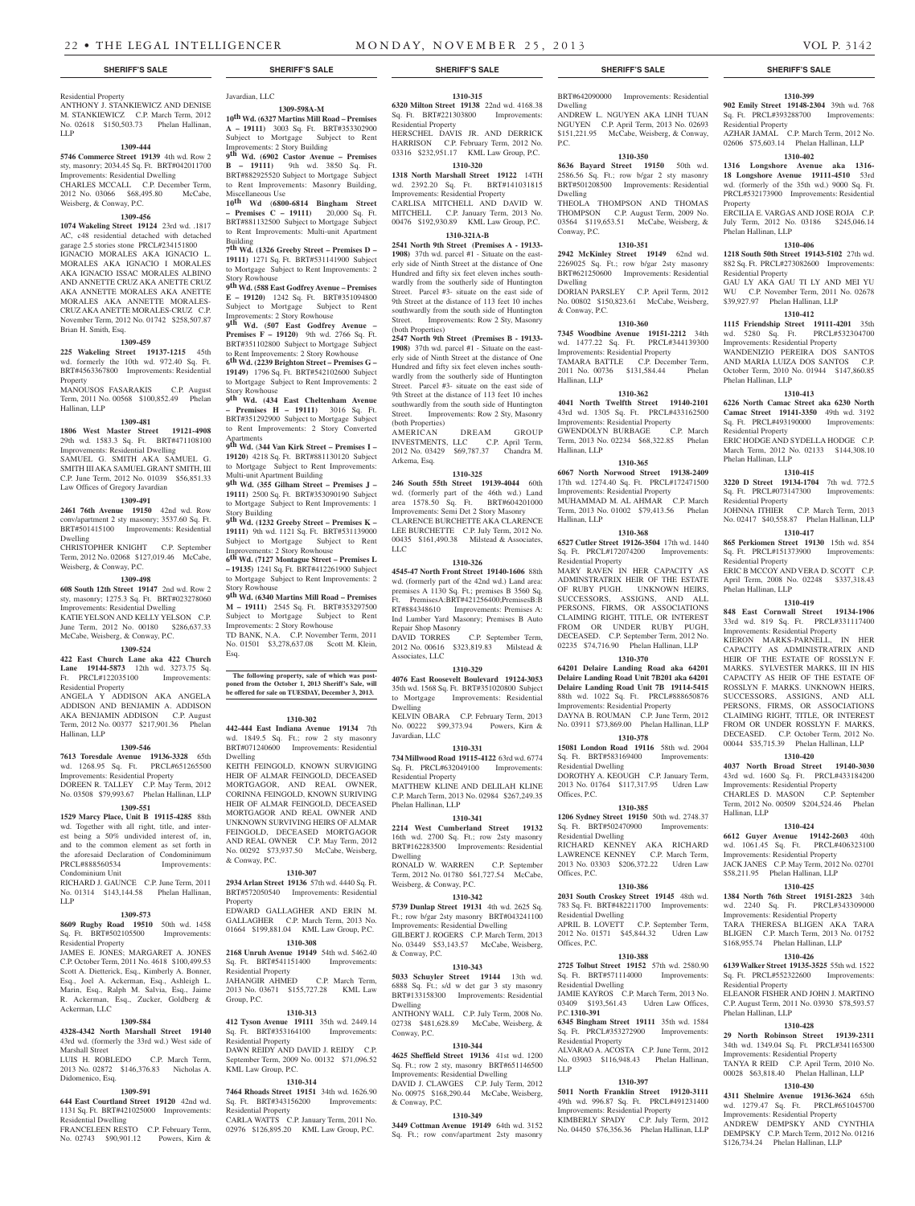Residential Property
ANTHONY J. STANKIEWICZ AND DENISE M. STANKIEWICZ C.P. March Term, 2012 No. 02618 $150,503.73 Phelan Hallinan, LLP

**1309-444**

**5746 Commerce Street 19139** 4th wd. Row 2 sty, masonry; 2034.45 Sq. Ft. BRT#042011700 Improvements: Residential Dwelling
CHARLES MCCALL C.P. December Term, 2012 No. 03066 $68,495.80 McCabe, Weisberg, & Conway, P.C.

**1309-456**

**1074 Wakeling Street 19124** 23rd wd. .1817 AC, c48 residential detached with detached garage 2.5 stories stone PRCL#234151800
IGNACIO MORALES AKA IGNACIO L. MORALES AKA IGNACIO I MORALES AKA IGNACIO ISSAC MORALES ALBINO AND ANNETTE CRUZ AKA ANETTE CRUZ AKA ANNETTE MORALES AKA ANETTE MORALES AKA ANNETTE MORALES-CRUZ AKA ANETTE MORALES-CRUZ C.P. November Term, 2012 No. 01742 $258,507.87 Brian H. Smith, Esq.

**1309-459**

**225 Wakeling Street 19137-1215** 45th wd. formerly the 10th wd. 972.40 Sq. Ft. BRT#563367800 Improvements: Residential Property
MANOUSOS FASARAKIS C.P. August Term, 2011 No. 00568 $100,852.49 Phelan Hallinan, LLP

**1309-481**

**1806 West Master Street 19121-4908** 29th wd. 1583.3 Sq. Ft. BRT#471108100 Improvements: Residential Dwelling
SAMUEL G. SMITH AKA SAMUEL G. SMITH III AKA SAMUEL GRANT SMITH, III C.P. June Term, 2012 No. 01039 $56,851.33 Law Offices of Gregory Javardian

**1309-491**

**2461 76th Avenue 19150** 42nd wd. Row conv/apartment 2 sty masonry; 3537.60 Sq. Ft. BRT#501415100 Improvements: Residential Dwelling
CHRISTOPHER KNIGHT C.P. September Term, 2012 No. 02068 $127,019.46 McCabe, Weisberg, & Conway, P.C.

**1309-498**

**608 South 12th Street 19147** 2nd wd. Row 2 sty, masonry; 1275.3 Sq. Ft. BRT#023278060 Improvements: Residential Dwelling
KATIE YELSON AND KELLY YELSON C.P. June Term, 2012 No. 00180 $286,637.33 McCabe, Weisberg, & Conway, P.C.

**1309-524**

**422 East Church Lane aka 422 Church Lane 19144-5873** 12th wd. 3273.75 Sq. Ft. PRCL#122035100 Improvements: Residential Property
ANGELA Y ADDISON AKA ANGELA ADDISON AND BENJAMIN A. ADDISON AKA BENJAMIN ADDISON C.P. August Term, 2012 No. 00377 $217,901.36 Phelan Hallinan, LLP

**1309-546**

**7613 Toresdale Avenue 19136-3328** 65th wd. 1268.95 Sq. Ft. PRCL#651265500 Improvements: Residential Property
DOREEN R. TALLEY C.P. May Term, 2012 No. 03508 $79,993.67 Phelan Hallinan, LLP

**1309-551**

**1529 Marcy Place, Unit B 19115-4285** 88th wd. Together with all right, title, and interest being a 50% undivided interest of, in, and to the common element as set forth in the aforesaid Declaration of Condominium PRCL#888560534 Improvements: Condominium Unit
RICHARD J. GAUNCE C.P. June Term, 2011 No. 01314 $143,144.58 Phelan Hallinan, LLP

**1309-573**

**8609 Rugby Road 19510** 50th wd. 1458 Sq. Ft. BRT#502105500 Improvements: Residential Property
JAMES E. JONES; MARGARET A. JONES C.P. October Term, 2011 No. 4618 $100,499.53 Scott A. Dietterick, Esq., Kimberly A. Bonner, Esq., Joel A. Ackerman, Esq., Ashleigh L. Marin, Esq., Ralph M. Salvia, Esq., Jaime R. Ackerman, Esq., Zucker, Goldberg & Ackerman, LLC

**1309-584**

**4328-4342 North Marshall Street 19140** 43rd wd. (formerly the 33rd wd.) West side of Marshall Street
LUIS H. ROBLEDO C.P. March Term, 2013 No. 02872 $146,376.83 Nicholas A. Didomenico, Esq.

**1309-591**

**644 East Courtland Street 19120** 42nd wd. 1131 Sq. Ft. BRT#421025000 Improvements: Residential Dwelling
FRANCELEEN RESTO C.P. February Term, No. 02743 $90,901.12 Powers, Kirn & Javardian, LLC

**1309-598A-M**

**10th Wd. (6327 Martins Mill Road – Premises A – 19111)** 3003 Sq. Ft. BRT#353302900 Subject to Mortgage Subject to Rent Improvements: 2 Story Building
**9th Wd. (6902 Castor Avenue – Premises B – 19111)** 9th wd. 3850 Sq. Ft. BRT#882925520 Subject to Mortgage Subject to Rent Improvements: Masonry Building, Miscellaneous Use
**10th Wd (6800-6814 Bingham Street – Premises C – 19111)** 20,000 Sq. Ft. BRT#881132500 Subject to Mortgage Subject to Rent Improvements: Multi-unit Apartment Building
**7th Wd. (1326 Greeby Street – Premises D – 19111)** 1271 Sq. Ft. BRT#531141900 Subject to Mortgage Subject to Rent Improvements: 2 Story Rowhouse
**9th Wd. (588 East Godfrey Avenue – Premises E – 19120)** 1242 Sq. Ft. BRT#351094800 Subject to Mortgage Subject to Rent Improvements: 2 Story Rowhouse
**9th Wd. (507 East Godfrey Avenue – Premises F – 19120)** 9th wd. 2766 Sq. Ft. BRT#351102800 Subject to Mortgage Subject to Rent Improvements: 2 Story Rowhouse
**6th Wd. (2239 Brighton Street – Premises G – 19149)** 1796 Sq. Ft. BRT#542102600 Subject to Mortgage Subject to Rent Improvements: 2 Story Rowhouse
**9th Wd. (434 East Cheltenham Avenue – Premises H – 19111)** 3016 Sq. Ft. BRT#351292900 Subject to Mortgage Subject to Rent Improvements: 2 Story Converted Apartments
**9th Wd. (344 Van Kirk Street – Premises I – 19120)** 4218 Sq. Ft. BRT#881130120 Subject to Mortgage Subject to Rent Improvements: Multi-unit Apartment Building
**9th Wd. (355 Gilham Street – Premises J – 19111)** 2500 Sq. Ft. BRT#353090190 Subject to Mortgage Subject to Rent Improvements: 1 Story Building
**9th Wd. (1232 Greeby Street – Premises K – 19111)** 9th wd. 1121 Sq. Ft. BRT#531139000 Subject to Mortgage Subject to Rent Improvements: 2 Story Rowhouse
**6th Wd. (7127 Montague Street – Premises L – 19135)** 1241 Sq. Ft. BRT#412261900 Subject to Mortgage Subject to Rent Improvements: 2 Story Rowhouse
**9th Wd. (6340 Martins Mill Road – Premises M – 19111)** 2545 Sq. Ft. BRT#353297500 Subject to Mortgage Subject to Rent Improvements: 2 Story Rowhouse
TD BANK, N.A. C.P. November Term, 2011 No. 01501 $3,278,637.08 Scott M. Klein, Esq.

**The following property, sale of which was postponed from the October 1, 2013 Sheriff's Sale, will be offered for sale on TUESDAY, December 3, 2013.**

**1310-302**

**442-444 East Indiana Avenue 19134** 7th wd. 1849.5 Sq. Ft.; row 2 sty masonry BRT#071240600 Improvements: Residential Dwelling
KEITH FEINGOLD, KNOWN SURVIGING HEIR OF ALMAR FEINGOLD, DECEASED MORTGAGOR, AND REAL OWNER, CORINNA FEINGOLD, KNOWN SURVIVING HEIR OF ALMAR FEINGOLD, DECEASED MORTGAGOR AND REAL OWNER AND UNKNOWN SURVIVING HEIRS OF ALMAR FEINGOLD, DECEASED MORTGAGOR AND REAL OWNER C.P. May Term, 2012 No. 00292 $73,937.50 McCabe, Weisberg, & Conway, P.C.

**1310-307**

**2934 Arlan Street 19136** 57th wd. 4440 Sq. Ft. BRT#572050540 Improvements: Residential Property
EDWARD GALLAGHER AND ERIN M. GALLAGHER C.P. March Term, 2013 No. 01664 $199,881.04 KML Law Group, P.C.

**1310-308**

**2168 Unruh Avenue 19149** 54th wd. 5462.40 Sq. Ft. BRT#541151400 Improvements: Residential Property
JAHANGIR AHMED C.P. March Term, 2013 No. 03671 $155,727.28 KML Law Group, P.C.

**1310-313**

**412 Tyson Avenue 19111** 35th wd. 2449.14 Sq. Ft. BRT#353164100 Improvements: Residential Property
DAWN REIDY AND DAVID J. REIDY C.P. September Term, 2009 No. 00132 $71,096.52 KML Law Group, P.C.

**1310-314**

**7464 Rhoads Street 19151** 34th wd. 1626.90 Sq. Ft. BRT#343156200 Improvements: Residential Property
CARLA WATTS C.P. January Term, 2011 No. 02976 $126,895.20 KML Law Group, P.C.

**1310-315**

**6320 Milton Street 19138** 22nd wd. 4168.38 Sq. Ft. BRT#221303800 Improvements: Residential Property
HERSCHEL DAVIS JR. AND DERRICK HARRISON C.P. February Term, 2012 No. 03316 $232,951.17 KML Law Group, P.C.

**1310-320**

**1318 North Marshall Street 19122** 14TH wd. 2392.20 Sq. Ft. BRT#141031815 Improvements: Residential Property
CARLISA MITCHELL AND DAVID W. MITCHELL C.P. January Term, 2013 No. 00476 $192,930.89 KML Law Group, P.C.

**1310-321A-B**

**2541 North 9th Street (Premises A - 19133-1908)** 37th wd. parcel #1 - Situate on the easterly side of Ninth Street at the distance of One Hundred and fifty six feet eleven inches southwardly from the southerly side of Huntington Street. Parcel #3- situate on the east side of 9th Street at the distance of 113 feet 10 inches southwardly from the south side of Huntington Street. Improvements: Row 2 Sty, Masonry (both Properties)
**2547 North 9th Street (Premises B - 19133-1908)** 37th wd. parcel #1 - Situate on the easterly side of Ninth Street at the distance of One Hundred and fifty six feet eleven inches southwardly from the southerly side of Huntington Street. Parcel #3- situate on the east side of 9th Street at the distance of 113 feet 10 inches southwardly from the south side of Huntington Street. Improvements: Row 2 Sty, Masonry (both Properties)
AMERICAN DREAM GROUP INVESTMENTS, LLC C.P. April Term, 2012 No. 03429 $69,787.37 Chandra M. Arkema, Esq.

**1310-325**

**246 South 55th Street 19139-4044** 60th wd. (formerly part of the 46th wd.) Land area 1578.50 Sq. Ft. BRT#604201000 Improvements: Semi Det 2 Story Masonry
CLARENCE BURCHETTE AKA CLARENCE LEE BURCHETTE C.P. July Term, 2012 No. 00435 $161,490.38 Milstead & Associates, LLC

**1310-326**

**4545-47 North Front Street 19140-1606** 88th wd. (formerly part of the 42nd wd.) Land area: premises A 1130 Sq. Ft.; premises B 3560 Sq. Ft. PremisesA:BRT#421256400;PremisesB:B RT#884348610 Improvements: Premises A: Ind Lumber Yard Masonry; Premises B Auto Repair Shop Masonry
DAVID TORRES C.P. September Term, 2012 No. 00616 $323,819.83 Milstead & Associates, LLC

**1310-329**

**4076 East Roosevelt Boulevard 19124-3053** 35th wd. 1568 Sq. Ft. BRT#351020800 Subject to Mortgage Improvements: Residential Dwelling
KELVIN OBARA C.P. February Term, 2013 No. 00222 $99,373.94 Powers, Kirn & Javardian, LLC

**1310-331**

**734 Millwood Road 19115-4122** 63rd wd. 6774 Sq. Ft. PRCL#632049100 Improvements: Residential Property
MATTHEW KLINE AND DELILAH KLINE C.P. March Term, 2013 No. 02984 $267,249.35 Phelan Hallinan, LLP

**1310-341**

**2214 West Cumberland Street 19132** 16th wd. 2700 Sq. Ft.; row 2sty masonry BRT#162283500 Improvements: Residential Dwelling
RONALD W. WARREN C.P. September Term, 2012 No. 01780 $61,727.54 McCabe, Weisberg, & Conway, P.C.

**1310-342**

**5739 Dunlap Street 19131** 4th wd. 2625 Sq. Ft.; row b/gar 2sty masonry BRT#043241100 Improvements: Residential Dwelling
GILBERT J. ROGERS C.P. March Term, 2013 No. 03449 $53,143.57 McCabe, Weisberg, & Conway, P.C.

**1310-343**

**5033 Schuyler Street 19144** 13th wd. 6888 Sq. Ft.; s/d w det gar 3 sty masonry BRT#133158300 Improvements: Residential Dwelling
ANTHONY WALL C.P. July Term, 2008 No. 02738 $481,628.89 McCabe, Weisberg, & Conway, P.C.

**1310-344**

**4625 Sheffield Street 19136** 41st wd. 1200 Sq. Ft.; row 2 sty, masonry BRT#651146500 Improvements: Residential Dwelling
DAVID J. CLAWGES C.P. July Term, 2012 No. 00975 $168,290.44 McCabe, Weisberg, & Conway, P.C.

**1310-349**

**3449 Cottman Avenue 19149** 64th wd. 3152 Sq. Ft.; row conv/apartment 2sty masonry BRT#642090000 Improvements: Residential Dwelling
ANDREW L. NGUYEN AKA LINH TUAN NGUYEN C.P. April Term, 2013 No. 02693 $151,221.95 McCabe, Weisberg, & Conway, P.C.

**1310-350**

**8636 Bayard Street 19150** 50th wd. 2586.56 Sq. Ft.; row b/gar 2 sty masonry BRT#501208500 Improvements: Residential Dwelling
THEOLA THOMPSON AND THOMAS THOMPSON C.P. August Term, 2009 No. 03564 $119,653.51 McCabe, Weisberg, & Conway, P.C.

**1310-351**

**2942 McKinley Street 19149** 62nd wd. 2269025 Sq. Ft.; row b/gar 2sty masonry BRT#621250600 Improvements: Residential Dwelling
DORIAN PARSLEY C.P. April Term, 2012 No. 00802 $150,823.61 McCabe, Weisberg, & Conway, P.C.

**1310-360**

**7345 Woodbine Avenue 19151-2212** 34th wd. 1477.22 Sq. Ft. PRCL#344139300 Improvements: Residential Property
TAMARA BATTLE C.P. December Term, 2011 No. 00736 $131,584.44 Phelan Hallinan, LLP

**1310-362**

**4041 North Twelfth Street 19140-2101** 43rd wd. 1305 Sq. Ft. PRCL#433162500 Improvements: Residential Property
GWENDOLYN BURBAGE C.P. March Term, 2013 No. 02234 $68,322.85 Phelan Hallinan, LLP

**1310-365**

**6067 North Norwood Street 19138-2409** 17th wd. 1274.40 Sq. Ft. PRCL#172471500 Improvements: Residential Property
MUHAMMAD M. AL AHMAR C.P. March Term, 2013 No. 01002 $79,413.56 Phelan Hallinan, LLP

**1310-368**

**6527 Cutler Street 19126-3504** 17th wd. 1440 Sq. Ft. PRCL#172074200 Improvements: Residential Property
MARY RAVEN IN HER CAPACITY AS ADMINSTRATRIX HEIR OF THE ESTATE OF RUBY PUGH. UNKNOWN HEIRS, SUCCESSORS, ASSIGNS, AND ALL PERSONS, FIRMS, OR ASSOCIATIONS CLAIMING RIGHT, TITLE, OR INTEREST FROM OR UNDER RUBY PUGH, DECEASED. C.P. September Term, 2012 No. 02235 $74,716.90 Phelan Hallinan, LLP

**1310-370**

**64201 Delaire Landing Road aka 64201 Delaire Landing Road Unit 7B201 aka 64201 Delaire Landing Road Unit 7B 19114-5415** 88th wd. 1022 Sq. Ft. PRCL#888650876 Improvements: Residential Property
DAYNA B. ROUMAN C.P. June Term, 2012 No. 03911 $73,869.00 Phelan Hallinan, LLP

**1310-378**

**15081 London Road 19116** 58th wd. 2904 Sq. Ft. BRT#583169400 Improvements: Residential Dwelling
DOROTHY A. KEOUGH C.P. January Term, 2013 No. 01764 $117,317.95 Udren Law Offices, P.C.

**1310-385**

**1206 Sydney Street 19150** 50th wd. 2748.37 Sq. Ft. BRT#502470900 Improvements: Residential Dwelling
RICHARD KENNEY AKA RICHARD LAWRENCE KENNEY C.P. March Term, 2013 No. 03303 $206,372.22 Udren Law Offices, P.C.

**1310-386**

**2031 South Croskey Street 19145** 48th wd. 783 Sq. Ft. BRT#482211700 Improvements: Residential Dwelling
APRIL B. LOVETT C.P. September Term, 2012 No. 01571 $45,844.32 Udren Law Offices, P.C.

**1310-388**

**2725 Tolbut Street 19152** 57th wd. 2580.90 Sq. Ft. BRT#571114000 Improvements: Residential Dwelling
JAMIE KAYROS C.P. March Term, 2013 No. 03409 $193,561.43 Udren Law Offices, P.C.

**1310-391**

**6345 Bingham Street 19111** 35th wd. 1584 Sq. Ft. PRCL#353272900 Improvements: Residential Property
ALVARAO A. ACOSTA C.P. June Term, 2012 No. 03903 $116,948.43 Phelan Hallinan, LLP

**1310-397**

**5011 North Franklin Street 19120-3111** 49th wd. 996.87 Sq. Ft. PRCL#491231400 Improvements: Residential Property
KIMBERLY SPADY C.P. July Term, 2012 No. 04450 $76,356.36 Phelan Hallinan, LLP

**1310-399**

**902 Emily Street 19148-2304** 39th wd. 768 Sq. Ft. PRCL#393288700 Improvements: Residential Property
AZHAR JAMAL C.P. March Term, 2012 No. 02606 $75,603.14 Phelan Hallinan, LLP

**1310-402**

**1316 Longshore Avenue aka 1316-18 Longshore Avenue 19111-4510** 53rd wd. (formerly of the 35th wd.) 9000 Sq. Ft. PRCL#532173900 Improvements: Residential Property
ERCILIA E. VARGAS AND JOSE ROJA C.P. July Term, 2012 No. 03186 $245,046.14 Phelan Hallinan, LLP

**1310-406**

**1218 South 50th Street 19143-5102** 27th wd. 882 Sq. Ft. PRCL#273082600 Improvements: Residential Property
GAU LY AKA GAU TI LY AND MEI YU WU C.P. November Term, 2011 No. 02678 $39,927.97 Phelan Hallinan, LLP

**1310-412**

**1115 Friendship Street 19111-4201** 35th wd. 5280 Sq. Ft. PRCL#532304700 Improvements: Residential Property
WANDENIZIO PEREIRA DOS SANTOS AND MARIA LUIZA DOS SANTOS C.P. October Term, 2010 No. 01944 $147,860.85 Phelan Hallinan, LLP

**1310-413**

**6226 North Camac Street aka 6230 North Camac Street 19141-3350** 49th wd. 3192 Sq. Ft. PRCL#493190000 Improvements: Residential Property
ERIC HODGE AND SYDELLA HODGE C.P. March Term, 2012 No. 02133 $144,308.10 Phelan Hallinan, LLP

**1310-415**

**3220 D Street 19134-1704** 7th wd. 772.5 Sq. Ft. PRCL#073147300 Improvements: Residential Property
JOHNNA ITHIER C.P. March Term, 2013 No. 02417 $40,558.87 Phelan Hallinan, LLP

**1310-417**

**865 Perkiomen Street 19130** 15th wd. 854 Sq. Ft. PRCL#151373900 Improvements: Residential Property
ERIC B MCCOY AND VERA D. SCOTT C.P. April Term, 2008 No. 02248 $337,318.43 Phelan Hallinan, LLP

**1310-419**

**848 East Cornwall Street 19134-1906** 33rd wd. 819 Sq. Ft. PRCL#331117400 Improvements: Residential Property
KIERON MARKS-PARNELL, IN HER CAPACITY AS ADMINISTRATRIX AND HEIR OF THE ESTATE OF ROSSLYN F. MARKS. SYLVESTER MARKS, III IN HIS CAPACITY AS HEIR OF THE ESTATE OF ROSSLYN F. MARKS. UNKNOWN HEIRS, SUCCESSORS, ASSIGNS, AND ALL PERSONS, FIRMS, OR ASSOCIATIONS CLAIMING RIGHT, TITLE, OR INTEREST FROM OR UNDER ROSSLYN F. MARKS, DECEASED. C.P. October Term, 2012 No. 00044 $35,715.39 Phelan Hallinan, LLP

**1310-420**

**4037 North Broad Street 19140-3030** 43rd wd. 1600 Sq. Ft. PRCL#433184200 Improvements: Residential Property
CHARLES D. MASON C.P. September Term, 2012 No. 00509 $204,524.46 Phelan Hallinan, LLP

**1310-424**

**6612 Guyer Avenue 19142-2603** 40th wd. 1061.45 Sq. Ft. PRCL#406323100 Improvements: Residential Property
JACK JANES C.P. May Term, 2012 No. 02701 $58,211.95 Phelan Hallinan, LLP

**1310-425**

**1384 North 76th Street 19151-2823** 34th wd. 2240 Sq. Ft. PRCL#343309000 Improvements: Residential Property
TARA THERESA BLIGEN AKA TARA BLIGEN C.P. March Term, 2013 No. 01752 $168,955.74 Phelan Hallinan, LLP

**1310-426**

**6139 Walker Street 19135-3525** 55th wd. 1522 Sq. Ft. PRCL#552322600 Improvements: Residential Property
ELEANOR FISHER AND JOHN J. MARTINO C.P. August Term, 2011 No. 03930 $78,593.57 Phelan Hallinan, LLP

**1310-428**

**29 North Robinson Street 19139-2311** 34th wd. 1349.04 Sq. Ft. PRCL#341165300 Improvements: Residential Property
TANYA R REID C.P. April Term, 2010 No. 00028 $63,818.40 Phelan Hallinan, LLP

**1310-430**

**4311 Shelmire Avenue 19136-3624** 65th wd. 1279.47 Sq. Ft. PRCL#651045700 Improvements: Residential Property
ANDREW DEMPSKY AND CYNTHIA DEMPSKY C.P. March Term, 2012 No. 01216 $126,734.24 Phelan Hallinan, LLP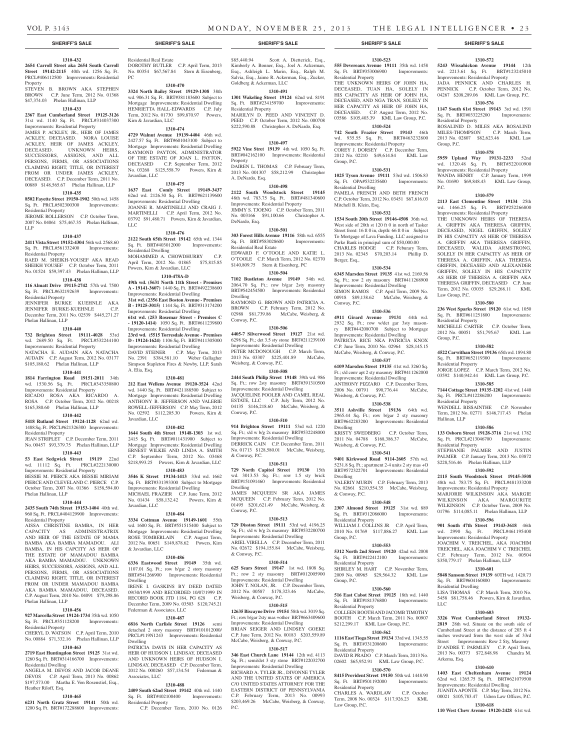**SHERIFF'S SALE**

**1310-432**

**2654 Carroll Street aka 2654 South Carroll Street 19142-2115** 40th wd. 1256 Sq. Ft. PRCL#406112500 Improvements: Residential Property

STEVEN B. BROWN AKA STEPHEN BROWN C.P. June Term, 2012 No. 01368 $47,374.03 Phelan Hallinan, LLP

**1310-433**

**2367 East Cumberland Street 19125-3126** 31st wd. 1140 Sq. Ft. PRCL#314037300 Improvements: Residential Property

JAMES P. ACKLEY, JR., HEIR OF JAMES ACKLEY, DECEASED. NORA LOUISE ACKLEY, HEIR OF JAMES ACKLEY, DECEASED. UNKNOWN HEIRS, SUCCESSORS, ASSIGNS, AND ALL PERSONS, FIRMS, OR ASSOCIATIONS CLAIMING RIGHT, TITLE, OR INTEREST FROM OR UNDER JAMES ACKLEY, DECEASED. C.P. December Term, 2011 No. 00889 $148,565.67 Phelan Hallinan, LLP

**1310-435**

**8502 Fayette Street 19150-1902** 50th wd. 1458 Sq. Ft. PRCL#502300300 Improvements: Residential Property

JEROME ROLLERSON C.P. October Term, 2007 No. 04061 $75,467.35 Phelan Hallinan, LLP

**1310-437**

**2411 Vista Street 19152-4304** 56th wd. 2568.60 Sq. Ft. PRCL#561332400 Improvements: Residential Property

RAED M. SHEIKH-YOUSEF AKA READ SHEIKH YOUSEF C.P. October Term, 2011 No. 01524 $59,397.43 Phelan Hallinan, LLP

**1310-438**

**116 Almatt Drive 19115-2742** 57th wd. 7500 Sq. Ft. PRCL#632192639 Improvements: Residential Property

JENNIFER BURKE KUEHNLE AKA JENNIFER BURKE-KUEHNLE C.P. December Term, 2011 No. 02539 $445,271.27 Phelan Hallinan, LLP

**1310-440**

**732 Brighton Street 19111-4028** 53rd wd. 2689.50 Sq. Ft. PRCL#532244100 Improvements: Residential Property

NATACHA E. AUDAIN AKA NATACHA AUDAIN C.P. August Term, 2012 No. 03177 $105,180.62 Phelan Hallinan, LLP

**1310-441**

**1814 Farrington Road 19151-2011** 34th wd. 1530.56 Sq. Ft. PRCL#343350800 Improvements: Residential Property

RICADO ROSA AKA RICARDO A. ROSA C.P. October Term, 2012 No. 00218 $165,380.60 Phelan Hallinan, LLP

**1310-442**

**5418 Rutland Street 19124-1128** 62nd wd. 1488 Sq. Ft. PRCL#621326300 Improvements: Residential Property

JEAN STRIPLET C.P. December Term, 2011 No. 00457 $93,379.75 Phelan Hallinan, LLP

**1310-443**

**53 East Sedgwick Street 19119** 22nd wd. 11112 Sq. Ft. PRCL#222130000 Improvements: Residential Property

BESSIE M. PIERCE AKA BESSIE MIRIAM PIERCE AND CLEVELAND C. PIERCE C.P. October Term, 2007 No. 01366 $158,594.00 Phelan Hallinan, LLP

**1310-444**

**2435 South 74th Street 19153-1404** 40th wd. 960 Sq. Ft. PRCL#404129900 Improvements: Residential Property

AISSA CHRISTINE BAMBA, IN HER CAPACITY AS ADMINISTRATRIX AND HEIR OF THE ESTATE OF MAMA BAMBA AKA BAMBA MAMADOU. ALI BAMBA, IN HIS CAPCITY AS HEIR OF THE ESTATE OF MAMADOU BAMBA AKA BAMBA MAMADOU. UNKNOWN HEIRS, SUCCESSORS, ASSIGNS, AND ALL PERSONS, FIRMS, OR ASSOCIATIONS CLAIMING RIGHT, TITLE, OR INTEREST FROM OR UNDER MAMADOU BAMBA AKA BAMBA MAMADOU, DECEASED. C.P. August Term, 2010 No. 04091 $79,298.86 Phelan Hallinan, LLP

**1310-456**

**927 Marcella Street 19124-1734** 35th wd. 1050 Sq. Ft. PRCL#351128200 Improvements: Residential Property

CHERYL D. WATSON C.P. April Term, 2010 No. 00884 $71,332.16 Phelan Hallinan, LLP

**1310-463**

**2719 East Huntingdon Street 19125** 31st wd. 1260 Sq. Ft. BRT#314166700 Improvements: Residential Dwelling

ANGELA M. DEVOS AND JACOB DEANE DEVOS C.P. April Term, 2013 No. 00862 $197,573.00 Martha E. Von Rosenstiel, Esq., Heather Riloff, Esq.

**1310-465**

**6231 North Gratz Street 19141** 50th wd. 1200 Sq. Ft. BRT#172288600 Improvements: Residential Real Estate

DOROTHY BUTLER C.P. April Term, 2013 No. 00354 $67,567.84 Stern & Eisenberg, PC

**1310-470**

**3324 North Bailey Street 19129-1308** 38th wd. 906.31 Sq. Ft. BRT#381183600 Subject to Mortgage Improvements: Residential Dwelling

HENRIETTA HALL-EDWARDS C.P. July Term, 2012 No. 01730 $99,870.97 Powers, Kirn & Javardian, LLC

**1310-474**

**4729 Walnut Avenue 19139-4404** 46th wd. 2427.57 Sq. Ft. BRT#601043100 Subject to Mortgage Improvements: Residential Dwelling

RAYMOND PAYTON, ADMINISTRATOR OF THE ESTATE OF JOAN L. PAYTON, DECEASED C.P. September Term, 2012 No. 03268 $125,558.79 Powers, Kirn & Javardian, LLC

**1310-475**

**1637 East Comly Street 19149-3437** 62nd wd. 2126.30 Sq. Ft. BRT#621139600 Improvements: Residential Dwelling

JOANNE R. MARTINELLI AND CRAIG J. MARTINELLI C.P. April Term, 2012 No. 03792 $91,480.71 Powers, Kirn & Javardian, LLC

**1310-476**

**2122 South 65th Street 19142** 65th wd. 1344 Sq. Ft. BRT#403012000 Improvements: Residential Dwelling

MOHAMMED A. CHOWDHURRY C.P. April Term, 2012 No. 01865 $75,815.85 Powers, Kirn & Javardian, LLC

**1310-478A-D**

**49th wd. (5631 North 11th Street - Premises A - 19141-3607)** 1440 Sq. Ft. BRT#492238600 Improvements: Residential Dwelling

**31st wd. (2356 East Boston Avenue - Premises B - 19125-3015)** 1144 Sq. Ft. BRT#313174200 Improvements: Residential Dwelling

**61st wd. (253 Rosemar Street - Premises C - 19120-1414)** 1050 Sq. Ft. BRT#611239800 Improvements: Residential Dwelling

**23rd wd. (5515 Torresdale Avenue - Premises D - 19124-1624)** 1106 Sq. Ft. BRT#411305000 Improvements: Residential Dwelling

DAVID STEINER C.P. May Term, 2013 No. 2391 $384,581.10 Weber Gallagher Simpson Stapleton Fires & Newby, LLP, Sarah A. Elia, Esq.

**1310-481**

**212 East Wellens Avenue 19120-3524** 42nd wd. 1440 Sq. Ft. BRT#421188500 Subject to Mortgage Improvements: Residential Dwelling

ANTHONY B. JEFFERSON AND VALERIE ROWELL-JEFFERSON C.P. May Term, 2012 No. 02592 $112,205.30 Powers, Kirn & Javardian, LLC

**1310-482**

**1644 South 4th Street 19148-1303** 1st wd. 2415 Sq. Ft. BRT#011431900 Subject to Mortgage Improvements: Residential Dwelling

ERNEST WILKIE AND LINDA A. SMITH C.P. September Term, 2012 No. 03468 $218,993.25 Powers, Kirn & Javardian, LLC

**1310-483**

**3546 K Street 19134-1413** 33rd wd. 1662 Sq. Ft. BRT#331393300 Subject to Mortgage Improvements: Residential Dwelling

MICHAEL FRAZIER C.P. June Term, 2012 No. 01434 $58,132.42 Powers, Kirn & Javardian, LLC

**1310-484**

**3334 Cottman Avenue 19149-1601** 55th wd. 1600 Sq. Ft. BRT#551515400 Subject to Mortgage Improvements: Residential Dwelling

ROSE TOMBERLAIN C.P. August Term, 2012 No. 00651 $149,878.62 Powers, Kirn & Javardian, LLC

**1310-486**

**6336 Eastwood Street 19149** 35th wd. 1107.01 Sq. Ft.; row b/gar 2 story masonry BRT#541266900 Improvements: Residential Dwelling

IRENE I. GASKINS BY DEED DATED 09/30/1999 AND RECORDED 10/07/1999 IN RECORD BOOK JTD 1184, PG 628 C.P. December Term, 2009 No. 03503 $120,745.21 Federman & Associates, LLC

**1310-487**

**6816 North Carlisle Street 19126** semi detached 2 story masonry BRT#101012000/ PRCL#119N1243 Improvements: Residential Dwelling

PATRICIA DAVIS IN HER CAPACITY AS HEIR OF HUDSON I. LINDSAY, DECEASED AND UNKNOWN HEIRS OF HUDSON I. LINDSAY, DECEASED C.P. December Term, 2012 No. 000260 $57,134.54 Federman & Associates, LLC

**1310-488**

**2409 South 62nd Street 19142** 40th wd. 1440 Sq. Ft. BRT#402100400 Improvements: Residential Property

C.P. December Term, 2010 No. 0126 $85,440.94 Scott A. Dietterick, Esq., Kimberly A. Bonner, Esq., Joel A. Ackerman, Esq., Ashleigh L. Marin, Esq., Ralph M. Salvia, Esq., Jaime R. Ackerman, Esq., Zucker, Goldberg & Ackerman, LLC

**1310-491**

**1301 Wakeling Street 19124** 62nd wd. 8191 Sq. Ft. BRT#234159700 Improvements: Residential Property

MARILYN D. PEED AND VINCENT D. PEED C.P. October Term, 2012 No. 000708 $222,590.88 Christopher A. DeNardo, Esq.

**1310-497**

**5922 Vine Street 19139** 4th wd. 1050 Sq. Ft. BRT#042162100 Improvements: Residential Property

DAIREN L. THOMAS C.P. February Term, 2013 No. 001307 $58,212.99 Christopher A. DeNardo, Esq.

**1310-498**

**2122 South Woodstock Street 19145** 48th wd. 783.75 Sq. Ft. BRT#481340600 Improvements: Residential Property

JIMMY S. TJOENG C.P. October Term, 2011 No. 003166 $91,100.66 Christopher A. DeNardo, Esq.

**1310-501**

**303 Forest Hills Avenue 19116** 58th wd. 6555 Sq. Ft. BRT#583028600 Improvements: Residential Real Estate

EDWARD F. O'TOOLE AND KATIE L. O'TOOLE C.P. March Term, 2012 No. 02370 $140,809.75 Stern & Eisenberg, PC

**1310-504**

**7102 Bustleton Avenue 19149** 54th wd. 2064.70 Sq. Ft.; row b/gar 2sty masonry BRT#542454500 Improvements: Residential Dwelling

RAYMOND G. BROWN AND PATRICIA A. BROWN C.P. February Term, 2012 No. 02988 $81,739.86 McCabe, Weisberg, & Conway, P.C.

**1310-506**

**4405-7 Silverwood Street 19127** 21st wd. 6298 Sq. Ft.; det 3.5 sty stone BRT#211239100 Improvements: Residential Dwelling

PETER MCDONOUGH C.P. March Term, 2013 No. 03307 $225,401.89 McCabe, Weisberg, & Conway, P.C.

**1310-508**

**2444 South Philip Street 19148** 39th wd. 986 Sq. Ft.; row 2sty masonry BRT#391310500 Improvements: Residential Dwelling

JACQUELINE POOLER AND CAMEL REAL ESTATE, LLC C.P. July Term, 2012 No. 04135 $146,218.60 McCabe, Weisberg, & Conway, P.C.

**1310-510**

**914 Brighton Street 19111** 53rd wd. 1220 Sq. Ft.; s/d w b/g 2s masonry BRT#532248000 Improvements: Residential Dwelling

DERRICK CAIN C.P. December Term, 2011 No. 01713 $128,580.01 McCabe, Weisberg, & Conway, P.C.

**1310-511**

**729 North Capitol Street 19130** 15th wd. 3013.53 Sq. Ft.; row 1.5 sty brick BRT#151091460 Improvements: Residential Dwelling

JAMES MCQUEEN SR AKA JAMES MCQUEEN C.P. February Term, 2012 No. 01495 $201,621.49 McCabe, Weisberg, & Conway, P.C.

**1310-513**

**729 Disston Street 19111** 53rd wd. 4196.25 Sq. Ft.; s/d w b/g 2s masonry BRT#532200700 Improvements: Residential Dwelling

ARIEL VIRELLA C.P. December Term, 2011 No. 02672 $194,155.84 McCabe, Weisberg, & Conway, P.C.

**1310-514**

**625 Sears Street 19147** 1st wd. 1808 Sq. Ft.; row 2 sty masonry BRT#012005900 Improvements: Residential Dwelling

JOHN T. NOLAN, JR. C.P. December Term, 2012 No. 00587 $178,323.46 McCabe, Weisberg, & Conway, P.C.

**1310-515**

**12635 Biscayne Drive 19154** 58th wd. 3019 Sq. Ft.; row b/gar 2sty mas +other BRT#663409600 Improvements: Residential Dwelling

BRIAN SEIGER AND LINDSEY GOEKE C.P. June Term, 2012 No. 00183 $203,559.89 McCabe, Weisberg, & Conway, P.C.

**1310-517**

**346 East Church Lane 19144** 12th wd. 4113 Sq. Ft.; semi/det 3 sty stone BRT#122032700 Improvements: Residential Dwelling

RICHARD A. TYLER JR., DIVONNE TYLER AND THE UNITED STATES OF AMERICA C/O UNITED STATES ATTORNEY FOR THE EASTERN DISTRICT OF PENNSYLVANIA C.P. February Term, 2013 No. 00993 $203,469.26 McCabe, Weisberg, & Conway, P.C.

**1310-523**

**555 Devereaux Avenue 19111** 35th wd. 1458 Sq. Ft. BRT#353006900 Improvements: Residential Property

THE UNKNOWN HEIRS OF JOHN HA, DECEASED, TUAN HA, SOLELY IN HIS CAPACITY AS HEIR OF JOHN HA, DECEASED, AND NGA TRAN, SOLELY IN HER CAPACITY AS HEIR OF JOHN HA, DECEASED. C.P. August Term, 2012 No. 03586 $105,403.39 KML Law Group, P.C.

**1310-524**

**742 South Frazier Street 19143** 46th wd. 935.55 Sq. Ft. BRT#463232800 Improvements: Residential Property

COREY J. DORSEY C.P. December Term, 2012 No. 02210 $49,614.84 KML Law Group, P.C.

**1310-531**

**1025 Tyson Avenue 19111** 53rd wd. 1506.83 Sq. Ft. OPA#532235600 Improvements: Residential Dwelling

PAMELA FRENCH AND BETH FRENCH C.P. October Term, 2012 No. 03451 $67,616.03 Mitchell B. Klein, Esq.

**1310-532**

**1534 South 20th Street 19146-4508** 36th wd. West side of 20th st 120 ft 0 in north of Tasker Street front: 16 ft 0 in, depth: 66 ft 0 in Subject To Mortgage of Lava Funding, LLC assigned to Parke Bank in principal sum of $50,000.00

CHARLES HODGE C.P. Feburary Term, 2013 No. 02345 $70,203.14 Phillip D. Berger, Esq.,

**1310-534**

**6345 Marsden Street 19135** 41st wd. 2169.56 Sq. Ft.; row 2 sty masonry BRT#411268900 Improvements: Residential Dwelling

SIMON RAMOS C.P. April Term, 2009 No. 00918 $89,138.62 McCabe, Weisberg, & Conway, P.C.

**1310-536**

**4911 Girard Avenue 19131** 44th wd. 2932 Sq. Ft.; row w/det gar 3sty masonry BRT#442080700 Subject to Mortgage Improvements: Residential Dwelling

PATRICIA RICE NKA PATRICIA KNOX C.P. June Term, 2010 No. 02964 $28,145.15 McCabe, Weisberg, & Conway, P.C.

**1310-537**

**6109 Marsden Street 19135** 41st wd. 3260 Sq. Ft.; s/d conv apt 2 sty masonry BRT#411262000 Improvements: Residential Dwelling

ANTHONY PIZZARO C.P. December Term, 2006 No. 00791 $90,776.44 McCabe, Weisberg, & Conway, P.C.

**1310-538**

**3511 Ashville Street 19136** 64th wd. 2965.44 Sq. Ft.; row b/gar 2 sty masonry BRT#642283200 Improvements: Residential Dwelling

KRISTY SWEDBERG C.P. October Term, 2011 No. 04788 $168,386.37 McCabe, Weisberg, & Conway, P.C.

**1310-541**

**9401 Kirkwood Road 9114-2605** 57th wd. 5231.8 Sq. Ft.; apartment 2-4 units 2 sty mas +O BRT#572322701 Improvements: Residential Dwelling

VALERIY MURIN C.P. February Term, 2013 No. 02661 $210,554.35 McCabe, Weisberg, & Conway, P.C.

**1310-548**

**2307 Almond Street 19125** 31st wd. 889 Sq. Ft. BRT#312086000 Improvements: Residential Property

WILLIAM J. COLLINS JR C.P. April Term, 2010 No. 01769 $117,886.27 KML Law Group, P.C.

**1310-553**

**5312 North 2nd Street 19120** 42nd wd. 2008 Sq. Ft. BRT#422412100 Improvements: Residential Property

SHIRLEY M. HART C.P. November Term, 2009 No. 00965 $29,564.32 KML Law Group, P.C.

**1310-560**

**516 East Cabot Street 19125** 18th wd. 1440 Sq. Ft. BRT#181376800 Improvements: Residential Property

COLLEEN BOOTH AND JACOMB TIMOTHY BOOTH C.P. March Term, 2011 No. 00907 $212,299.17 KML Law Group, P.C.

**1310-562**

**1116 East Tioga Street 19134** 33rd wd. 1345.55 Sq. Ft. BRT#331208600 Improvements: Residential Property

DAVID R PRADO C.P. March Term, 2013 No. 02602 $65,952.91 KML Law Group, P.C.

**1310-570**

**8415 Provident Street 19150** 50th wd. 1448.90 Sq. Ft. BRT#501192000 Improvements: Residential Property

CHARLES A. WARDLAW C.P. October Term, 2008 No. 00324 $117,926.23 KML Law Group, P.C.

**1310-572**

**5243 Wissahickon Avenue 19144** 12th wd. 2213.61 Sq. Ft. BRT#123245010 Improvements: Residential Property

JADA PENNICK AND CHARLES H. PENNICK C.P. October Term, 2012 No. 04267 $208,289.06 KML Law Group, P.C.

**1310-576**

**1147 South 61st Street 19143** 3rd wd. 1591 Sq. Ft. BRT#033225200 Improvements: Residential Property

ROSALINID D. MILES AKA ROSALIND MILES-THOMPSON C.P. March Term, 2013 No. 02807 $82,623.46 KML Law Group, P.C.

**1310-578**

**5959 Upland Way 19131-2233** 52nd wd. 1320.48 Sq. Ft. BRT#522010900 Improvements: Residential Property

WANDA HENRY C.P. January Term, 1999 No. 01690 $69,848.43 KML Law Group, P.C.

**1310-579**

**2113 East Clementine Street 19134** 25th wd. 1466.25 Sq. Ft. BRT#252266800 Improvements: Residential Property

THE UNKNOWN HEIRS OF THERESA A. GRIFFIN AKA THERESA GRIFFIN, DECEASED, NIGEL GRIFFIN, SOLELY IN HIS CAPACITY AS HEIR OF THERESA A. GRIFFIN AKA THERESA GRIFFIN, DECEASED, WALIDA ARMSTRONG, SOLELY IN HER CAPACITY AS HEIR OF THERESA A. GRIFFIN, AKA THERESA GRIFFIN, DECEASED AND ALEXANDER GRIFFIN, SOLELY IN HIS CAPACITY AS HEIR OF THERESA A. GRIFFIN AKA THERESA GRIFFIN, DECEASED C.P. June Term, 2012 No. 03035 $29,268.11 KML Law Group, P.C.

**1310-580**

**236 West Sparks Street 19120** 61st wd. 1050 Sq. Ft. BRT#611251800 Improvements: Residential Property

MICHELLE CARTER C.P. October Term, 2012 No. 00051 $51,795.67 KML Law Group, P.C.

**1310-582**

**4522 Carwithan Street 19136** 65th wd. 1894.80 Sq. Ft. BRT#652119300 Improvements: Residential Property

JORGE LOPEZ C.P. March Term, 2012 No. 03592 $140,942.44 KML Law Group, P.C.

**1310-585**

**7144 Cottage Street 19135-1202** 41st wd. 1440 Sq. Ft. PRCL#412286200 Improvements: Residential Property

WENDELL BISSAINTHE C.P. November Term, 2012 No. 02771 $146,717.43 Phelan Hallinan, LLP

**1310-586**

**133 Osborn Street 19128-3716** 21st wd. 1782 Sq. Ft. PRCL#213046700 Improvements: Residential Property

STEPHANIE PALMER AND JUSTIN PALMER C.P. January Term, 2013 No. 03872 $228,516.46 Phelan Hallinan, LLP

**1310-592**

**2115 South Woodstock Street 19145-3508** 48th wd. 783.75 Sq. Ft. PRCL#481333200 Improvements: Residential Property

MARJORIE WILKINSON AKA MARGIE WILKINSON AKA MARGURITE WILKINSON C.P. October Term, 2009 No. 01796 $114,085.11 Phelan Hallinan, LLP

**1310-596**

**901 South 47th Street 19143-3618** 46th wd. 2990 Sq. Ft. PRCL#461195400 Improvements: Residential Property

JOACHIM V. TREICHEL, AKA JOACHIM TREICHEL, AKA JOACHIM V C TREICHEL C.P. February Term, 2012 No. 00504 $350,779.17 Phelan Hallinan, LLP

**1310-601**

**5848 Sansom Street 19139** 60TH wd. 1420.73 Sq. Ft. BRT#604160800 Improvements: Residential Dwelling

LISA THOMAS C.P. March Term, 2010 No. 5458 $81,758.46 Powers, Kirn & Javardian, LLC

**1310-603**

**3326 West Cumberland Street 19132-2819** 28th wd. Situate on the south side of Cumberland Street at the distance of 203 ft 4 inches westward from the west side of 33rd Street Improvements: Row 2 Sty, Masonry

D'ANDRE T. PARMLEY C.P. April Term, 2013 No. 00373 $72,848.98 Chandra M. Arkema, Esq.

**1310-610**

**1403 East Cheltenham Avenue 19124** 62nd wd. 1265.75 Sq. Ft. BRT#621079500 Improvements: Residential Dwelling

JUANITA APONTE C.P. May Term, 2012 No. 00021 $105,783.47 Udren Law Offices, P.C.

**1310-618**

**110 West Chew Avenue 19120-2428** 61st wd.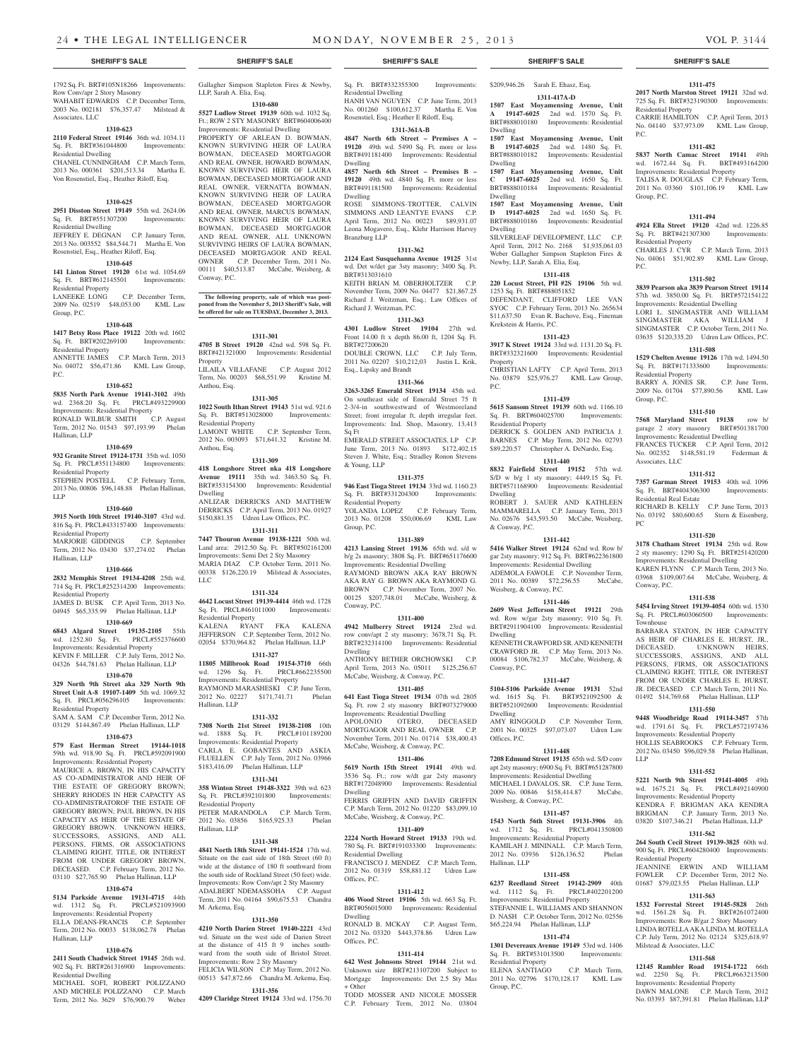1792 Sq. Ft. BRT#105N18266 Improvements: Row Conv/apr 2 Story Masonry
WAHABIT EDWARDS C.P. December Term, 2003 No. 002181 $76,357.47 Milstead & Associates, LLC

**1310-623**

**2110 Federal Street 19146** 36th wd. 1034.11 Sq. Ft. BRT#361044800 Improvements: Residential Dwelling
CHANEL CUNNINGHAM C.P. March Term, 2013 No. 000361 $201,513.34 Martha E. Von Rosenstiel, Esq., Heather Riloff, Esq.

**1310-625**

**2951 Disston Street 19149** 55th wd. 2624.06 Sq. Ft. BRT#551307200 Improvements: Residential Dwelling
JEFFREY E. DEGNAN C.P. January Term, 2013 No. 003552 $84,544.71 Martha E. Von Rosenstiel, Esq., Heather Riloff, Esq.

**1310-645**

**141 Linton Street 19120** 61st wd. 1054.69 Sq. Ft. BRT#612145501 Improvements: Residential Property
LANEEKE LONG C.P. December Term, 2009 No. 02519 $48,053.00 KML Law Group, P.C.

**1310-648**

**1417 Betsy Ross Place 19122** 20th wd. 1602 Sq. Ft. BRT#202269100 Improvements: Residential Property
ANNETTE JAMES C.P. March Term, 2013 No. 04072 $56,471.86 KML Law Group, P.C.

**1310-652**

**5835 North Park Avenue 19141-3102** 49th wd. 2368.20 Sq. Ft. PRCL#493229900 Improvements: Residential Property
RONALD WILBUR SMITH C.P. August Term, 2012 No. 01543 $97,193.99 Phelan Hallinan, LLP

**1310-659**

**932 Granite Street 19124-1731** 35th wd. 1050 Sq. Ft. PRCL#351134800 Improvements: Residential Property
STEPHEN POSTELL C.P. February Term, 2013 No. 00806 $96,148.88 Phelan Hallinan, LLP

**1310-660**

**3915 North 10th Street 19140-3107** 43rd wd. 816 Sq. Ft. PRCL#433157400 Improvements: Residential Property
MARJORIE GIDDINGS C.P. September Term, 2012 No. 03430 $37,274.02 Phelan Hallinan, LLP

**1310-666**

**2832 Memphis Street 19134-4208** 25th wd. 714 Sq. Ft. PRCL#252314200 Improvements: Residential Property
JAMES D. BUSK C.P. April Term, 2013 No. 04945 $65,335.99 Phelan Hallinan, LLP

**1310-669**

**6843 Algard Street 19135-2105** 55th wd. 1252.80 Sq. Ft. PRCL#552376600 Improvements: Residential Property
KEVIN F. MILLER C.P. July Term, 2012 No. 04326 $44,781.63 Phelan Hallinan, LLP

**1310-670**

**329 North 9th Street aka 329 North 9th Street Unit A-8 19107-1409** 5th wd. 1069.32 Sq. Ft. PRCL#056296105 Improvements: Residential Property
SAM A. SAM C.P. December Term, 2012 No. 03129 $144,867.49 Phelan Hallinan, LLP

**1310-673**

**579 East Herman Street 19144-1018** 59th wd. 918.90 Sq. Ft. PRCL#592091900 Improvements: Residential Property
MAURICE A. BROWN, IN HIS CAPACITY AS CO-ADMINISTRATOR AND HEIR OF THE ESTATE OF GREGORY BROWN; SHERRY RHODES IN HER CAPACITY AS CO-ADMINISTRATOROF THE ESTATE OF GREGORY BROWN; PAUL BROWN, IN HIS CAPACITY AS HEIR OF THE ESTATE OF GREGORY BROWN. UNKNOWN HEIRS, SUCCESSORS, ASSIGNS, AND ALL PERSONS, FIRMS, OR ASSOCIATIONS CLAIMING RIGHT, TITLE, OR INTEREST FROM OR UNDER GREGORY BROWN, DECEASED. C.P. February Term, 2012 No. 03110 $27,765.90 Phelan Hallinan, LLP

**1310-674**

**5134 Parkside Avenue 19131-4715** 44th wd. 1312 Sq. Ft. PRCL#521093900 Improvements: Residential Property
ELLA DEANS-FRANCIS C.P. September Term, 2012 No. 00033 $138,062.78 Phelan Hallinan, LLP

**1310-676**

**2411 South Chadwick Street 19145** 26th wd. 902 Sq. Ft. BRT#261316900 Improvements: Residential Dwelling
MICHAEL SOFI, ROBERT POLIZZANO AND MICHELE POLIZZANO C.P. March Term, 2012 No. 3629 $76,900.79 Weber Gallagher Simpson Stapleton Fires & Newby, LLP, Sarah A. Elia, Esq.

**1310-680**

**5527 Ludlow Street 19139** 60th wd. 1032 Sq. Ft.; ROW 2 STY MASONRY BRT#604006400 Improvements: Residential Dwelling
PROPERTY OF ARLEAN D. BOWMAN, KNOWN SURVIVING HEIR OF LAURA BOWMAN, DECEASED MORTGAGOR AND REAL OWNER, HOWARD BOWMAN, KNOWN SURVIVING HEIR OF LAURA BOWMAN, DECEASED MORTGAGOR AND REAL OWNER, VERNATTA BOWMAN, KNOWN SURVIVING HEIR OF LAURA BOWMAN, DECEASED MORTGAGOR AND REAL OWNER, MARCUS BOWMAN, KNOWN SURVIVING HEIR OF LAURA BOWMAN, DECEASED MORTGAGOR AND REAL OWNER, ALL UNKNOWN SURVIVING HEIRS OF LAURA BOWMAN, DECEASED MORTGAGOR AND REAL OWNER C.P. December Term, 2011 No. 00111 $40,513.87 McCabe, Weisberg, & Conway, P.C.

**The following property, sale of which was postponed from the November 5, 2013 Sheriff's Sale, will be offered for sale on TUESDAY, December 3, 2013.**

**1311-301**

**4705 B Street 19120** 42nd wd. 598 Sq. Ft. BRT#421321000 Improvements: Residential Property
LILAILA VILLAFANE C.P. August 2012 Term, No. 00203 $68,551.99 Kristine M. Anthou, Esq.

**1311-305**

**1022 South Ithan Street 19143** 51st wd. 921.6 Sq. Ft. BRT#513028000 Improvements: Residential Property
LAMONT WHITE C.P. September Term, 2012 No. 003093 $71,641.32 Kristine M. Anthou, Esq.

**1311-309**

**418 Longshore Street nka 418 Longshore Avenue 19111** 35th wd. 3463.50 Sq. Ft. BRT#353154300 Improvements: Residential Dwelling
ANLIZAR DERRICKS AND MATTHEW DERRICKS C.P. April Term, 2013 No. 01927 $150,881.35 Udren Law Offices, P.C.

**1311-311**

**7447 Thouron Avenue 19138-1221** 50th wd. Land area: 2912.50 Sq. Ft. BRT#502161200 Improvements: Semi Det 2 Sty Masonry
MARIA DIAZ C.P. October Term, 2011 No. 00338 $126,220.19 Milstead & Associates, LLC

**1311-324**

**4642 Locust Street 19139-4414** 46th wd. 1728 Sq. Ft. PRCL#461011000 Improvements: Residential Property
KALENA RYANT FKA KALENA JEFFERSON C.P. September Term, 2012 No. 02054 $370,964.82 Phelan Hallinan, LLP

**1311-327**

**11805 Millbrook Road 19154-3710** 66th wd. 1296 Sq. Ft. PRCL#662235500 Improvements: Residential Property
RAYMOND MARASHESKI C.P. June Term, 2012 No. 02227 $171,741.71 Phelan Hallinan, LLP

**1311-332**

**7308 North 21st Street 19138-2108** 10th wd. 1888 Sq. Ft. PRCL#101189200 Improvements: Residential Property
CARLA E. GOBANTES AND ASKIA FLUELLEN C.P. July Term, 2012 No. 03966 $183,416.09 Phelan Hallinan, LLP

**1311-341**

**358 Winton Street 19148-3322** 39th wd. 623 Sq. Ft. PRCL#392101800 Improvements: Residential Property
PETER MARANDOLA C.P. March Term, 2012 No. 03856 $165,925.33 Phelan Hallinan, LLP

**1311-348**

**4841 North 18th Street 19141-1524** 17th wd. Situate on the east side of 18th Street (60 ft) wide at the distance of 180 ft southward from the south side of Rockland Street (50 feet) wide. Improvements: Row Conv/apt 2 Sty Masonry
ADALBERT NDEMASSOHA C.P. August Term, 2011 No. 04164 $90,675.53 Chandra M. Arkema, Esq.

**1311-350**

**4210 North Darien Street 19140-2221** 43rd wd. Situate on the west side of Darien Street at the distance of 415 ft 9 inches southward from the south side of Bristol Street. Improvements: Row 2 Sty Masonry
FELICIA WILSON C.P. May Term, 2012 No. 00513 $47,872.66 Chandra M. Arkema, Esq.

**1311-356**

**4209 Claridge Street 19124** 33rd wd. 1756.70 Sq. Ft. BRT#332355300 Improvements: Residential Dwelling
HANH VAN NGUYEN C.P. June Term, 2013 No. 001260 $100,612.37 Martha E. Von Rosenstiel, Esq.; Heather E Riloff, Esq.

**1311-361A-B**

**4847 North 6th Street – Premises A – 19120** 49th wd. 5490 Sq. Ft. more or less BRT#491181400 Improvements: Residential Dwelling
**4857 North 6th Street – Premises B – 19120** 49th wd. 4840 Sq. Ft. more or less BRT#491181500 Improvements: Residential Dwelling
ROSE SIMMONS-TROTTER, CALVIN SIMMONS AND LEANTYE EVANS C.P. April Term, 2012 No. 00223 $89,931.07 Leona Mogavero, Esq., Klehr Harrison Harvey Branzburg LLP

**1311-362**

**2124 East Susquehanna Avenue 19125** 31st wd. Det w/det gar 3sty masonry; 3400 Sq. Ft. BRT#313031610
KEITH BRIAN M. OBERHOLTZER C.P. November Term, 2009 No. 04477 $21,867.25 Richard J. Weitzman, Esq.; Law Offices of Richard J. Weitzman, P.C.

**1311-363**

**4301 Ludlow Street 19104** 27th wd. Front 14.00 ft x depth 86.00 ft, 1204 Sq. Ft. BRT#27200620
DOUBLE CROWN, LLC C.P. July Term, 2011 No. 02207 $10,212.03 Justin L. Krik, Esq., Lipsky and Brandt

**1311-366**

**3263-3265 Emerald Street 19134** 45th wd. On southeast side of Emerald Street 75 ft 2-3/4-in southwestward of Westmoreland Street; front irregular ft, depth irregular feet. Improvements: Ind. Shop, Masonry, 13,413 Sq Ft
EMERALD STREET ASSOCIATES, LP C.P. June Term, 2013 No. 01893 $172,402.15 Steven J. White, Esq.; Stradley Ronon Stevens & Young, LLP

**1311-375**

**946 East Tioga Street 19134** 33rd wd. 1160.23 Sq. Ft. BRT#331204300 Improvements: Residential Property
YOLANDA LOPEZ C.P. February Term, 2013 No. 01208 $50,006.69 KML Law Group, P.C.

**1311-389**

**4213 Lansing Street 19136** 65th wd. s/d w b/g 2s masonry; 3808 Sq. Ft. BRT#651176600 Improvements: Residential Dwelling
RAYMOND BROWN AKA RAY BROWN AKA RAY G. BROWN AKA RAYMOND G. BROWN C.P. November Term, 2007 No. 00125 $207,748.01 McCabe, Weisberg & Conway, P.C.

**1311-400**

**4942 Mulberry Street 19124** 23rd wd. row conv/apt 2 sty masonry; 3678.71 Sq. Ft. BRT#232314100 Improvements: Residential Dwelling
ANTHONY BETHER ORCHOWSKI C.P. April Term, 2013 No. 05011 $125,256.67 McCabe, Weisberg, & Conway, P.C.

**1311-405**

**641 East Tioga Street 19134** 07th wd. 2805 Sq. Ft. row 2 sty masonry BRT#073279000 Improvements: Residential Dwelling
APOLONIO OTERO, DECEASED MORTGAGOR AND REAL OWNER C.P. November Term, 2011 No. 01714 $38,400.43 McCabe, Weisberg, & Conway, P.C.

**1311-406**

**5619 North 15th Street 19141** 49th wd. 3536 Sq. Ft.; row w/dt gar 2sty masonry BRT#172048900 Improvements: Residential Dwelling
FERRIS GRIFFIN AND DAVID GRIFFIN C.P. March Term, 2012 No. 01220 $83,099.10 McCabe, Weisberg, & Conway, P.C.

**1311-409**

**2224 North Howard Street 19133** 19th wd. 780 Sq. Ft. BRT#191033300 Improvements: Residential Dwelling
FRANCISCO J. MENDEZ C.P. March Term, 2012 No. 01319 $58,881.12 Udren Law Offices, P.C.

**1311-412**

**406 Wood Street 19106** 5th wd. 663 Sq. Ft. BRT#056015000 Improvements: Residential Dwelling
RONALD B. MCKAY C.P. August Term, 2012 No. 03320 $443,378.86 Udren Law Offices, P.C.

**1311-414**

**642 West Johnsons Street 19144** 21st wd. Unknown size BRT#213107200 Subject to Mortgage Improvements: Det 2.5 Sty Mas + Other
TODD MOSSER AND NICOLE MOSSER C.P. February Term, 2012 No. 03804 $209,946.26 Sarah E. Ehasz, Esq.

**1311-417A-D**

**1507 East Moyamensing Avenue, Unit A 19147-6025** 2nd wd. 1570 Sq. Ft. BRT#888010180 Improvements: Residential Dwelling
**1507 East Moyamensing Avenue, Unit B 19147-6025** 2nd wd. 1480 Sq. Ft. BRT#888010182 Improvements: Residential Dwelling
**1507 East Moyamensing Avenue, Unit C 19147-6025** 2nd wd. 1650 Sq. Ft. BRT#888010184 Improvements: Residential Dwelling
**1507 East Moyamensing Avenue, Unit D 19147-6025** 2nd wd. 1650 Sq. Ft. BRT#888010186 Improvements: Residential Dwelling
SILVERLEAF DEVELOPMENT, LLC C.P. April Term, 2012 No. 2168 $1,935,061.03 Weber Gallagher Simpson Stapleton Fires & Newby, LLP, Sarah A. Elia, Esq.

**1311-418**

**220 Locust Street, PH #2S 19106** 5th wd. 1253 Sq. Ft. BRT#888051852
DEFENDANT, CLIFFORD LEE VAN SYOC C.P. February Term, 2013 No. 265634 $11,637.50 Evan R. Bachove, Esq., Fineman Krekstein & Harris, P.C.

**1311-423**

**3917 K Street 19124** 33rd wd. 1131.20 Sq. Ft. BRT#332321600 Improvements: Residential Property
CHRISTIAN LAFTY C.P. April Term, 2013 No. 03879 $25,976.27 KML Law Group, P.C.

**1311-439**

**5615 Sansom Street 19139** 60th wd. 1166.10 Sq. Ft. BRT#604025700 Improvements: Residential Property
DERRICK S. GOLDEN AND PATRICIA J. BARNES C.P. May Term, 2012 No. 02793 $89,220.57 Christopher A. DeNardo, Esq.

**1311-440**

**8832 Fairfield Street 19152** 57th wd. S/D w b/g 1 sty masonry; 4449.15 Sq. Ft. BRT#571168900 Improvements: Residential Dwelling
ROBERT J. SAUER AND KATHLEEN MAMMARELLA C.P. January Term, 2013 No. 02676 $43,593.50 McCabe, Weisberg, & Conway, P.C.

**1311-442**

**5416 Walker Street 19124** 62nd wd. Row b/gar 2sty masonry; 912 Sq. Ft. BRT#622361800 Improvements: Residential Dwelling
ADEMOLA FAWOLE C.P. November Term, 2011 No. 00389 $72,256.55 McCabe, Weisberg, & Conway, P.C.

**1311-446**

**2609 West Jefferson Street 19121** 29th wd. Row w/gar 2sty masonry; 910 Sq. Ft. BRT#2911904100 Improvements: Residential Dwelling
KENNETH CRAWFORD SR. AND KENNETH CRAWFORD JR. C.P. May Term, 2013 No. 00084 $106,782.37 McCabe, Weisberg, & Conway, P.C.

**1311-447**

**5104-5106 Parkside Avenue 19131** 52nd wd. 1615 Sq. Ft. BRT#521092600 & BRT#521092600 Improvements: Residential Dwelling
AMY RINGGOLD C.P. November Term, 2001 No. 00325 $97,073.07 Udren Law Offices, P.C.

**1311-448**

**7208 Edmund Street 19135** 65th wd. S/D conv apt 2sty masonry; 6900 Sq. Ft. BRT#651287800 Improvements: Residential Dwelling
MICHAEL I DAVALOS, SR. C.P. June Term, 2009 No. 00846 $158,414.87 McCabe, Weisberg, & Conway, P.C.

**1311-457**

**1543 North 56th Street 19131-3906** 4th wd. 1712 Sq. Ft. PRCL#041350800 Improvements: Residential Property
KAMILAH J. MININALL C.P. March Term, 2012 No. 03936 $126,136.52 Phelan Hallinan, LLP

**1311-458**

**6237 Reedland Street 19142-2909** 40th wd. 1112 Sq. Ft. PRCL#402201200 Improvements: Residential Property
STEFANNIE L. WILLIAMS AND SHANNON D. NASH C.P. October Term, 2012 No. 02556 $65,224.94 Phelan Hallinan, LLP

**1311-474**

**1301 Devereaux Avenue 19149** 53rd wd. 1406 Sq. Ft. BRT#531013500 Improvements: Residential Property
ELENA SANTIAGO C.P. March Term, 2011 No. 02796 $170,128.17 KML Law Group, P.C.

**1311-475**

**2017 North Marston Street 19121** 32nd wd. 725 Sq. Ft. BRT#323190300 Improvements: Residential Property
CARRIE HAMILTON C.P. April Term, 2013 No. 04140 $37,973.09 KML Law Group, P.C.

**1311-482**

**5837 North Camac Street 19141** 49th wd. 1672.44 Sq. Ft. BRT#493164200 Improvements: Residential Property
TALISA R. DOUGLAS C.P. February Term, 2011 No. 03360 $101,106.19 KML Law Group, P.C.

**1311-494**

**4924 Ella Street 19120** 42nd wd. 1226.85 Sq. Ft. BRT#421307300 Improvements: Residential Property
CHARLES J. CYR C.P. March Term, 2013 No. 04061 $51,902.89 KML Law Group, P.C.

**1311-502**

**3839 Pearson aka 3839 Pearson Street 19114** 57th wd. 3850.00 Sq. Ft. BRT#572154122 Improvements: Residential Dwelling
LORI L. SINGMASTER AND WILLIAM SINGMASTER AKA WILLIAM J SINGMASTER C.P. October Term, 2011 No. 03635 $120,335.20 Udren Law Offices, P.C.

**1311-508**

**1529 Chelten Avenue 19126** 17th wd. 1494.50 Sq. Ft. BRT#171333600 Improvements: Residential Property
BARRY A. JONES SR. C.P. June Term, 2009 No. 01704 $77,890.56 KML Law Group, P.C.

**1311-510**

**7568 Maryland Street 19138** row b/garage 2 story masonry BRT#501381700 Improvements: Residential Dwelling
FRANCES TUCKER C.P. April Term, 2012 No. 002352 $148,581.19 Federman & Associates, LLC

**1311-512**

**7357 Garman Street 19153** 40th wd. 1096 Sq. Ft. BRT#404306300 Improvements: Residential Real Estate
RICHARD B. KELLY C.P. June Term, 2013 No. 03192 $80,600.65 Stern & Eisenberg, PC

**1311-520**

**3178 Chatham Street 19134** 25th wd. Row 2 sty masonry; 1290 Sq. Ft. BRT#251420200 Improvements: Residential Dwelling
KAREN FLYNN C.P. March Term, 2013 No. 03968 $109,007.64 McCabe, Weisberg, & Conway, P.C.

**1311-538**

**5454 Irving Street 19139-4054** 60th wd. 1530 Sq. Ft. PRCL#603060500 Improvements: Townhouse
BARBARA STATON, IN HER CAPACITY AS HEIR OF CHARLES E. HURST, JR., DECEASED. UNKNOWN HEIRS, SUCCESSORS, ASSIGNS, AND ALL PERSONS, FIRMS, OR ASSOCIATIONS CLAIMING RIGHT, TITLE, OR INTEREST FROM OR UNDER CHARLES E. HURST, JR. DECEASED C.P. March Term, 2011 No. 01492 $14,769.68 Phelan Hallinan, LLP

**1311-550**

**9448 Woodbridge Road 19114-3457** 57th wd. 1791.61 Sq. Ft. PRCL#572197436 Improvements: Residential Property
HOLLIS SEABROOKS C.P. February Term, 2012 No. 03450 $96,029.58 Phelan Hallinan, LLP

**1311-552**

**5221 North 9th Street 19141-4005** 49th wd. 1675.21 Sq. Ft. PRCL#492140900 Improvements: Residential Property
KENDRA F. BRIGMAN AKA KENDRA BRIGMAN C.P. January Term, 2013 No. 03820 $107,346.21 Phelan Hallinan, LLP

**1311-562**

**264 South Cecil Street 19139-3825** 60th wd. 900 Sq. Ft. PRCL#604280400 Improvements: Residential Property
JEANNINE ERWIN AND WILLIAM FOWLER C.P. December Term, 2012 No. 01687 $79,023.55 Phelan Hallinan, LLP

**1311-563**

**1532 Forrestal Street 19145-5828** 26th wd. 1561.28 Sq. Ft. BRT#261072400 Improvements: Row B/gar 2 Story Masonry
LINDA ROTELLA AKA LINDA M. ROTELLA C.P. July Term, 2012 No. 02124 $325,618.97 Milstead & Associates, LLC

**1311-568**

**12145 Rambler Road 19154-1722** 66th wd. 2250 Sq. Ft. PRCL#663213500 Improvements: Residential Property
DAWN MALONE C.P. March Term, 2012 No. 03393 $87,391.81 Phelan Hallinan, LLP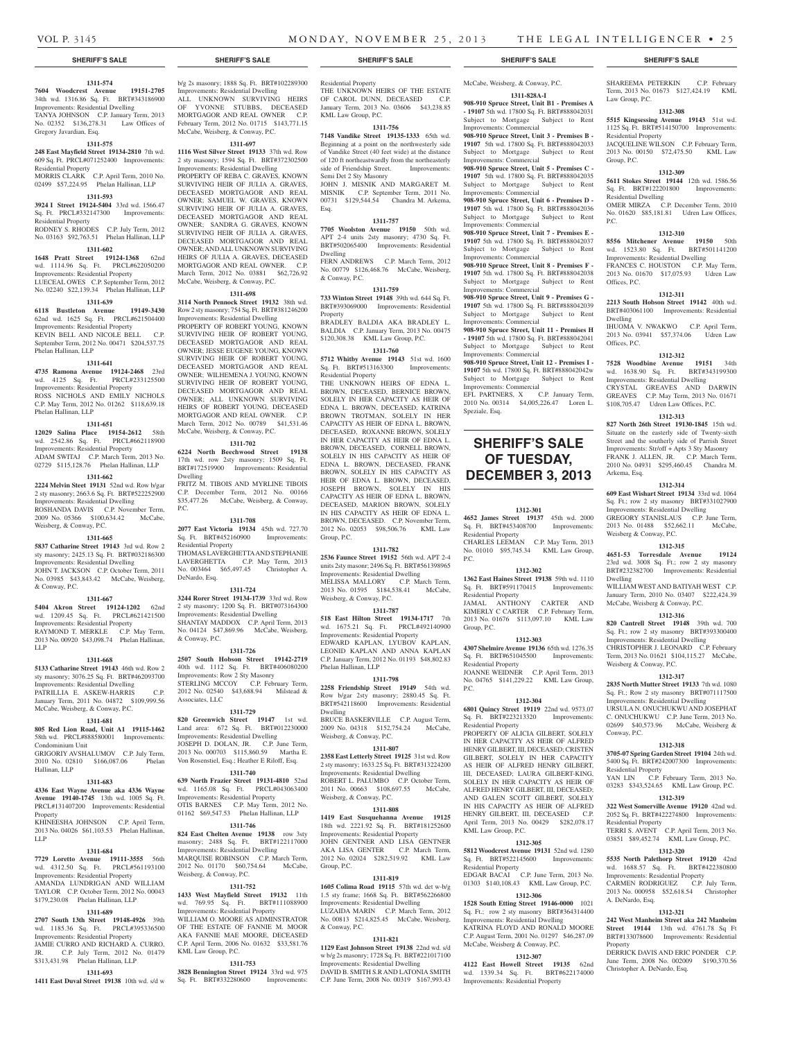**1311-574**

**7604 Woodcrest Avenue 19151-2705** 34th wd. 1316.86 Sq. Ft. BRT#343186900 Improvements: Residential Dwelling

TANYA JOHNSON C.P. January Term, 2013 No. 02352 $136,278.31 Law Offices of Gregory Javardian, Esq.

**1311-575**

**248 East Mayfield Street 19134-2810** 7th wd. 609 Sq. Ft. PRCL#071252400 Improvements: Residential Property

MORRIS CLARK C.P. April Term, 2010 No. 02499 $57,224.95 Phelan Hallinan, LLP

**1311-593**

**3924 I Street 19124-5404** 33rd wd. 1566.47 Sq. Ft. PRCL#332147300 Improvements: Residential Property

RODNEY S. RHODES C.P. July Term, 2012 No. 03163 $92,763.51 Phelan Hallinan, LLP

**1311-602**

**1648 Pratt Street 19124-1368** 62nd wd. 1114.96 Sq. Ft. PRCL#622050200 Improvements: Residential Property

LUECEAL OWES C.P. September Term, 2012 No. 02240 $22,139.34 Phelan Hallinan, LLP

**1311-639**

**6118 Bustleton Avenue 19149-3430** 62nd wd. 1625 Sq. Ft. PRCL#621504400 Improvements: Residential Property

KEVIN BELL AND NICOLE BELL C.P. September Term, 2012 No. 00471 $204,537.75 Phelan Hallinan, LLP

**1311-641**

**4735 Ramona Avenue 19124-2468** 23rd wd. 4125 Sq. Ft. PRCL#233125500 Improvements: Residential Property

ROSS NICHOLS AND EMILY NICHOLS C.P. May Term, 2012 No. 01262 $118,639.18 Phelan Hallinan, LLP

**1311-651**

**12029 Salina Place 19154-2612** 58th wd. 2542.86 Sq. Ft. PRCL#662118900 Improvements: Residential Property

ADAM SWITAJ C.P. March Term, 2013 No. 02729 $115,128.76 Phelan Hallinan, LLP

**1311-662**

**2224 Melvin Street 19131** 52nd wd. Row b/gar 2 sty masonry; 2663.6 Sq. Ft. BRT#522252900 Improvements: Residential Dwelling

ROSHANDA DAVIS C.P. November Term, 2009 No. 05366 $100,634.42 McCabe, Weisberg, & Conway, P.C.

**1311-665**

**5837 Catharine Street 19143** 3rd wd. Row 2 sty masonry; 2425.13 Sq. Ft. BRT#032186300 Improvements: Residential Dwelling

JOHN T. JACKSON C.P. October Term, 2011 No. 03985 $43,843.42 McCabe, Weisberg, & Conway, P.C.

**1311-667**

**5404 Akron Street 19124-1202** 62nd wd. 1209.45 Sq. Ft. PRCL#621421500 Improvements: Residential Property

RAYMOND T. MERKLE C.P. May Term, 2013 No. 00920 $43,098.74 Phelan Hallinan, LLP

**1311-668**

**5133 Catharine Street 19143** 46th wd. Row 2 sty masonry; 3076.25 Sq. Ft. BRT#462093700 Improvements: Residential Dwelling

PATRILLIA E. ASKEW-HARRIS C.P. January Term, 2011 No. 04872 $109,999.56 McCabe, Weisberg, & Conway, P.C.

**1311-681**

**805 Red Lion Road, Unit A1 19115-1462** 58th wd. PRCL#888580001 Improvements: Condominium Unit

GRIGORIY AVSHALUMOV C.P. July Term, 2010 No. 02810 $166,087.06 Phelan Hallinan, LLP

**1311-683**

**4336 East Wayne Avenue aka 4336 Wayne Avenue 19140-1745** 13th wd. 1005 Sq. Ft. PRCL#131407200 Improvements: Residential Property

KHINEESHA JOHNSON C.P. April Term, 2013 No. 04026 $61,103.53 Phelan Hallinan, LLP

**1311-684**

**7729 Loretto Avenue 19111-3555** 56th wd. 4312.50 Sq. Ft. PRCL#561193100 Improvements: Residential Property

AMANDA LUNDRIGAN AND WILLIAM TAYLOR C.P. October Term, 2012 No. 00043 $179,230.08 Phelan Hallinan, LLP

**1311-689**

**2707 South 13th Street 19148-4926** 39th wd. 1185.36 Sq. Ft. PRCL#395336500 Improvements: Residential Property

JAMIE CURRO AND RICHARD A. CURRO, JR. C.P. July Term, 2012 No. 01479 $313,431.98 Phelan Hallinan, LLP

**1311-693**

**1411 East Duval Street 19138** 10th wd. s/d w b/g 2s masonry; 1888 Sq. Ft. BRT#102289300 Improvements: Residential Dwelling

ALL UNKNOWN SURVIVING HEIRS OF YVONNE STUBBS, DECEASED MORTGAGOR AND REAL OWNER C.P. February Term, 2012 No. 01715 $143,771.15 McCabe, Weisberg & Conway, P.C.

**1311-697**

**1116 West Silver Street 19133** 37th wd. Row 2 sty masonry; 1594 Sq. Ft. BRT#372302500 Improvements: Residential Dwelling

PROPERTY OF REBA C. GRAVES, KNOWN SURVIVING HEIR OF JULIA A. GRAVES, DECEASED MORTGAGOR AND REAL OWNER; SAMUEL W. GRAVES, KNOWN SURVIVING HEIR OF JULIA A. GRAVES, DECEASED MORTGAGOR AND REAL OWNER; SANDRA G. GRAVES, KNOWN SURVIVING HEIR OF JULIA A. GRAVES, DECEASED MORTGAGOR AND REAL OWNER; AND ALL UNKNOWN SURVIVING HEIRS OF JULIA A. GRAVES, DECEASED MORTGAGOR AND REAL OWNER. C.P. March Term, 2012 No. 03881 $62,726.92 McCabe, Weisberg & Conway, P.C.

**1311-698**

**3114 North Pennock Street 19132** 38th wd. Row 2 sty masonry; 754 Sq. Ft. BRT#381246200 Improvements: Residential Dwelling

PROPERTY OF ROBERT YOUNG, KNOWN SURVIVING HEIR OF ROBERT YOUNG, DECEASED MORTGAGOR AND REAL OWNER; JESSE EUGENE YOUNG, KNOWN SURVIVING HEIR OF ROBERT YOUNG, DECEASED MORTGAGOR AND REAL OWNER; WILHEMENA J. YOUNG, KNOWN SURVIVING HEIR OF ROBERT YOUNG, DECEASED MORTGAGOR AND REAL OWNER; ALL UNKNOWN SURVIVING HEIRS OF ROBERT YOUNG, DECEASED MORTGAGOR AND REAL OWNER. C.P. March Term, 2012 No. 00789 $41,531.46 McCabe, Weisberg & Conway, P.C.

**1311-702**

**6224 North Beechwood Street 19138** 17th wd. row 2sty masonry; 1509 Sq. Ft. BRT#172519900 Improvements: Residential Dwelling

FRITZ M. TIBOIS AND MYRLINE TIBOIS C.P. December Term, 2012 No. 00166 $35,477.26 McCabe, Weisberg & Conway, P.C.

**1311-708**

**2077 East Victoria 19134** 45th wd. 727.70 Sq. Ft. BRT#452160900 Improvements: Residential Property

THOMAS LAVERGHETTA AND STEPHANIE LAVERGHETTA C.P. May Term, 2013 No. 003464 $65,497.45 Christopher A. DeNardo, Esq.

**1311-724**

**3244 Rorer Street 19134-1739** 33rd wd. Row 2 sty masonry; 1200 Sq. Ft. BRT#073164300 Improvements: Residential Dwelling

SHANTAY MADDOX C.P. April Term, 2013 No. 04124 $47,869.96 McCabe, Weisberg, & Conway, P.C.

**1311-726**

**2507 South Hobson Street 19142-2719** 40th wd. 1112 Sq. Ft. BRT#406080200 Improvements: Row 2 Sty Masonry

STERLING MCCOY C.P. February Term, 2012 No. 02540 $43,688.94 Milstead & Associates, LLC

**1311-729**

**820 Greenwich Street 19147** 1st wd. Land area: 672 Sq. Ft. BRT#012230000 Improvements: Residential Dwelling

JOSEPH D. DOLAN, JR. C.P. June Term, 2013 No. 000703 $115,860.59 Martha E. Von Rosenstiel, Esq.; Heather E Riloff, Esq.

**1311-740**

**639 North Frazier Street 19131-4810** 52nd wd. 1165.08 Sq. Ft. PRCL#043063400 Improvements: Residential Property

OTIS BARNES C.P. May Term, 2012 No. 01162 $69,547.53 Phelan Hallinan, LLP

**1311-746**

**824 East Chelten Avenue 19138** row 3sty masonry; 2488 Sq. Ft. BRT#122117000 Improvements: Residential Dwelling

MARQUISE ROBINSON C.P. March Term, 2012 No. 01170 $60,754.64 McCabe, Weisberg, & Conway, P.C.

**1311-752**

**1433 West Mayfield Street 19132** 11th wd. 769.95 Sq. Ft. BRT#111088900 Improvements: Residential Property

WILLIAM O. MOORE AS ADMINSTRATOR OF THE ESTATE OF FANNIE M. MOOR AKA FANNIE MAE MOORE, DECEASED C.P. April Term, 2006 No. 01632 $33,581.76 KML Law Group, P.C.

**1311-753**

**3828 Bennington Street 19124** 33rd wd. 975 Sq. Ft. BRT#332280600 Improvements: Residential Property

THE UNKNOWN HEIRS OF THE ESTATE OF CAROL DUNN, DECEASED C.P. January Term, 2013 No. 03606 $43,238.85 KML Law Group, P.C.

**1311-756**

**7148 Vandike Street 19135-1333** 65th wd. Beginning at a point on the northwesterly side of Vandike Street (40 feet wide) at the distance of 120 ft northeastwardly from the northeasterly side of Friendship Street. Improvements: Semi Det 2 Sty Masonry

JOHN J. MISNIK AND MARGARET M. MISNIK C.P. September Term, 2011 No. 00731 $129,544.54 Chandra M. Arkema, Esq.

**1311-757**

**7705 Woolston Avenue 19150** 50th wd. APT 2-4 units 2sty masonry; 4730 Sq. Ft. BRT#502065400 Improvements: Residential Dwelling

FERN ANDREWS C.P. March Term, 2012 No. 00779 $126,468.76 McCabe, Weisberg, & Conway, P.C.

**1311-759**

**733 Winton Street 19148** 39th wd. 644 Sq. Ft. BRT#393069000 Improvements: Residential Property

BRADLEY BALDIA AKA BRADLEY L. BALDIA C.P. January Term, 2013 No. 00475 $120,308.38 KML Law Group, P.C.

**1311-760**

**5712 Whitby Avenue 19143** 51st wd. 1600 Sq. Ft. BRT#513163300 Improvements: Residential Property

THE UNKNOWN HEIRS OF EDNA L. BROWN, DECEASED, BERNICE BROWN, SOLELY IN HER CAPACITY AS HEIR OF EDNA L. BROWN, DECEASED, KATRINA BROWN TROTMAN, SOLELY IN HER CAPACITY AS HEIR OF EDNA L. BROWN, DECEASED, ROXANNE BROWN, SOLELY IN HER CAPACITY AS HEIR OF EDNA L. BROWN, DECEASED, CORNELL BROWN, SOLELY IN HIS CAPACITY AS HEIR OF EDNA L. BROWN, DECEASED, FRANK BROWN, SOLELY IN HIS CAPACITY AS HEIR OF EDNA L. BROWN, DECEASED, JOSEPH BROWN, SOLELY IN HIS CAPACITY AS HEIR OF EDNA L. BROWN, DECEASED, MARION BROWN, SOLELY IN HIS CAPACITY AS HEIR OF EDNA L. BROWN, DECEASED. C.P. November Term, 2012 No. 02053 $98,506.76 KML Law Group, P.C.

**1311-782**

**2536 Faunce Street 19152** 56th wd. APT 2-4 units 2sty masonr; 2496 Sq. Ft. BRT#561398965 Improvements: Residential Dwelling

MELISSA MALLORY C.P. March Term, 2013 No. 01595 $184,538.41 McCabe, Weisberg, & Conway, P.C.

**1311-787**

**518 East Hilton Street 19134-1717** 7th wd. 1675.21 Sq. Ft. PRCL#492140900 Improvements: Residential Property

EDWARD KAPLAN, LYUBOV KAPLAN, LEONID KAPLAN AND ANNA KAPLAN C.P. January Term, 2012 No. 01193 $48,802.83 Phelan Hallinan, LLP

**1311-798**

**2258 Friendship Street 19149** 54th wd. Row b/gar 2sty masonry; 2880.45 Sq. Ft. BRT#542118600 Improvements: Residential Dwelling

BRUCE BASKERVILLE C.P. August Term, 2009 No. 04318 $152,754.24 McCabe, Weisberg, & Conway, P.C.

**1311-807**

**2358 East Letterly Street 19125** 31st wd. Row 2 sty masonry; 1633.25 Sq. Ft. BRT#313224200 Improvements: Residential Dwelling

ROBERT L. PALUMBO C.P. October Term, 2011 No. 00663 $108,697.55 McCabe, Weisberg, & Conway, P.C.

**1311-808**

**1419 East Susquehanna Avenue 19125** 18th wd. 2221.92 Sq. Ft. BRT#181252600 Improvements: Residential Property

JOHN GENTNER AND LISA GENTNER AKA LISA GENTER C.P. March Term, 2012 No. 02024 $282,519.92 KML Law Group, P.C.

**1311-819**

**1605 Colima Road 19115** 57th wd. det w-b/g 1.5 sty frame; 1668 Sq. Ft. BRT#562266800 Improvements: Residential Dwelling

LUZAIDA MARIN C.P. March Term, 2012 No. 00813 $214,825.45 McCabe, Weisberg, & Conway, P.C.

**1311-821**

**1129 East Johnson Street 19138** 22nd wd. s/d w b/g 2s masonry; 1728 Sq. Ft. BRT#221017100 Improvements: Residential Dwelling

DAVID B. SMITH S.R AND LATONIA SMITH C.P. June Term, 2008 No. 00319 $167,993.43 McCabe, Weisberg, & Conway, P.C.

**1311-828A-I**

**908-910 Spruce Street, Unit B1 - Premises A - 19107** 5th wd. 17800 Sq. Ft. BRT#888042031 Subject to Mortgage Subject to Rent Improvements: Commercial

**908-910 Spruce Street, Unit 3 - Premises B - 19107** 5th wd. 17800 Sq. Ft. BRT#888042033 Subject to Mortgage Subject to Rent Improvements: Commercial

**908-910 Spruce Street, Unit 5 - Premises C - 19107** 5th wd. 17800 Sq. Ft. BRT#888042035 Subject to Mortgage Subject to Rent Improvements: Commercial

**908-910 Spruce Street, Unit 6 - Premises D - 19107** 5th wd. 17800 Sq. Ft. BRT#888042036 Subject to Mortgage Subject to Rent Improvements: Commercial

**908-910 Spruce Street, Unit 7 - Premises E - 19107** 5th wd. 17800 Sq. Ft. BRT#888042037 Subject to Mortgage Subject to Rent Improvements: Commercial

**908-910 Spruce Street, Unit 8 - Premises F - 19107** 5th wd. 17800 Sq. Ft. BRT#888042038 Subject to Mortgage Subject to Rent Improvements: Commercial

**908-910 Spruce Street, Unit 9 - Premises G - 19107** 5th wd. 17800 Sq. Ft. BRT#888042039 Subject to Mortgage Subject to Rent Improvements: Commercial

**908-910 Spruce Street, Unit 11 - Premises H - 19107** 5th wd. 17800 Sq. Ft. BRT#888042041 Subject to Mortgage Subject to Rent Improvements: Commercial

**908-910 Spruce Street, Unit 12 - Premises I - 19107** 5th wd. 17800 Sq. Ft. BRT#888042042w Subject to Mortgage Subject to Rent Improvements: Commercial

EFL PARTNERS, X C.P. January Term, 2010 No. 00314 $4,005,226.47 Loren L. Speziale, Esq.

# SHERIFF'S SALE OF TUESDAY, DECEMBER 3, 2013

**1312-301**

**4652 James Street 19137** 45th wd. 2000 Sq. Ft. BRT#453408700 Improvements: Residential Property

CHARLES LEEMAN C.P. May Term, 2013 No. 01010 $95,745.34 KML Law Group, P.C.

**1312-302**

**1362 East Haines Street 19138** 59th wd. 1110 Sq. Ft. BRT#591170415 Improvements: Residential Property

JAMAL ANTHONY CARTER AND KIMERLY C CARTER C.P. February Term, 2013 No. 01676 $113,097.10 KML Law Group, P.C.

**1312-303**

**4307 Shelmire Avenue 19136** 65th wd. 1276.35 Sq. Ft. BRT#651045500 Improvements: Residential Property

JOANNE WEIDNER C.P. April Term, 2013 No. 04765 $141,229.22 KML Law Group, P.C.

**1312-304**

**6801 Quincy Street 19119** 22nd wd. 9573.07 Sq. Ft. BRT#223213320 Improvements: Residential Property

PROPERTY OF ALICIA GILBERT, SOLELY IN HER CAPACITY AS HEIR OF ALFRED HENRY GILBERT, III, DECEASED; CRISTEN GILBERT, SOLELY IN HER CAPACITY AS HEIR OF ALFRED HENRY GILBERT, III, DECEASED; LAURA GILBERT-KING, SOLELY IN HER CAPACITY AS HEIR OF ALFRED HENRY GILBERT, III, DECEASED; AND GALEN SCOTT GILBERT, SOLELY IN HIS CAPACITY AS HEIR OF ALFRED HENRY GILBERT, III, DECEASED C.P. April Term, 2013 No. 00429 $282,078.17 KML Law Group, P.C.

**1312-305**

**5812 Woodcrest Avenue 19131** 52nd wd. 1280 Sq. Ft. BRT#522145600 Improvements: Residential Property

EDGAR BACAI C.P. June Term, 2013 No. 01303 $140,108.43 KML Law Group, P.C.

**1312-306**

**1528 South Etting Street 19146-0000** 1021 Sq. Ft.; row 2 sty masonry BRT#364314400 Improvements: Residential Dwelling

KATRINA FLOYD AND RONALD MOORE C.P. August Term, 2001 No. 01297 $46,287.09 McCabe, Weisberg & Conway, P.C.

**1312-307**

**4122 East Howell Street 19135** 62nd wd. 1339.34 Sq. Ft. BRT#622174000 Improvements: Residential Property

SHAREEMA PETERKIN C.P. February Term, 2013 No. 01673 $127,424.19 KML Law Group, P.C.

**1312-308**

**5515 Kingsessing Avenue 19143** 51st wd. 1125 Sq. Ft. BRT#514150700 Improvements: Residential Property

JACQUELINE WILSON C.P. February Term, 2013 No. 00150 $72,475.50 KML Law Group, P.C.

**1312-309**

**5611 Stokes Street 19144** 12th wd. 1586.56 Sq. Ft. BRT#122201800 Improvements: Residential Dwelling

OMER MIRZA C.P. December Term, 2010 No. 01620 $85,181.81 Udren Law Offices, P.C.

**1312-310**

**8556 Mitchener Avenue 19150** 50th wd. 1523.80 Sq. Ft. BRT#501141200 Improvements: Residential Dwelling

FRANCES C. HOUSTON C.P. May Term, 2013 No. 01670 $17,075.93 Udren Law Offices, P.C.

**1312-311**

**2213 South Hobson Street 19142** 40th wd. BRT#403061100 Improvements: Residential Dwelling

IHUOMA V. NWAKWO C.P. April Term, 2013 No. 03941 $57,374.06 Udren Law Offices, P.C.

**1312-312**

**7528 Woodbine Avenue 19151** 34th wd. 1638.90 Sq. Ft. BRT#343199300 Improvements: Residential Dwelling

CRYSTAL GREAVES AND DARWIN GREAVES C.P. May Term, 2013 No. 01671 $108,705.47 Udren Law Offices, P.C.

**1312-313**

**827 North 26th Street 19130-1845** 15th wd. Situate on the easterly side of Twenty-sixth Street and the southerly side of Parrish Street Improvements: Str/off + Apts 3 Sty Masonry

FRANK J. ALLEN, JR. C.P. March Term, 2010 No. 04931 $295,460.45 Chandra M. Arkema, Esq.

**1312-314**

**609 East Wishart Street 19134** 33rd wd. 1064 Sq. Ft.; row 2 sty masonry BRT#331027900 Improvements: Residential Dwelling

GREGORY STANISLAUS C.P. June Term, 2013 No. 01488 $52,662.11 McCabe, Weisberg & Conway, P.C.

**1312-315**

**4651-53 Torresdale Avenue 19124** 23rd wd. 3008 Sq. Ft.; row 2 sty masonry BRT#232382700 Improvements: Residential Dwelling

WILLIAM WEST AND BATIYAH WEST C.P. January Term, 2010 No. 03407 $222,424.39 McCabe, Weisberg & Conway, P.C.

**1312-316**

**820 Cantrell Street 19148** 39th wd. 700 Sq. Ft.; row 2 sty masonry BRT#393300400 Improvements: Residential Dwelling

CHRISTOPHER J. LEONARD C.P. February Term, 2013 No. 01621 $104,115.27 McCabe, Weisberg & Conway, P.C.

**1312-317**

**2835 North Mutter Street 19133** 7th wd. 1080 Sq. Ft.; Row 2 sty masonry BRT#071117500 Improvements: Residential Dwelling

URSULA N. ONUCHUKWU AND JOSEPHAT C. ONUCHUKWU C.P. June Term, 2013 No. 02699 $40,573.96 McCabe, Weisberg & Conway, P.C.

**1312-318**

**3705-07 Spring Garden Street 19104** 24th wd. 5400 Sq. Ft. BRT#242007300 Improvements: Residential Property

YAN LIN C.P. February Term, 2013 No. 03283 $343,524.65 KML Law Group, P.C.

**1312-319**

**322 West Somerville Avenue 19120** 42nd wd. 2052 Sq. Ft. BRT#422274800 Improvements: Residential Property

TERRI S. AVENT C.P. April Term, 2013 No. 03851 $89,452.74 KML Law Group, P.C.

**1312-320**

**5535 North Palethorp Street 19120** 42nd wd. 1688.57 Sq. Ft. BRT#422380800 Improvements: Residential Property

CARMEN RODRIGUEZ C.P. July Term, 2013 No. 000958 $52,618.54 Christopher A. DeNardo, Esq.

**1312-321**

**242 West Manheim Street aka 242 Manheim Street 19144** 13th wd. 4761.78 Sq Ft BRT#133078600 Improvements: Residential Property

DERRICK DAVIS AND ERIC PONDER C.P. June Term, 2008 No. 002009 $190,370.56 Christopher A. DeNardo, Esq.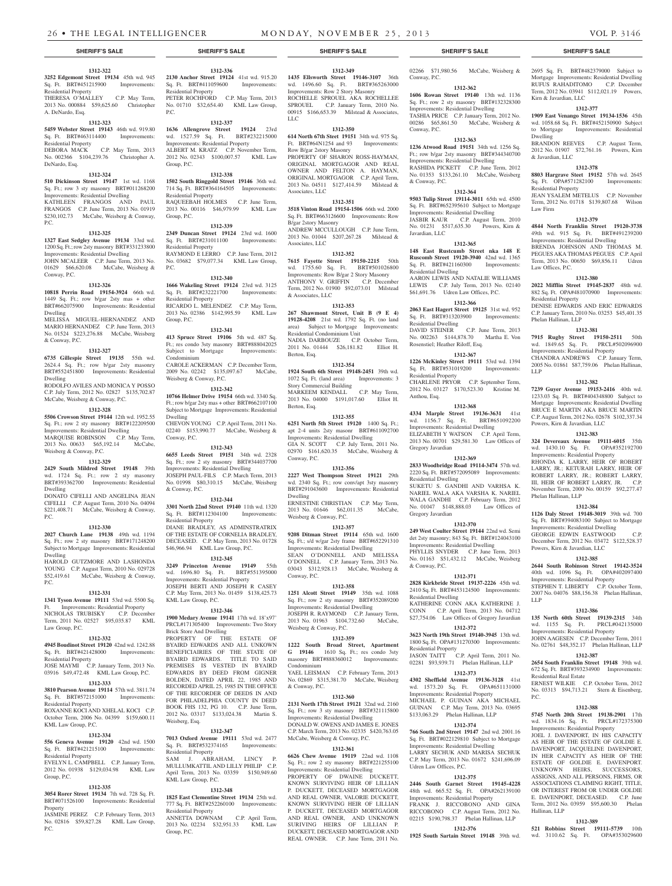**SHERIFF'S SALE**

**1312-322**

**3252 Edgemont Street 19134** 45th wd. 945 Sq. Ft. BRT#451215900 Improvements: Residential Property
THERESA O'MALLEY C.P. May Term, 2013 No. 000884 $59,625.60 Christopher A. DeNardo, Esq.

**1312-323**

**5459 Webster Street 19143** 46th wd. 919.80 Sq. Ft. BRT#463114400 Improvements: Residential Property
DEBORA MACK C.P. May Term, 2013 No. 002366 $104,239.76 Christopher A. DeNardo, Esq.

**1312-324**

**510 Dickinson Street 19147** 1st wd. 1168 Sq. Ft.; row 3 sty masonry BRT#011268200 Improvements: Residential Dwelling
KATHLEEN FRANGOS AND PAUL FRANGOS C.P. June Term, 2013 No. 01919 $230,102.73 McCabe, Weisberg & Conway, P.C.

**1312-325**

**1327 East Sedgley Avenue 19134** 33rd wd. 1200 Sq. Ft.; row 2sty masonry BRT#331233800 Improvements: Residential Dwelling
JOHN MCALEER C.P. June Term, 2013 No. 01629 $66,620.08 McCabe, Weisberg & Conway, P.C.

**1312-326**

**10818 Perrin Road 19154-3924** 66th wd. 1449 Sq. Ft.; row b/gar 2sty mas + other BRT#662075900 Improvements: Residential Dwelling
MELISSA MIGUEL-HERNANDEZ AND MARIO HERNANDEZ C.P. June Term, 2013 No. 01524 $223,276.88 McCabe, Weisberg & Conway, P.C.

**1312-327**

**6735 Gillespie Street 19135** 55th wd. 2624.4 Sq. Ft.; row b/gar 2sty masonry BRT#552451800 Improvements: Residential Dwelling
RODOLFO AVILES AND MONICA Y POSSO C.P. July Term, 2012 No. 02827 $135,702.87 McCabe, Weisberg & Conway, P.C.

**1312-328**

**5506 Crowson Street 19144** 12th wd. 1952.55 Sq. Ft.; row 2 sty masonry BRT#122209500 Improvements: Residential Dwelling
MARQUISE ROBINSON C.P. May Term, 2013 No. 00633 $65,192.14 McCabe, Weisberg & Conway, P.C.

**1312-329**

**2429 South Mildred Street 19148** 39th wd. 1724 Sq. Ft.; row 2 sty masonry BRT#393362700 Improvements: Residential Dwelling
DONATO CIFELLI AND ANGELINA JEAN CIFELLI C.P. August Term, 2010 No. 04094 $221,408.71 McCabe, Weisberg & Conway, P.C.

**1312-330**

**2027 Church Lane 19138** 49th wd. 1194 Sq. Ft.; row 2 sty masonry BRT#171248200 Subject to Mortgage Improvements: Residential Dwelling
HAROLD GUTZMORE AND LASHONDA YOUNG C.P. August Term, 2010 No. 029728 $52,419.61 McCabe, Weisberg & Conway, P.C.

**1312-331**

**1341 Tyson Avenue 19111** 53rd wd. 5500 Sq. Ft. Improvements: Residential Property
NICHOLAS TRUBISKY C.P. December Term, 2011 No. 02527 $95,035.87 KML Law Group, P.C.

**1312-332**

**4945 Boudinot Street 19120** 42nd wd. 1242.88 Sq. Ft. BRT#421428000 Improvements: Residential Property
JOSE MAYMI C.P. January Term, 2013 No. 03916 $49,472.48 KML Law Group, P.C.

**1312-333**

**3810 Pearson Avenue 19114** 57th wd. 3811.74 Sq. Ft. BRT#572151000 Improvements: Residential Property
ROXANNE KOCI AND XHELAL KOCI C.P. October Term, 2006 No. 04399 $159,600.11 KML Law Group, P.C.

**1312-334**

**556 Geneva Avenue 19120** 42nd wd. 1500 Sq. Ft. BRT#421215100 Improvements: Residential Property
EVELYN L. CAMPBELL C.P. January Term, 2012 No. 01938 $129,034.98 KML Law Group, P.C.

**1312-335**

**3054 Rorer Street 19134** 7th wd. 728 Sq. Ft. BRT#071526100 Improvements: Residential Property
JASMINE PEREZ C.P. February Term, 2013 No. 02816 $59,827.28 KML Law Group, P.C.

**1312-336**

**2130 Anchor Street 19124** 41st wd. 915.20 Sq. Ft. BRT#411059600 Improvements: Residential Property
PETER ROCHFORD C.P. May Term, 2013 No. 01710 $32,654.40 KML Law Group, P.C.

**1312-337**

**1636 Allengrove Street 19124** 23rd wd. 1527.59 Sq. Ft. BRT#232215000 Improvements: Residential Property
ALBERT M. KRATZ C.P. November Term, 2012 No. 02343 $100,007.57 KML Law Group, P.C.

**1312-338**

**1502 South Ringgold Street 19146** 36th wd. 714 Sq. Ft. BRT#364164505 Improvements: Residential Property
RAQUEEBAH HOLMES C.P. June Term, 2013 No. 00116 $46,979.99 KML Law Group, P.C.

**1312-339**

**2349 Duncan Street 19124** 23rd wd. 1600 Sq. Ft. BRT#231011100 Improvements: Residential Property
RAYMOND E LERRO C.P. June Term, 2012 No. 03682 $79,077.34 KML Law Group, P.C.

**1312-340**

**1666 Wakeling Street 19124** 23rd wd. 3125 Sq. Ft. BRT#232221700 Improvements: Residential Property
RICARDO L. MELENDEZ C.P. May Term, 2013 No. 02386 $142,995.59 KML Law Group, P.C.

**1312-341**

**413 Spruce Street 19106** 5th wd. 487 Sq. Ft.; res condo 3sty masonry BRT#888042025 Subject to Mortgage Improvements: Condominium
CAROLE ACKERMAN C.P. December Term, 2009 No. 02242 $135,097.67 McCabe, Weisberg & Conway, P.C.

**1312-342**

**10766 Helmer Drive 19154** 66th wd. 3340 Sq. Ft.; row b/gar 2sty mas + other BRT#662107100 Subject to Mortgage Improvements: Residential Dwelling
CHEVON YOUNG C.P. April Term, 2011 No. 02240 $153,990.77 McCabe, Weisberg & Conway, P.C.

**1312-343**

**6655 Leeds Street 19151** 34th wd. 2328 Sq. Ft.; row 2 sty masonry BRT#344037700 Improvements: Residential Dwelling
JOSEPH PAUL-FILS C.P. March Term, 2013 No. 01998 $80,310.15 McCabe, Weisberg & Conway, P.C.

**1312-344**

**3301 North 22nd Street 19140** 11th wd. 1320 Sq. Ft. BRT#112304100 Improvements: Residential Property
DIANE BRADLEY, AS ADMINSTRATRIX OF THE ESTATE OF CORNELIA BRADLEY, DECEASED. C.P. May Term, 2013 No. 01728 $46,966.94 KML Law Group, P.C.

**1312-345**

**3249 Princeton Avenue 19149** 55th wd. 1696.80 Sq. Ft. BRT#551395000 Improvements: Residential Property
JOSEPH BERTI AND JOSEPH R CASEY C.P. May Term, 2013 No. 01459 $138,425.73 KML Law Group, P.C.

**1312-346**

**1900 Medary Avenue 19141** 17th wd. 18'x97' PRCL#171305400 Improvements: Two Story Brick Store And Dwelling
PROPERTY OF THE ESTATE OF BYAIRD EDWARDS AND ALL UNKOWN BENEFICIARIES OF THE STATE OF BYAIRD EDWARDS. TITLE TO SAID PREMISES IS VESTED IN BYAIRD EDWARDS BY DEED FROM GIGNER BOLDEN, DATED APRIL 22, 1985 AND RECORDED APRIL 25, 1985 IN THE OFFICE OF THE RECORDER OF DEEDS IN AND FOR PHILADELPHIA COUNTY IN DEED BOOK FHS 132, PG 10. C.P. June Term, 2012 No. 03317 $133,024.38 Martin S. Weisberg, Esq.

**1312-347**

**7013 Oxford Avenue 19111** 53rd wd. 2477 Sq. Ft. BRT#532374165 Improvements: Residential Property
SAM J. ABRAHAM, LINCY P. MULLUMKATTIL AND LILLY PHILIP C.P. April Term, 2013 No. 03359 $150,949.60 KML Law Group, P.C.

**1312-348**

**1825 East Clementine Street 19134** 25th wd. 777 Sq. Ft. BRT#252260100 Improvements: Residential Property
ANNETTA DOWNAM C.P. April Term, 2013 No. 02234 $32,951.33 KML Law Group, P.C.

**1312-349**

**1435 Ellsworth Street 19146-3107** 36th wd. 1496.60 Sq. Ft. BRT#365263000 Improvements: Row 2 Story Masonry
ROCHELLE SPROUEL AKA ROCHELLEE SPROUEL C.P. January Term, 2010 No. 00915 $166,653.39 Milstead & Associates, LLC

**1312-350**

**614 North 67th Street 19151** 34th wd. 975 Sq. Ft. BRT#64N1254 and 93 Improvements: Row B/gar 2story Masonry
PROPERTY OF SHARON ROSS-HAYMAN, ORIGINAL MORTGAGOR AND REAL OWNER AND FELTON A. HAYMAN, ORIGINAL MORTGAGOR C.P. April Term, 2013 No. 04511 $127,414.59 Milstead & Associates, LLC

**1312-351**

**3518 Vinton Road 19154-1506** 66th wd. 2000 Sq. Ft. BRT#663126600 Improvements: Row B/gar 2story Masonry
ANDREW MCCULLOUGH C.P. June Term, 2013 No. 01044 $207,267.28 Milstead & Associates, LLC

**1312-352**

**7615 Fayette Street 19150-2215** 50th wd. 1755.60 Sq. Ft. BRT#501026800 Improvements: Row B/gar 2 Story Masonry
ANTHONY V. GRIFFIN C.P. December Term, 2012 No. 01900 $92,073.01 Milstead & Associates, LLC

**1312-353**

**267 Shawmont Street, Unit B (9 E 4) 19128-4208** 21st wd. 1792 Sq. Ft. (no land area) Subject to Mortgage Improvements: Residential Condominium Unit
NADIA DARBOUZE C.P. October Term, 2011 No. 01444 $26,181.82 Elliot H. Berton, Esq.

**1312-354**

**1924 South 6th Street 19148-2451** 39th wd. 1072 Sq. Ft. (land area) Improvements: 3 Story Commercial Building
MARKEEM KENDALL C.P. May Term, 2013 No. 04000 $191,017.60 Elliot H. Berton, Esq.

**1312-355**

**6251 North 5th Street 19120** 1400 Sq. Ft.; apt 2-4 units 2sty masonr BRT#611092700 Improvements: Residential Dwelling
GIA N. SCOTT C.P. July Term, 2011 No. 02970 $161,620.35 McCabe, Weisberg & Conway, P.C.

**1312-356**

**2227 West Thompson Street 19121** 29th wd. 2340 Sq. Ft.; row conv/apt 3sty masonry BRT#291043600 Improvements: Residential Dwelling
ERNESTINE CHRISTIAN C.P. May Term, 2013 No. 01646 $62,011.35 McCabe, Weisberg & Conway, P.C.

**1312-357**

**9208 Ditman Street 19114** 65th wd. 1600 Sq. Ft.; s/d w/gar 2sty frame BRT#652291310 Improvements: Residential Dwelling
SEAN O'DONNELL AND MELISSA O'DONNELL C.P. January Term, 2013 No. 03043 $312,928.13 McCabe, Weisberg & Conway, P.C.

**1312-358**

**1251 Alcott Street 19149** 35th wd. 1088 Sq. Ft.; row 2 sty masonry BRT#352089200 Improvements: Residential Dwelling
JOSEPH R. RAYMOND C.P. January Term, 2013 No. 01963 $104,732.60 McCabe, Weisberg & Conway, P.C.

**1312-359**

**1222 South Broad Street, Apartment G 19146** 1610 Sq. Ft.; res condo 3sty masonry BRT#888360012 Improvements: Condominium
YAEL LEISMAN C.P. February Term, 2013 No. 02869 $315,381.70 McCabe, Weisberg & Conway, P.C.

**1312-360**

**2131 North 17th Street 19121** 32nd wd. 2160 Sq. Ft.; row 3 sty masonry BRT#321115800 Improvements: Residential Dwelling
DONALD W. OWENS AND JAMES E. JONES C.P. March Term, 2013 No. 02335 $420,763.05 McCabe, Weisberg & Conway, P.C.

**1312-361**

**6626 Chew Avenue 19119** 22nd wd. 1108 Sq. Ft.; row 2 sty masonry BRT#221255100 Improvements: Residential Dwelling
PROPERTY OF DWAINE DUCKETT, KNOWN SURVIVING HEIR OF LILLIAN P. DUCKETT, DECEASED MORTGAGOR AND REAL OWNER, VALORIE DUCKETT, KNOWN SURVIVING HEIR OF LILLIAN P. DUCKETT, DECEASED MORTGAGOR AND REAL OWNER, AND UNKNOWN SURIVING HEIRS OF LILLIAN P. DUCKETT, DECEASED MORTGAGOR AND REAL OWNER. C.P. June Term, 2011 No. 02266 $71,980.56 McCabe, Weisberg & Conway, P.C.

**1312-362**

**1606 Rowan Street 19140** 13th wd. 1136 Sq. Ft.; row 2 sty masonry BRT#132328300 Improvements: Residential Dwelling
TASHIA PRICE C.P. January Term, 2012 No. 00286 $65,861.50 McCabe, Weisberg & Conway, P.C.

**1312-363**

**1236 Atwood Road 19151** 34th wd. 1256 Sq. Ft.; row b/gar 2sty masonry BRT#344340700 Improvements: Residential Dwelling
RASHIDA PICKETT C.P. June Term, 2012 No. 01353 $133,261.10 McCabe, Weisberg & Conway, P.C.

**1312-364**

**9503 Tulip Street 19114-3011** 65th wd. 4500 Sq. Ft. BRT#652395610 Subject to Mortgage Improvements: Residential Dwelling
JASBIR KAUR C.P. August Term, 2010 No. 01231 $517,635.30 Powers, Kirn & Javardian, LLC

**1312-365**

**148 East Rustcumb Street nka 148 E Ruscomb Street 19120-3940** 42nd wd. 1365 Sq. Ft. BRT#421160300 Improvements: Residential Dwelling
AARON LEWIS AND NATALIE WILLIAMS LEWIS C.P. July Term, 2013 No. 02140 $61,691.76 Udren Law Offices, P.C.

**1312-366**

**2063 East Hagert Street 19125** 31st wd. 952 Sq. Ft. BRT#313203900 Improvements: Residential Dwelling
DAVID STEINER C.P. June Term, 2013 No. 002263 $144,878.70 Martha E. Von Rosenstiel; Heather Riloff, Esq.

**1312-367**

**1226 McKinley Street 19111** 53rd wd. 1394 Sq. Ft. BRT#531019200 Improvements: Residential Property
CHARLENE PRYOR C.P. September Term, 2012 No. 03127 $170,523.30 Kristine M. Anthou, Esq.

**1312-368**

**4334 Marple Street 19136-3631** 41st wd. 1156.7 Sq. Ft. BRT#651092200 Improvements: Residential Dwelling
ELIZABETH Y WATSON C.P. April Term, 2013 No. 00701 $29,581.30 Law Offices of Gregory Javardian

**1312-369**

**2833 Woodbridge Road 19114-3474** 57th wd. 2220 Sq. Ft. BRT#572095089 Improvements: Residential Dwelling
SUKETU S. GANDHI AND VARHSA K. NARIEL WALA AKA VARSHA K. NARIEL WALA GANDHI C.P. February Term, 2012 No. 01047 $148,888.03 Law Offices of Gregory Javardian

**1312-370**

**249 West Coulter Street 19144** 22nd wd. Semi det 2sty masonry; 843 Sq. Ft. BRT#124043100 Improvements: Residential Dwelling
PHYLLIS SNYDER C.P. June Term, 2013 No. 01163 $51,432.12 McCabe, Weisberg & Conway, P.C.

**1312-371**

**2828 Kirkbride Street 19137-2226** 45th wd. 2410 Sq. Ft. BRT#453124500 Improvements: Residential Dwelling
KATHERINE CONN AKA KATHERINE J. CONN C.P. April Term, 2013 No. 04712 $27,754.06 Law Offices of Gregory Javardian

**1312-372**

**3623 North 19th Street 19140-3945** 13th wd. 1800 Sq. Ft. OPA#131270300 Improvements: Residential Property
JASON TAITT C.P. April Term, 2011 No. 02281 $93,939.71 Phelan Hallinan, LLP

**1312-373**

**4302 Sheffield Avenue 19136-3128** 41st wd. 1573.20 Sq. Ft. OPA#651131000 Improvements: Residential Property
MICHAEL P. GUINAN AKA MICHAEL GUINAN C.P. May Term, 2013 No. 03695 $133,063.29 Phelan Hallinan, LLP

**1312-374**

**766 South 2nd Street 19147** 2nd wd. 2001.16 Sq. Ft. BRT#022129810 Subject to Mortgage Improvements: Residential Dwelling
LARRY SECHUK AND MARISA SECHUK C.P. May Term, 2013 No. 01672 $241,696.09 Udren Law Offices, P.C.

**1312-375**

**2446 South Garnet Street 19145-4228** 48th wd. 665.52 Sq. Ft. OPA#262139100 Improvements: Residential Property
FRANK J. RICCOBONO AND GINA RICCOBONO C.P. August Term, 2012 No. 02215 $190,798.37 Phelan Hallinan, LLP

**1312-376**

**1925 South Sartain Street 19148** 39th wd. 2695 Sq. Ft. BRT#482379000 Subject to Mortgage Improvements: Residential Dwelling
RUFUS RAHADITOMO C.P. December Term, 2012 No. 03941 $112,021.19 Powers, Kirn & Javardian, LLC

**1312-377**

**1909 East Venango Street 19134-1536** 45th wd. 1058.68 Sq. Ft. BRT#452150900 Subject to Mortgage Improvements: Residential Dwelling
BRANDON REEVES C.P. August Term, 2012 No. 01907 $72,761.16 Powers, Kirn & Javardian, LLC

**1312-378**

**8803 Hargrave Street 19152** 57th wd. 2645 Sq. Ft. OPA#571282100 Improvements: Residential Property
JEAN YSALEM METELUS C.P. November Term, 2012 No. 01718 $139,807.68 Wilson Law Firm

**1312-379**

**4844 North Franklin Street 19120-3738** 49th wd. 915 Sq. Ft. BRT#491239200 Improvements: Residential Dwelling
BRENDA JOHNSON AND THOMAS M. PEGUES AKA THOMAS PEGUES C.P. April Term, 2013 No. 00650 $69,856.11 Udren Law Offices, P.C.

**1312-380**

**2022 Mifflin Street 19145-2837** 48th wd. 882 Sq. Ft. OPA#481070900 Improvements: Residential Property
DENISE EDWARDS AND ERIC EDWARDS C.P. January Term, 2010 No. 03253 $45,401.35 Phelan Hallinan, LLP

**1312-381**

**7915 Rugby Street 19150-2511** 50th wd. 1849.65 Sq. Ft. PRCL#502096900 Improvements: Residential Property
CHANDRA ANDREWS C.P. January Term, 2005 No. 01861 $87,759.06 Phelan Hallinan, LLP

**1312-382**

**7239 Guyer Avenue 19153-2416** 40th wd. 1233.03 Sq. Ft. BRT#404348800 Subject to Mortgage Improvements: Residential Dwelling
BRUCE E MARTIN AKA BRUCE MARTIN C.P. August Term, 2012 No. 02678 $102,337.34 Powers, Kirn & Javardian, LLC

**1312-383**

**324 Devereaux Avenue 19111-6015** 35th wd. 1430.10 Sq. Ft. OPA#352192700 Improvements: Residential Property
RHONDA K. LARRY, HEIR OF ROBERT LARRY, JR.; KETURAH LARRY, HEIR OF ROBERT LARRY, JR.; ROBERT LARRY, III, HEIR OF ROBERT LARRY, JR. C.P. November Term, 2000 No. 00159 $92,277.47 Phelan Hallinan, LLP

**1312-384**

**1126 Daly Street 19148-3019** 39th wd. 700 Sq. Ft. BRT#394083100 Subject to Mortgage Improvements: Residential Dwelling
GEORGE EDWIN EASTWOOD C.P. December Term, 2012 No. 03472 $122,528.37 Powers, Kirn & Javardian, LLC

**1312-385**

**2644 South Robinson Street 19142-3524** 40th wd. 1096 Sq. Ft. OPA#402097400 Improvements: Residential Property
STEPHEN T. LIBERTY C.P. October Term, 2007 No. 04076 $88,156.38 Phelan Hallinan, LLP

**1312-386**

**135 North 60th Street 19139-2315** 34th wd. 1155 Sq. Ft. PRCL#042135000 Improvements: Residential Property
JOHN AAGESEN C.P. December Term, 2011 No. 02761 $48,352.17 Phelan Hallinan, LLP

**1312-387**

**2654 South Franklin Street 19148** 39th wd. 672 Sq. Ft. BRT#393234900 Improvements: Residential Real Estate
ERNEST WILKIE C.P. October Term, 2012 No. 03313 $94,713.21 Stern & Eisenberg, P.C.

**1312-388**

**5745 North 20th Street 19138-2901** 17th wd. 1834.16 Sq. Ft. PRCL#172375300 Improvements: Residential Property
JOEL J. DAVENPORT, IN HIS CAPACITY AS HEIR OF THE ESTATE OF GOLDIE E. DAVENPORT, JACQUELINE DAVENPORT, IN HER CAPACITY AS HEIR OF THE ESTATE OF GOLDIE E. DAVENPORT. UNKNOWN HEIRS, SUCCESSORS, ASSIGNS, AND ALL PERSONS, FIRMS, OR ASSOCIATIONS CLAIMING RIGHT, TITLE, OR INTEREST FROM OR UNDER GOLDIE E. DAVENPORT, DECEASED. C.P. June Term, 2012 No. 03959 $95,600.30 Phelan Hallinan, LLP

**1312-389**

**521 Robbins Street 19111-5739** 10th wd. 3110.62 Sq. Ft. OPA#353029600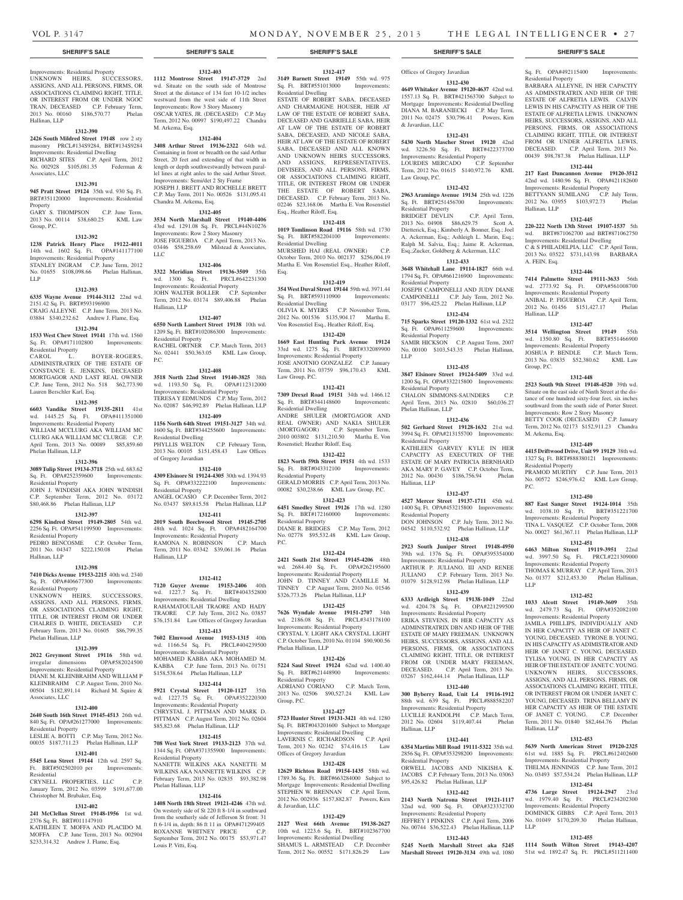### SHERIFF'S SALE

Improvements: Residential Property
UNKNOWN HEIRS, SUCCESSORS, ASSIGNS, AND ALL PERSONS, FIRMS, OR ASSOCIATIONS CLAIMING RIGHT, TITLE, OR INTEREST FROM OR UNDER NGOC TRAN, DECEASED C.P. February Term, 2013 No. 00160 $186,570.77 Phelan Hallinan, LLP

**1312-390**

**2426 South Mildred Street 19148** row 2 sty masonry PRCL#134S9284, BRT#134S9284 Improvements: Residential Dwelling
RICHARD SITES C.P. April Term, 2012 No. 002928 $105,081.35 Federman & Associates, LLC

**1312-391**

**945 Pratt Street 19124** 35th wd. 930 Sq. Ft. BRT#351120000 Improvements: Residential Property
GARY S. THOMPSON C.P. June Term, 2013 No. 00114 $38,680.25 KML Law Group, P.C.

**1312-392**

**1238 Patrick Henry Place 19122-4011** 14th wd. 1602 Sq. Ft. OPA#141177100 Improvements: Residential Property
STANLEY INGRAM C.P. June Term, 2012 No. 01655 $108,098.66 Phelan Hallinan, LLP

**1312-393**

**6335 Wayne Avenue 19144-3112** 22nd wd. 2151.42 Sq. Ft. BRT#593196900
CRAIG ALLEYNE C.P. June Term, 2013 No. 03884 $340,232.62 Andrew J. Flame, Esq.

**1312-394**

**1533 West Chew Street 19141** 17th wd. 1560 Sq. Ft. OPA#171102800 Improvements: Residential Property
CAROL L. BOYER-ROGERS, ADMINISTRATRIX OF THE ESTATE OF CONSTANCE E. JENKINS, DECEASED MORTGAGOR AND LAST REAL OWNER C.P. June Term, 2012 No. 518 $62,773.90 Lauren Berschler Karl, Esq.

**1312-395**

**6603 Vandike Street 19135-2811** 41st wd. 1445.25 Sq. Ft. OPA#411351000 Improvements: Residential Property
WILLIAM MCCLURG AKA WILLIAM MC CLURG AKA WILLIAM MC CLURGE C.P. April Term, 2013 No. 00089 $85,859.60 Phelan Hallinan, LLP

**1312-396**

**3089 Tulip Street 19134-3718** 25th wd. 683.62 Sq. Ft. OPA#252359600 Improvements: Residential Property
JOHN J. WINDISH AKA JOHN WINDISH C.P. September Term, 2012 No. 03172 $80,468.86 Phelan Hallinan, LLP

**1312-397**

**6298 Kindred Street 19149-2805** 54th wd. 2256 Sq. Ft. OPA#541199500 Improvements: Residential Property
PEDRO BENCOSME C.P. October Term, 2011 No. 04347 $222,150.08 Phelan Hallinan, LLP

**1312-398**

**7410 Dicks Avenue 19153-2215** 40th wd. 2340 Sq. Ft. OPA#406677300 Improvements: Residential Property
UNKNOWN HEIRS, SUCCESSORS, ASSIGNS, AND ALL PERSONS, FIRMS, OR ASSOCIATIONS CLAIMING RIGHT, TITLE, OR INTEREST FROM OR UNDER CHALRES D. WHITE, DECEASED C.P. February Term, 2013 No. 01605 $86,799.35 Phelan Hallinan, LLP

**1312-399**

**2022 Greymont Street 19116** 58th wd. irregular dimensions OPA#582024500 Improvements: Residential Property
DIANE M. KLEINBRAHM AND WILLIAM P KLEINBRAHM C.P. August Term, 2010 No. 00504 $182,891.14 Richard M. Squire & Associates, LLC

**1312-400**

**2640 South 16th Street 19145-4513** 26th wd. 840 Sq. Ft. OPA#261277000 Improvements: Residential Property
LESLIE A. BOTTI C.P. May Term, 2012 No. 00035 $187,711.23 Phelan Hallinan, LLP

**1312-401**

**5545 Lena Street 19144** 12th wd. 2597 Sq. Ft. BRT#502502010 per Improvements: Residential
CRYNELL PROPERTIES, LLC C.P. January Term, 2012 No. 03599 $191,677.00 Christopher M. Brubaker, Esq.

**1312-402**

**241 McClellan Street 19148-1956** 1st wd. 2376 Sq. Ft. BRT#011147910
KATHLEEN T. MOFFA AND PLACIDO M. MOFFA C.P. June Term, 2013 No. 002904 $233,314.32 Andrew J. Flame, Esq.

**1312-403**

**1112 Montrose Street 19147-3729** 2nd wd. Situate on the south side of Montrose Street at the distance of 134 feet 10-1/2 inches westward from the west side of 11th Street Improvements: Row 3 Story Masonry
OSCAR YATES, JR. (DECEASED) C.P. May Term, 2012 No. 00997 $190,497.22 Chandra M. Arkema, Esq.

**1312-404**

**3408 Arthur Street 19136-2322** 64th wd. Containing in front or breadth on the said Arthur Street, 20 feet and extending of that width in length or depth southwestwardly between parallel lines at right anles to the said Arthur Street. Improvements: Semi/det 2 Sty Frame
JOSEPH J. BRETT AND ROCHELLE BRETT C.P. May Term, 2011 No. 00526 $131,095.41 Chandra M. Arkema, Esq.

**1312-405**

**3534 North Marshall Street 19140-4406** 43rd wd. 1291.08 Sq. Ft. PRCL#44N10276 Improvements: Row 2 Story Masonry
JOSE FIGUEROA C.P. April Term, 2013 No. 03446 $58,258.69 Milstead & Associates, LLC

**1312-406**

**3322 Meridian Street 19136-3509** 35th wd. 1300 Sq. Ft. PRCL#642231300 Improvements: Residential Property
JOHN WALTER BOLLER C.P. September Term, 2012 No. 03174 $89,406.88 Phelan Hallinan, LLP

**1312-407**

**6550 North Lambert Street 19138** 10th wd. 1209 Sq. Ft. BRT#102086300 Improvements: Residential Property
RACHEL ORTNER C.P. March Term, 2013 No. 02441 $50,363.05 KML Law Group, P.C.

**1312-408**

**3518 North 22nd Street 19140-3825** 38th wd. 1193.50 Sq. Ft. OPA#112312000 Improvements: Residential Property
TERESA Y EDMUNDS C.P. May Term, 2012 No. 02087 $46,992.89 Phelan Hallinan, LLP

**1312-409**

**1156 North 64th Street 19151-3127** 34th wd. 1600 Sq. Ft. BRT#344255600 Improvements: Residential Dwelling
PHYLLIS WEBB C.P. February Term, 2013 No. 00105 $151,458.43 Law Offices of Gregory Javardian

**1312-410**

**4309 Elsinore St 19124-4305** 30th wd. 1394.93 Sq. Ft. OPA#332222100 Improvements: Residential Property
ANGEL OCASIO C.P. December Term, 2012 No. 03437 $89,815.58 Phelan Hallinan, LLP

**1312-411**

**2019 South Beechwood Street 19145-2705** 48th wd. 1024 Sq. Ft. OPA#482164700 Improvements: Residential Property
RAMONA N. ROBINSON C.P. March Term, 2011 No. 03342 $39,061.16 Phelan Hallinan, LLP

**1312-412**

**7120 Guyer Avenue 19153-2406** 40th wd. 1227.7 Sq. Ft. BRT#404352800 Improvements: Residential Dwelling
RAHAMATOULAH TRAORE AND HADY TRAORE C.P. July Term, 2012 No. 03857 $76,151.84 Law Offices of Gregory Javardian

**1312-413**

**7602 Elmwood Avenue 19153-1315** 40th wd. 1166.54 Sq. Ft. PRCL#404239500 Improvements: Residential Property
MOHAMED KABBA AKA MOHAMED M. KABBA C.P. June Term, 2013 No. 01751 $158,538.64 Phelan Hallinan, LLP

**1312-414**

**5921 Crystal Street 19120-1127** 35th wd. 1227.75 Sq. Ft. OPA#352220300 Improvements: Residential Property
CHRYSTAL J. PITTMAN AND MARK D. PITTMAN C.P. August Term, 2012 No. 02604 $85,823.68 Phelan Hallinan, LLP

**1312-415**

**708 West York Street 19133-2123** 37th wd. 1344 Sq. Ft. OPA#371355900 Improvements: Residential Property
NANETTE WILKINS AKA NANETTE M WILKINS AKA NANNETTE WILKINS C.P. February Term, 2013 No. 02835 $93,382.98 Phelan Hallinan, LLP

**1312-416**

**1408 North 18th Street 19121-4246** 47th wd. On westerly side of St 220 ft 8-1/4 in southward from the southerly side of Jefferson St front: 31 ft 6-1/4 in, depth: 86 ft 11 in OPA#471299405
ROXANNE WHITNEY PRICE C.P. September Term, 2012 No. 00175 $53,971.47 Louis P. Vitti, Esq.

**1312-417**

**3149 Barnett Street 19149** 55th wd. 975 Sq. Ft. BRT#551013000 Improvements: Residential Dwelling
ESTATE OF ROBERT SABA, DECEASED AND CHARMAIGNE HOUSER, HEIR AT LAW OF THE ESTATE OF ROBERT SABA, DECEASED AND GABRIELLE SABA, HEIR AT LAW OF THE ESTATE OF ROBERT SABA, DECEASED, AND NICOLE SABA, HEIR AT LAW OF THE ESTATE OF ROBERT SABA, DECEASED AND ALL KNOWN AND UNKNOWN HEIRS SUCCESSORS, AND ASSIGNS, REPRESENTATIVES, DEVISEES, AND ALL PERSONS, FIRMS, OR ASSOCIATIONS CLAIMING RIGHT, TITLE, OR INTEREST FROM OR UNDER THE ESTATE OF ROBERT SABA, DECEASED. C.P. February Term, 2013 No. 02246 $23,168.06 Martha E. Von Rosenstiel Esq., Heather Riloff, Esq.

**1312-418**

**1019 Tomlinson Road 19116** 58th wd. 1730 Sq. Ft. BRT#582204100 Improvements: Residential Dwelling
MURSHED HAJ (REAL OWNER) C.P. October Term, 2010 No. 002137 $256,004.19 Martha E. Von Rosenstiel Esq., Heather Riloff, Esq.

**1312-419**

**354 West Duval Street 19144** 59th wd. 3971.44 Sq. Ft. BRT#593110900 Improvements: Residential Dwelling
OLIVIA K. MYERS C.P. November Term, 2012 No. 001536 $135,904.17 Martha E. Von Rosenstiel Esq., Heather Riloff, Esq.

**1312-420**

**1669 East Hunting Park Avenue 19124** 33rd wd. 1275 Sq. Ft. BRT#332089900 Improvements: Residential Property
JOSE ANOTNIO GONZALEZ C.P. January Term, 2011 No. 03759 $96,170.43 KML Law Group, P.C.

**1312-421**

**7309 Drexel Road 19151** 34th wd. 1466.12 Sq. Ft. BRT#344148600 Improvements: Residential Dwelling
ANDRE SHULER (MORTGAGOR AND REAL OWNER) AND NAKIA SHULER (MORTGAGOR) C.P. September Term, 2010 003802 $131,210.50 Martha E. Von Rosenstiel; Heather Riloff, Esq.

**1312-422**

**1823 North 59th Street 19151** 4th wd. 1533 Sq. Ft. BRT#043312100 Improvements: Residential Property
GERALD MORRIS C.P. April Term, 2013 No. 00082 $30,238.66 KML Law Group, P.C.

**1312-423**

**6451 Smedley Street 19126** 17th wd. 1280 Sq. Ft. BRT#172160000 Improvements: Residential Property
DIANE R. BRIDGES C.P. May Term, 2012 No. 02778 $95,532.48 KML Law Group, P.C.

**1312-424**

**2421 South 21st Street 19145-4206** 48th wd. 2684.40 Sq. Ft. OPA#262195600 Improvements: Residential Property
JOHN D. TINNEY AND CAMILLE M. TINNEY C.P. August Term, 2010 No. 01546 $326,773.26 Phelan Hallinan, LLP

**1312-425**

**7626 Wyndale Avenue 19151-2707** 34th wd. 2186.08 Sq. Ft. PRCL#343178100 Improvements: Residential Property
CRYSTAL Y. LIGHT AKA CRYSTAL LIGHT C.P. October Term, 2010 No. 01104 $90,900.56 Phelan Hallinan, LLP

**1312-426**

**5224 Saul Street 19124** 62nd wd. 1400.40 Sq. Ft. BRT#621448900 Improvements: Residential Property
ADRIANO CORIANO C.P. March Term, 2013 No. 02506 $90,527.24 KML Law Group, P.C.

**1312-427**

**5723 Hunter Street 19131-3421** 4th wd. 1280 Sq. Ft. BRT#043201600 Subject to Mortgage Improvements: Residential Dwelling
LAVERNIS C. RICHARDSON C.P. April Term, 2013 No. 02242 $74,416.15 Law Offices of Gregory Javardian

**1312-428**

**12629 Richton Road 19154-1435** 58th wd. 1789.36 Sq. Ft. BRT#663284000 Subject to Mortgage Improvements: Residential Dwelling
STEPHEN W. BRENNAN C.P. April Term, 2012 No. 002936 $157,882.87 Powers, Kirn & Javardian, LLC

**1312-429**

**2127 West 66th Avenue 19138-2627** 10th wd. 1223.6 Sq. Ft. BRT#102367700 Improvements: Residential Dwelling
SHAMUS L. ARMSTEAD C.P. December Term, 2012 No. 00552 $171,826.29 Law Offices of Gregory Javardian

**1312-430**

**4649 Whitaker Avenue 19120-4637** 42nd wd. 1557.13 Sq. Ft. BRT#421563700 Subject to Mortgage Improvements: Residential Dwelling
DIANA M. BARANIECKI C.P. May Term, 2011 No. 02475 $30,796.41 Powers, Kirn & Javardian, LLC

**1312-431**

**5430 North Mascher Street 19120** 42nd wd. 3226.50 Sq. Ft. BRT#422373700 Improvements: Residential Property
LOURDES MERCADO C.P. September Term, 2012 No. 01615 $140,972.76 KML Law Group, P.C.

**1312-432**

**2963 Aramingo Avenue 19134** 25th wd. 1226 Sq. Ft. BRT#251456700 Improvements: Residential Property
BRIDGET DEVLIN C.P. April Term, 2013 No. 04908 $86,629.75 Scott A. Dietterick, Esq.; Kimberly A. Bonner, Esq.; Joel A. Ackerman, Esq.; Ashleigh L. Marin, Esq.; Ralph M. Salvia, Esq.; Jaime R. Ackerman, Esq.;Zucker, Goldberg & Ackerman, LLC

**1312-433**

**3648 Whitehall Lane 19114-1827** 66th wd. 1794 Sq. Ft. OPA#661216900 Improvements: Residential Property
JOSEPH CAMPONELLI AND JUDY DIANE CAMPONELLI C.P. July Term, 2012 No. 03177 $96,425.22 Phelan Hallinan, LLP

**1312-434**

**715 Sparks Street 19120-1332** 61st wd. 2322 Sq. Ft. OPA#611259600 Improvements: Residential Property
SAMIR HICKSON C.P. August Term, 2007 No. 00100 $103,543.35 Phelan Hallinan, LLP

**1312-435**

**3847 Elsinore Street 19124-5409** 33rd wd. 1200 Sq. Ft. OPA#332215800 Improvements: Residential Property
CHALON SIMMONS-SAUNDERS C.P. April Term, 2013 No. 02810 $60,036.27 Phelan Hallinan, LLP

**1312-436**

**502 Gerhard Street 19128-1632** 21st wd. 3994 Sq. Ft. OPA#213155700 Improvements: Residential Property
KATHLEEN GARVEY KYLE IN HER CAPACITY AS EXECUTRIX OF THE ESTATE OF MARY PATRICIA BERNHARD AKA MARY P. GAVEY C.P. October Term, 2012 No. 00430 $186,756.94 Phelan Hallinan, LLP

**1312-437**

**4527 Mercer Street 19137-1711** 45th wd. 1400 Sq. Ft. OPA#453215800 Improvements: Residential Property
DON JOHNSON C.P. July Term, 2012 No. 04542 $110,532.92 Phelan Hallinan, LLP

**1312-438**

**2923 South Juniper Street 19148-4950** 39th wd. 1376 Sq. Ft. OPA#395354000 Improvements: Residential Property
ARTHUR P. JULIANO, III AND RENEE JULIANO C.P. February Term, 2013 No. 01079 $128,912.98 Phelan Hallinan, LLP

**1312-439**

**6333 Ardleigh Street 19138-1049** 22nd wd. 4204.78 Sq. Ft. OPA#221299500 Improvements: Residential Property
ERIKA STEVENS, IN HER CAPACITY AS ADMINSTRATRIX DBN AND HEIR OF THE ESTATE OF MARY FREEMAN. UNKNOWN HEIRS, SUCCESSORS, ASSIGNS, AND ALL PERSONS, FIRMS, OR ASSOCIATIONS CLAIMING RIGHT, TITLE, OR INTEREST FROM OR UNDER MARY FREEMAN, DECEASED. C.P. April Term, 2013 No. 03267 $162,444.14 Phelan Hallinan, LLP

**1312-440**

**300 Byberry Road, Unit L4 19116-1912** 88th wd. 639 Sq. Ft. PRCL#888582207 Improvements: Residential Property
LUCILLE RANDOLPH C.P. March Term, 2012 No. 02604 $119,407.44 Phelan Hallinan, LLP

**1312-441**

**6354 Martins Mill Road 19111-5322** 35th wd. 2856 Sq. Ft. OPA#353298200 Improvements: Residential Property
ORWELL JACOBS AND NIKISHA K. JACOBS C.P. February Term, 2013 No. 03063 $95,426.82 Phelan Hallinan, LLP

**1312-442**

**2143 North Natrona Street 19121-1117** 32nd wd. 900 Sq. Ft. OPA#323332700 Improvements: Residential Property
JEFFREY I PINKINS C.P. April Term, 2006 No. 00744 $36,522.43 Phelan Hallinan, LLP

**1312-443**

**5245 North Marshall Street aka 5245 Marshall Street 19120-3134** 49th wd. 1080 Sq. Ft. OPA#492115400 Improvements: Residential Property
BARBARA ALLEYNE, IN HER CAPACITY AS ADMINSTRATRIX AND HEIR OF THE ESTATE OF ALFRETIA LEWIS. CALVIN LEWIS IN HIS CAPACITY AS HEIR OF THE ESTATE OF ALFRETIA LEWIS. UNKNOWN HEIRS, SUCCESSORS, ASSIGNS, AND ALL PERSONS, FIRMS, OR ASSOCIATIONS CLAIMING RIGHT, TITLE, OR INTEREST FROM OR UNDER ALFRETIA LEWIS, DECEASED. C.P. April Term, 2013 No. 00439 $98,787.38 Phelan Hallinan, LLP

**1312-444**

**217 East Duncannon Avenue 19120-3512** 42nd wd. 1480.96 Sq. Ft. OPA#421182600 Improvements: Residential Property
BETTYANN SUMILANG C.P. July Term, 2012 No. 03955 $103,972.73 Phelan Hallinan, LLP

**1312-445**

**220-222 North 13th Street 19107-1537** 5th wd. BRT#871062700 and BRT#871062750 Improvements: Residential Dwelling
C & S PHILADELPIA, LLC C.P. April Term, 2013 No. 03522 $731,143.98 BARBARA A. FEIN, Esq.

**1312-446**

**7414 Palmetto Street 19111-3633** 56th wd. 2773.92 Sq. Ft. OPA#561008700 Improvements: Residential Property
ANIBAL P. FIGUEROA C.P. April Term, 2012 No. 01456 $151,427.17 Phelan Hallinan, LLP

**1312-447**

**3514 Wellington Street 19149** 55th wd. 1350.80 Sq. Ft. BRT#551466900 Improvements: Residential Property
JOSHUA P. BENDLE C.P. March Term, 2013 No. 03835 $52,380.62 KML Law Group, P.C.

**1312-448**

**2523 South 9th Street 19148-4520** 39th wd. Situate on the east side of Ninth Street at the distance of one hundred sixty-four feet, six inches southward from the south side of Porter Street. Improvements: Row 2 Story Masonry
BETTY COOK (DECEASED) C.P. January Term, 2012 No. 02173 $152,911.23 Chandra M. Arkema, Esq.

**1312-449**

**4415 Driftwood Drive, Unit 99 19129** 38th wd. 1327 Sq. Ft. BRT#888380121 Improvements: Residential Property
PRAMOD MURTHY C.P. June Term, 2013 No. 00572 $246,976.42 KML Law Group, P.C.

**1312-450**

**887 East Sanger Street 19124-1014** 35th wd. 1038.10 Sq. Ft. BRT#351221700 Improvements: Residential Property
TINA L. VASQUEZ C.P. October Term, 2008 No. 00027 $61,367.11 Phelan Hallinan, LLP

**1312-451**

**6463 Milton Street 19119-3951** 22nd wd. 3997.50 Sq. Ft. PRCL#221309000 Improvements: Residential Property
THOMAS K MURRAY C.P. April Term, 2013 No. 01377 $212,453.30 Phelan Hallinan, LLP

**1312-452**

**1033 Alcott Street 19149-3609** 35th wd. 2479.73 Sq. Ft. OPA#352082100 Improvements: Residential Property
JAMILA PHILLIPS, INDIVIDUALLY AND IN HER CAPACITY AS HEIR OF JANET C. YOUNG, DECEASED. TYRONE B. YOUNG, IN HIS CAPACITY AS ADIMISTRATOR AND HEIR OF JANET C. YOUNG, DECEASED. TYLISA YOUNG, IN HER CAPACITY AS HEIR OF THE ESTATE OF JANET C. YOUNG. UNKNOWN HEIRS, SUCCESSORS, ASSIGNS, AND ALL PERSONS, FIRMS, OR ASSOCIATIONS CLAIMING RIGHT, TITLE, OR INTEREST FROM OR UNDER JANET C. YOUNG, DECEASED. TRINA BELLAMY IN HER CAPACITY AS HEIR OF THE ESTATE OF JANET C. YOUNG. C.P. December Term, 2011 No. 01840 $82,464.76 Phelan Hallinan, LLP

**1312-453**

**5639 North American Street 19120-2325** 61st wd. 1885 Sq. Ft. PRCL#612402600 Improvements: Residential Property
THELMA JENNINGS C.P. June Term, 2012 No. 03493 $57,534.24 Phelan Hallinan, LLP

**1312-454**

**4736 Large Street 19124-2947** 23rd wd. 1979.40 Sq. Ft. PRCL#234202300 Improvements: Residential Property
DOMINICK GIBBS C.P. April Term, 2013 No. 01049 $170,209.30 Phelan Hallinan, LLP

**1312-455**

**1114 South Wilton Street 19143-4207** 51st wd. 1892.47 Sq. Ft. PRCL#511211400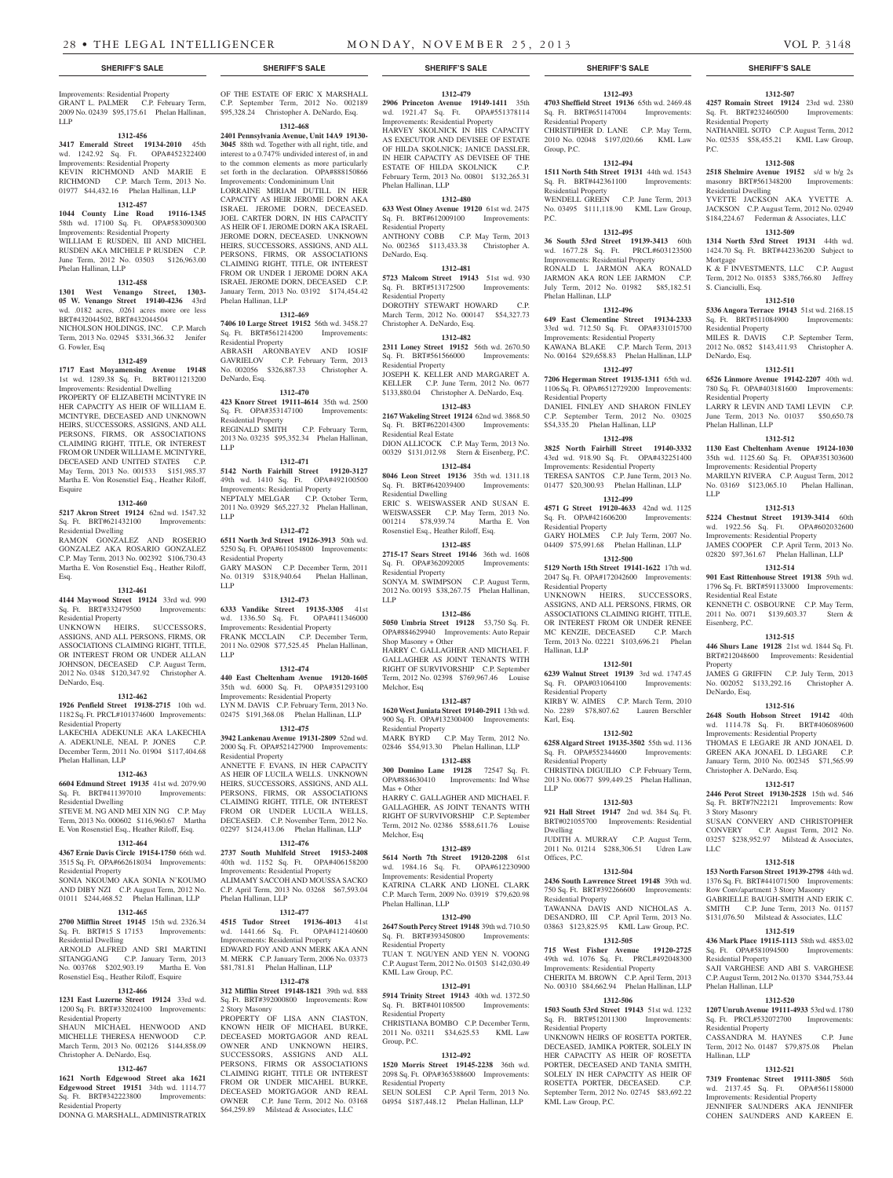Improvements: Residential Property
GRANT L. PALMER C.P. February Term, 2009 No. 02439 $95,175.61 Phelan Hallinan, LLP

**1312-456**

**3417 Emerald Street 19134-2010** 45th wd. 1242.92 Sq. Ft. OPA#452322400 Improvements: Residential Property
KEVIN RICHMOND AND MARIE E RICHMOND C.P. March Term, 2013 No. 01977 $44,432.16 Phelan Hallinan, LLP

**1312-457**

**1044 County Line Road 19116-1345** 58th wd. 17100 Sq. Ft. OPA#583090300 Improvements: Residential Property
WILLIAM E RUSDEN, III AND MICHEL RUSDEN AKA MICHELE P RUSDEN C.P. June Term, 2012 No. 03503 $126,963.00 Phelan Hallinan, LLP

**1312-458**

**1301 West Venango Street, 1303-05 W. Venango Street 19140-4236** 43rd wd. .0182 acres, .0261 acres more ore less BRT#432044502, BRT#432044504
NICHOLSON HOLDINGS, INC. C.P. March Term, 2013 No. 02945 $331,366.32 Jenifer G. Fowler, Esq

**1312-459**

**1717 East Moyamensing Avenue 19148** 1st wd. 1289.38 Sq. Ft. BRT#011213200 Improvements: Residential Dwelling
PROPERTY OF ELIZABETH MCINTYRE IN HER CAPACITY AS HEIR OF WILLIAM E. MCINTYRE, DECEASED AND UNKNOWN HEIRS, SUCCESSORS, ASSIGNS, AND ALL PERSONS, FIRMS, OR ASSOCIATIONS CLAIMING RIGHT, TITLE, OR INTEREST FROM OR UNDER WILLIAM E. MCINTYRE, DECEASED AND UNITED STATES C.P. May Term, 2013 No. 001533 $151,985.37 Martha E. Von Rosenstiel Esq., Heather Riloff, Esquire

**1312-460**

**5217 Akron Street 19124** 62nd wd. 1547.32 Sq. Ft. BRT#621432100 Improvements: Residential Dwelling
RAMON GONZALEZ AND ROSERIO GONZALEZ AKA ROSARIO GONZALEZ C.P. May Term, 2013 No. 002392 $106,730.43 Martha E. Von Rosenstiel Esq., Heather Riloff, Esq.

**1312-461**

**4144 Maywood Street 19124** 33rd wd. 990 Sq. Ft. BRT#332479500 Improvements: Residential Property
UNKNOWN HEIRS, SUCCESSORS, ASSIGNS, AND ALL PERSONS, FIRMS, OR ASSOCIATIONS CLAIMING RIGHT, TITLE, OR INTEREST FROM OR UNDER ALLAN JOHNSON, DECEASED C.P. August Term, 2012 No. 0348 $120,347.92 Christopher A. DeNardo, Esq.

**1312-462**

**1926 Penfield Street 19138-2715** 10th wd. 1182 Sq. Ft. PRCL#101374600 Improvements: Residential Property
LAKECHIA ADEKUNLE AKA LAKECHIA A. ADEKUNLE, NEAL P. JONES C.P. December Term, 2011 No. 01904 $117,404.68 Phelan Hallinan, LLP

**1312-463**

**6604 Edmund Street 19135** 41st wd. 2079.90 Sq. Ft. BRT#411397010 Improvements: Residential Dwelling
STEVE M. NG AND MEI XIN NG C.P. May Term, 2013 No. 000602 $116,960.67 Martha E. Von Rosenstiel Esq., Heather Riloff, Esq.

**1312-464**

**4367 Ernie Davis Circle 19154-1750** 66th wd. 3515 Sq. Ft. OPA#662618034 Improvements: Residential Property
SONIA NKOUMO AKA SONIA N'KOUMO AND DIBY NZI C.P. August Term, 2012 No. 01011 $244,468.52 Phelan Hallinan, LLP

**1312-465**

**2700 Mifflin Street 19145** 15th wd. 2326.34 Sq. Ft. BRT#15 S 17153 Improvements: Residential Dwelling
ARNOLD ALFRED AND SRI MARTINI SITANGGANG C.P. January Term, 2013 No. 003768 $202,903.19 Martha E. Von Rosenstiel Esq., Heather Riloff, Esquire

**1312-466**

**1231 East Luzerne Street 19124** 33rd wd. 1200 Sq. Ft. BRT#332024100 Improvements: Residential Property
SHAUN MICHAEL HENWOOD AND MICHELLE THERESA HENWOOD C.P. March Term, 2013 No. 002126 $144,858.09 Christopher A. DeNardo, Esq.

**1312-467**

**1621 North Edgewood Street aka 1621 Edgewood Street 19151** 34th wd. 1114.77 Sq. Ft. BRT#342223800 Improvements: Residential Property
DONNA G. MARSHALL, ADMINISTRATRIX OF THE ESTATE OF ERIC X MARSHALL C.P. September Term, 2012 No. 002189 $95,328.24 Christopher A. DeNardo, Esq.

**1312-468**

**2401 Pennsylvania Avenue, Unit 14A9 19130-3045** 88th wd. Together with all right, title, and interest to a 0.747% undivided interest of, in and to the common elements as more particularly set forth in the declaration. OPA#888150866 Improvements: Condominimum Unit
LORRAINE MIRIAM DUTILL IN HER CAPACITY AS HEIR JEROME DORN AKA ISRAEL JEROME DORN, DECEASED. JOEL CARTER DORN, IN HIS CAPACITY AS HEIR OF I. JEROME DORN AKA ISRAEL JEROME DORN, DECEASED. UNKNOWN HEIRS, SUCCESSORS, ASSIGNS, AND ALL PERSONS, FIRMS, OR ASSOCIATIONS CLAIMING RIGHT, TITLE, OR INTEREST FROM OR UNDER I JEROME DORN AKA ISRAEL JEROME DORN, DECEASED C.P. January Term, 2013 No. 03192 $174,454.42 Phelan Hallinan, LLP

**1312-469**

**7406 10 Large Street 19152** 56th wd. 3458.27 Sq. Ft. BRT#561214200 Improvements: Residential Property
ABRASH ARONBAYEV AND IOSIF GAVRIELOV C.P. February Term, 2013 No. 002056 $326,887.33 Christopher A. DeNardo, Esq.

**1312-470**

**423 Knorr Street 19111-4614** 35th wd. 2500 Sq. Ft. OPA#353147100 Improvements: Residential Property
REGINALD SMITH C.P. February Term, 2013 No. 03235 $95,352.34 Phelan Hallinan, LLP

**1312-471**

**5142 North Fairhill Street 19120-3127** 49th wd. 1410 Sq. Ft. OPA#492100500 Improvements: Residential Property
NEPTALY MELGAR C.P. October Term, 2011 No. 03929 $65,227.32 Phelan Hallinan, LLP

**1312-472**

**6511 North 3rd Street 19126-3913** 50th wd. 5250 Sq. Ft. OPA#611054800 Improvements: Residential Property
GARY MASON C.P. December Term, 2011 No. 01319 $318,940.64 Phelan Hallinan, LLP

**1312-473**

**6333 Vandike Street 19135-3305** 41st wd. 1336.50 Sq. Ft. OPA#411346000 Improvements: Residential Property
FRANK MCCLAIN C.P. December Term, 2011 No. 02908 $77,525.45 Phelan Hallinan, LLP

**1312-474**

**440 East Cheltenham Avenue 19120-1605** 35th wd. 6000 Sq. Ft. OPA#351293100 Improvements: Residential Property
LYN M. DAVIS C.P. February Term, 2013 No. 02475 $191,368.08 Phelan Hallinan, LLP

**1312-475**

**3942 Lankenau Avenue 19131-2809** 52nd wd. 2000 Sq. Ft. OPA#521427900 Improvements: Residential Property
ANNETTE F. EVANS, IN HER CAPACITY AS HEIR OF LUCILA WELLS. UNKNOWN HEIRS, SUCCESSORS, ASSIGNS, AND ALL PERSONS, FIRMS, OR ASSOCIATIONS CLAIMING RIGHT, TITLE, OR INTEREST FROM OR UNDER LUCILA WELLS, DECEASED. C.P. November Term, 2012 No. 02297 $124,413.06 Phelan Hallinan, LLP

**1312-476**

**2737 South Muhlfeld Street 19153-2408** 40th wd. 1152 Sq. Ft. OPA#406158200 Improvements: Residential Property
ALIMAMY SACCOH AND MOUSSA SACKO C.P. April Term, 2013 No. 03268 $67,593.04 Phelan Hallinan, LLP

**1312-477**

**4515 Tudor Street 19136-4013** 41st wd. 1441.66 Sq. Ft. OPA#412140600 Improvements: Residential Property
EDWARD FOY AND ANN MERK AKA ANN M. MERK C.P. January Term, 2006 No. 03373 $81,781.81 Phelan Hallinan, LLP

**1312-478**

**312 Mifflin Street 19148-1821** 39th wd. 888 Sq. Ft. BRT#392000800 Improvements: Row 2 Story Masonry
PROPERTY OF LISA ANN CIASTON, KNOWN HEIR OF MICHAEL BURKE, DECEASED MORTGAGOR AND REAL OWNER AND UNKNOWN HEIRS, SUCCESSORS, ASSIGNS AND ALL PERSONS, FIRMS OR ASSOCIATIONS CLAIMING RIGHT, TITLE OR INTEREST FROM OR UNDER MICHAEL BURKE, DECEASED MORTGAGOR AND REAL OWNER C.P. June Term, 2012 No. 03168 $64,259.89 Milstead & Associates, LLC

**1312-479**

**2906 Princeton Avenue 19149-1411** 35th wd. 1921.47 Sq. Ft. OPA#551378114 Improvements: Residential Property
HARVEY SKOLNICK IN HIS CAPACITY AS EXECUTOR AND DEVISEE OF ESTATE OF HILDA SKOLNICK; JANICE DASSLER, IN HER CAPACITY AS DEVISEE OF THE ESTATE OF HILDA SKOLNICK C.P. February Term, 2013 No. 00801 $132,265.31 Phelan Hallinan, LLP

**1312-480**

**633 West Olney Avenue 19120** 61st wd. 2475 Sq. Ft. BRT#612009100 Improvements: Residential Property
ANTHONY COBB C.P. May Term, 2013 No. 002365 $113,433.38 Christopher A. DeNardo, Esq.

**1312-481**

**5723 Malcom Street 19143** 51st wd. 930 Sq. Ft. BRT#513172500 Improvements: Residential Property
DOROTHY STEWART HOWARD C.P. March Term, 2012 No. 000147 $54,327.73 Christopher A. DeNardo, Esq.

**1312-482**

**2311 Loney Street 19152** 56th wd. 2670.50 Sq. Ft. BRT#561566000 Improvements: Residential Property
JOSEPH K. KELLER AND MARGARET A. KELLER C.P. June Term, 2012 No. 0677 $133,880.04 Christopher A. DeNardo, Esq.

**1312-483**

**2167 Wakeling Street 19124** 62nd wd. 3868.50 Sq. Ft. BRT#622014300 Improvements: Residential Real Estate
DION ALLICOCK C.P. May Term, 2013 No. 00329 $131,012.98 Stern & Eisenberg, P.C.

**1312-484**

**8046 Leon Street 19136** 35th wd. 1311.18 Sq. Ft. BRT#642039400 Improvements: Residential Dwelling
ERIC S. WEISWASSER AND SUSAN E. WEISWASSER C.P. May Term, 2013 No. 001214 $78,939.74 Martha E. Von Rosenstiel Esq., Heather Riloff, Esq.

**1312-485**

**2715-17 Sears Street 19146** 36th wd. 1608 Sq. Ft. OPA#362092005 Improvements: Residential Property
SONYA M. SWIMPSON C.P. August Term, 2012 No. 00193 $38,267.75 Phelan Hallinan, LLP

**1312-486**

**5050 Umbria Street 19128** 53,750 Sq. Ft. OPA#884629940 Improvements: Auto Repair Shop Masonry + Other
HARRY C. GALLAGHER AND MICHAEL F. GALLAGHER AS JOINT TENANTS WITH RIGHT OF SURVIVORSHIP C.P. September Term, 2012 No. 02398 $769,967.46 Louise Melchor, Esq

**1312-487**

**1620 West Juniata Street 19140-2911** 13th wd. 900 Sq. Ft. OPA#132300400 Improvements: Residential Property
MARK BYRD C.P. May Term, 2012 No. 02846 $54,913.30 Phelan Hallinan, LLP

**1312-488**

**300 Domino Lane 19128** 72547 Sq. Ft. OPA#884630410 Improvements: Ind Whse Mas + Other
HARRY C. GALLAGHER AND MICHAEL F. GALLAGHER, AS JOINT TENANTS WITH RIGHT OF SURVIVORSHIP C.P. September Term, 2012 No. 02386 $588,611.76 Louise Melchor, Esq

**1312-489**

**5614 North 7th Street 19120-2208** 61st wd. 1984.16 Sq. Ft. OPA#612230900 Improvements: Residential Property
KATRINA CLARK AND LIONEL CLARK C.P. March Term, 2009 No. 03919 $79,620.98 Phelan Hallinan, LLP

**1312-490**

**2647 South Percy Street 19148** 39th wd. 710.50 Sq. Ft. BRT#393450800 Improvements: Residential Property
TUAN T. NGUYEN AND YEN N. VOONG C.P. August Term, 2012 No. 01503 $142,030.49 KML Law Group, P.C.

**1312-491**

**5914 Trinity Street 19143** 40th wd. 1372.50 Sq. Ft. BRT#401108500 Improvements: Residential Property
CHRISTIANA BOMBO C.P. December Term, 2011 No. 03211 $34,625.53 KML Law Group, P.C.

**1312-492**

**1520 Morris Street 19145-2238** 36th wd. 2098 Sq. Ft. OPA#365388600 Improvements: Residential Property
SEUN SOLESI C.P. April Term, 2013 No. 04954 $187,448.12 Phelan Hallinan, LLP

**1312-493**

**4703 Sheffield Street 19136** 65th wd. 2469.48 Sq. Ft. BRT#651147004 Improvements: Residential Property
CHRISTIPHER D. LANE C.P. May Term, 2010 No. 02048 $197,020.66 KML Law Group, P.C.

**1312-494**

**1511 North 54th Street 19131** 44th wd. 1543 Sq. Ft. BRT#442361100 Improvements: Residential Property
WENDELL GREEN C.P. June Term, 2013 No. 03495 $111,118.90 KML Law Group, P.C.

**1312-495**

**36 South 53rd Street 19139-3413** 60th wd. 1677.28 Sq. Ft. PRCL#603123500 Improvements: Residential Property
RONALD L JARMON AKA RONALD JARMON AKA RON LEE JARMON C.P. July Term, 2012 No. 01982 $85,182.51 Phelan Hallinan, LLP

**1312-496**

**649 East Clementine Street 19134-2333** 33rd wd. 712.50 Sq. Ft. OPA#331015700 Improvements: Residential Property
KAWANA BLAKE C.P. March Term, 2013 No. 00164 $29,658.83 Phelan Hallinan, LLP

**1312-497**

**7206 Hegerman Street 19135-1311** 65th wd. 1106 Sq. Ft. OPA#6512729200 Improvements: Residential Property
DANIEL FINLEY AND SHARON FINLEY C.P. September Term, 2012 No. 03025 $54,335.20 Phelan Hallinan, LLP

**1312-498**

**3825 North Fairhill Street 19140-3332** 43rd wd. 918.90 Sq. Ft. OPA#432251400 Improvements: Residential Property
TERESA SANTOS C.P. June Term, 2013 No. 01477 $20,300.93 Phelan Hallinan, LLP

**1312-499**

**4571 G Street 19120-4633** 42nd wd. 1125 Sq. Ft. OPA#421606200 Improvements: Residential Property
GARY HOLMES C.P. July Term, 2007 No. 04409 $75,991.68 Phelan Hallinan, LLP

**1312-500**

**5129 North 15th Street 19141-1622** 17th wd. 2047 Sq. Ft. OPA#172042600 Improvements: Residential Property
UNKNOWN HEIRS, SUCCESSORS, ASSIGNS, AND ALL PERSONS, FIRMS, OR ASSOCIATIONS CLAIMING RIGHT, TITLE, OR INTEREST FROM OR UNDER RENEE MC KENZIE, DECEASED C.P. March Term, 2013 No. 02221 $103,696.21 Phelan Hallinan, LLP

**1312-501**

**6239 Walnut Street 19139** 3rd wd. 1747.45 Sq. Ft. OPA#031064100 Improvements: Residential Property
KIRBY W. AIMES C.P. March Term, 2010 No. 2289 $78,807.62 Lauren Berschler Karl, Esq.

**1312-502**

**6258 Algard Street 19135-3502** 55th wd. 1136 Sq. Ft. OPA#552344600 Improvements: Residential Property
CHRISTINA DIGUILIO C.P. February Term, 2013 No. 00677 $99,449.25 Phelan Hallinan, LLP

**1312-503**

**921 Hall Street 19147** 2nd wd. 384 Sq. Ft. BRT#021055700 Improvements: Residential Dwelling
JUDITH A. MURRAY C.P. August Term, 2011 No. 01214 $288,306.51 Udren Law Offices, P.C.

**1312-504**

**2436 South Lawrence Street 19148** 39th wd. 750 Sq. Ft. BRT#392266600 Improvements: Residential Property
TAWANNA DAVIS AND NICHOLAS A. DESANDRO, III C.P. April Term, 2013 No. 03863 $123,825.95 KML Law Group, P.C.

**1312-505**

**715 West Fisher Avenue 19120-2725** 49th wd. 1076 Sq. Ft. PRCL#492048300 Improvements: Residential Property
CHERITA M. BROWN C.P. April Term, 2013 No. 00310 $84,662.94 Phelan Hallinan, LLP

**1312-506**

**1503 South 53rd Street 19143** 51st wd. 1232 Sq. Ft. BRT#512011300 Improvements: Residential Property
UNKNOWN HEIRS OF ROSETTA PORTER, DECEASED, JAMIKA PORTER, SOLELY IN HER CAPACITY AS HEIR OF ROSETTA PORTER, DECEASED AND TANIA SMITH, SOLELY IN HER CAPACITY AS HEIR OF ROSETTA PORTER, DECEASED. C.P. September Term, 2012 No. 02745 $83,692.22 KML Law Group, P.C.

**1312-507**

**4257 Romain Street 19124** 23rd wd. 2380 Sq. Ft. BRT#232460500 Improvements: Residential Property
NATHANIEL SOTO C.P. August Term, 2012 No. 02535 $58,455.21 KML Law Group, P.C.

**1312-508**

**2518 Shelmire Avenue 19152** s/d w b/g 2s masonry BRT#561348200 Improvements: Residential Dwelling
YVETTE JACKSON AKA YVETTE A. JACKSON C.P. August Term, 2012 No. 02949 $184,224.67 Federman & Associates, LLC

**1312-509**

**1314 North 53rd Street 19131** 44th wd. 1424.70 Sq. Ft. BRT#442336200 Subject to Mortgage
K & F INVESTMENTS, LLC C.P. August Term, 2012 No. 01853 $385,766.80 Jeffrey S. Cianciulli, Esq.

**1312-510**

**5336 Angora Terrace 19143** 51st wd. 2168.15 Sq. Ft. BRT#511084900 Improvements: Residential Property
MILES R. DAVIS C.P. September Term, 2012 No. 0852 $143,411.93 Christopher A. DeNardo, Esq.

**1312-511**

**6526 Linmore Avenue 19142-2207** 40th wd. 780 Sq. Ft. OPA#403181600 Improvements: Residential Property
LARRY R LEVIN AND TAMI LEVIN C.P. June Term, 2013 No. 01037 $50,650.78 Phelan Hallinan, LLP

**1312-512**

**1130 East Cheltenham Avenue 19124-1030** 35th wd. 1125.60 Sq. Ft. OPA#351303600 Improvements: Residential Property
MARILYN RIVERA C.P. August Term, 2012 No. 03169 $123,065.10 Phelan Hallinan, LLP

**1312-513**

**5224 Chestnut Street 19139-3414** 60th wd. 1922.56 Sq. Ft. OPA#602032600 Improvements: Residential Property
JAMES COOPER C.P. April Term, 2013 No. 02820 $97,361.67 Phelan Hallinan, LLP

**1312-514**

**901 East Rittenhouse Street 19138** 59th wd. 1796 Sq. Ft. BRT#591133000 Improvements: Residential Real Estate
KENNETH C. OSBOURNE C.P. May Term, 2011 No. 0071 $139,603.37 Stern & Eisenberg, P.C.

**1312-515**

**446 Shurs Lane 19128** 21st wd. 1844 Sq. Ft. BRT#212048600 Improvements: Residential Property
JAMES G GRIFFIN C.P. July Term, 2013 No. 002052 $133,292.16 Christopher A. DeNardo, Esq.

**1312-516**

**2648 South Hobson Street 19142** 40th wd. 1114.78 Sq. Ft. BRT#406089600 Improvements: Residential Property
THOMAS E LEGARE JR AND JONAEL D. GREEN AKA JONAEL D. LEGARE C.P. January Term, 2010 No. 002345 $71,565.99 Christopher A. DeNardo, Esq.

**1312-517**

**2446 Perot Street 19130-2528** 15th wd. 546 Sq. Ft. BRT#7N22121 Improvements: Row 3 Story Masonry
SUSAN CONVERY AND CHRISTOPHER CONVERY C.P. August Term, 2012 No. 03257 $238,952.97 Milstead & Associates, LLC

**1312-518**

**153 North Farson Street 19139-2798** 44th wd. 1376 Sq. Ft. BRT#441071500 Improvements: Row Conv/apartment 3 Story Masonry
GABRIELLE BAUGH-SMITH AND ERIK C. SMITH C.P. June Term, 2013 No. 01157 $131,076.50 Milstead & Associates, LLC

**1312-519**

**436 Mark Place 19115-1113** 58th wd. 4853.02 Sq. Ft. OPA#581094500 Improvements: Residential Property
SAJI VARGHESE AND ABI S. VARGHESE C.P. August Term, 2012 No. 01370 $344,753.44 Phelan Hallinan, LLP

**1312-520**

**1207 Unruh Avenue 19111-4933** 53rd wd. 1780 Sq. Ft. PRCL#532072700 Improvements: Residential Property
CASSANDRA M. HAYNES C.P. June Term, 2012 No. 01487 $79,875.08 Phelan Hallinan, LLP

**1312-521**

**7319 Frontenac Street 19111-3805** 56th wd. 2137.45 Sq. Ft. OPA#561158000 Improvements: Residential Property
JENNIFER SAUNDERS AKA JENNIFER COHEN SAUNDERS AND KAREEN E.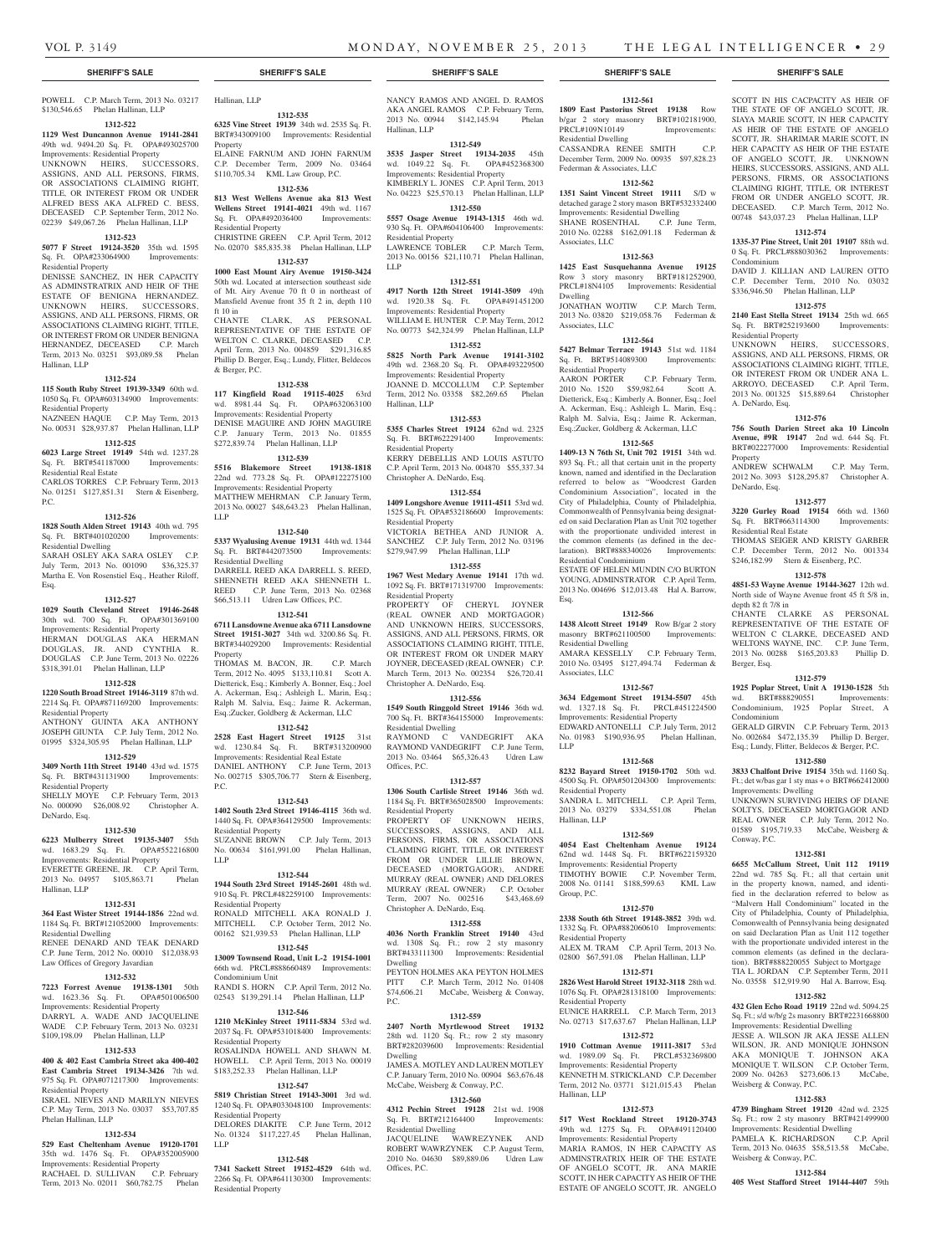POWELL C.P. March Term, 2013 No. 03217 $130,546.65 Phelan Hallinan, LLP

**1312-522**

**1129 West Duncannon Avenue 19141-2841** 49th wd. 9494.20 Sq. Ft. OPA#493025700 Improvements: Residential Property

UNKNOWN HEIRS, SUCCESSORS, ASSIGNS, AND ALL PERSONS, FIRMS, OR ASSOCIATIONS CLAIMING RIGHT, TITLE, OR INTEREST FROM OR UNDER ALFRED BESS AKA ALFRED C. BESS, DECEASED C.P. September Term, 2012 No. 02239 $49,067.26 Phelan Hallinan, LLP

**1312-523**

**5077 F Street 19124-3520** 35th wd. 1595 Sq. Ft. OPA#233064900 Improvements: Residential Property

DENISSE SANCHEZ, IN HER CAPACITY AS ADMINSTRATRIX AND HEIR OF THE ESTATE OF BENIGNA HERNANDEZ. UNKNOWN HEIRS, SUCCESSORS, ASSIGNS, AND ALL PERSONS, FIRMS, OR ASSOCIATIONS CLAIMING RIGHT, TITLE, OR INTEREST FROM OR UNDER BENIGNA HERNANDEZ, DECEASED C.P. March Term, 2013 No. 03251 $93,089.58 Phelan Hallinan, LLP

**1312-524**

**115 South Ruby Street 19139-3349** 60th wd. 1050 Sq. Ft. OPA#603134900 Improvements: Residential Property

NAZNEEN HAQUE C.P. May Term, 2013 No. 00531 $28,937.87 Phelan Hallinan, LLP

**1312-525**

**6023 Large Street 19149** 54th wd. 1237.28 Sq. Ft. BRT#541187000 Improvements: Residential Real Estate

CARLOS TORRES C.P. February Term, 2013 No. 01251 $127,851.31 Stern & Eisenberg, P.C.

**1312-526**

**1828 South Alden Street 19143** 40th wd. 795 Sq. Ft. BRT#401020200 Improvements: Residential Dwelling

SARAH OSLEY AKA SARA OSLEY C.P. July Term, 2013 No. 001090 $36,325.37 Martha E. Von Rosenstiel Esq., Heather Riloff, Esq.

**1312-527**

**1029 South Cleveland Street 19146-2648** 30th wd. 700 Sq. Ft. OPA#301369100 Improvements: Residential Property

HERMAN DOUGLAS AKA HERMAN DOUGLAS, JR. AND CYNTHIA R. DOUGLAS C.P. June Term, 2013 No. 02226 $318,391.01 Phelan Hallinan, LLP

**1312-528**

**1220 South Broad Street 19146-3119** 87th wd. 2214 Sq. Ft. OPA#871169200 Improvements: Residential Property

ANTHONY GUINTA AKA ANTHONY JOSEPH GIUNTA C.P. July Term, 2012 No. 01995 $324,305.95 Phelan Hallinan, LLP

**1312-529**

**3409 North 11th Street 19140** 43rd wd. 1575 Sq. Ft. BRT#431131900 Improvements: Residential Property

SHELLY MOYE C.P. February Term, 2013 No. 000090 $26,008.92 Christopher A. DeNardo, Esq.

**1312-530**

**6223 Mulberry Street 19135-3407** 55th wd. 1683.29 Sq. Ft. OPA#552216800 Improvements: Residential Property

EVERETTE GREENE, JR. C.P. April Term, 2013 No. 04957 $105,863.71 Phelan Hallinan, LLP

**1312-531**

**364 East Wister Street 19144-1856** 22nd wd. 1184 Sq. Ft. BRT#121052000 Improvements: Residential Dwelling

RENEE DENARD AND TEAK DENARD C.P. June Term, 2012 No. 00010 $12,038.93 Law Offices of Gregory Javardian

**1312-532**

**7223 Forrest Avenue 19138-1301** 50th wd. 1623.36 Sq. Ft. OPA#501006500 Improvements: Residential Property

DARRYL A. WADE AND JACQUELINE WADE C.P. February Term, 2013 No. 03231 $109,198.09 Phelan Hallinan, LLP

**1312-533**

**400 & 402 East Cambria Street aka 400-402 East Cambria Street 19134-3426** 7th wd. 975 Sq. Ft. OPA#071217300 Improvements: Residential Property

ISRAEL NIEVES AND MARILYN NIEVES C.P. May Term, 2013 No. 03037 $53,707.85 Phelan Hallinan, LLP

**1312-534**

**529 East Cheltenham Avenue 19120-1701** 35th wd. 1476 Sq. Ft. OPA#352005900 Improvements: Residential Property

RACHAEL D. SULLIVAN C.P. February Term, 2013 No. 02011 $60,782.75 Phelan Hallinan, LLP

**1312-535**

**6325 Vine Street 19139** 34th wd. 2535 Sq. Ft. BRT#343009100 Improvements: Residential Property

ELAINE FARNUM AND JOHN FARNUM C.P. December Term, 2009 No. 03464 $110,705.34 KML Law Group, P.C.

**1312-536**

**813 West Wellens Avenue aka 813 West Wellens Street 19141-4021** 49th wd. 1167 Sq. Ft. OPA#492036400 Improvements: Residential Property

CHRISTINE GREEN C.P. April Term, 2012 No. 02070 $85,835.38 Phelan Hallinan, LLP

**1312-537**

**1000 East Mount Airy Avenue 19150-3424** 50th wd. Located at intersection southeast side of Mt. Airy Avenue 70 ft 0 in northeast of Mansfield Avenue front 35 ft 2 in, depth 110 ft 10 in

CHANTE CLARK, AS PERSONAL REPRESENTATIVE OF THE ESTATE OF WELTON C. CLARKE, DECEASED C.P. April Term, 2013 No. 004859 $291,316.85 Phillip D. Berger, Esq.; Lundy, Flitter, Beldecos & Berger, P.C.

**1312-538**

**117 Kingfield Road 19115-4025** 63rd wd. 8981.44 Sq. Ft. OPA#632063100 Improvements: Residential Property

DENISE MAGUIRE AND JOHN MAGUIRE C.P. January Term, 2013 No. 01855 $272,839.74 Phelan Hallinan, LLP

**1312-539**

**5516 Blakemore Street 19138-1818** 22nd wd. 773.28 Sq. Ft. OPA#122275100 Improvements: Residential Property

MATTHEW MEHRMAN C.P. January Term, 2013 No. 00027 $48,643.23 Phelan Hallinan, LLP

**1312-540**

**5337 Wyalusing Avenue 19131** 44th wd. 1344 Sq. Ft. BRT#442073500 Improvements: Residential Dwelling

DARRELL REED AKA DARRELL S. REED, SHENNETH REED AKA SHENNETH L. REED C.P. June Term, 2013 No. 02368 $66,513.11 Udren Law Offices, P.C.

**1312-541**

**6711 Lansdowne Avenue aka 6711 Lansdowne Street 19151-3027** 34th wd. 3200.86 Sq. Ft. BRT#344029200 Improvements: Residential Property

THOMAS M. BACON, JR. C.P. March Term, 2012 No. 4095 $133,110.81 Scott A. Dietterick, Esq.; Kimberly A. Bonner, Esq.; Joel A. Ackerman, Esq.; Ashleigh L. Marin, Esq.; Ralph M. Salvia, Esq.; Jaime R. Ackerman, Esq.;Zucker, Goldberg & Ackerman, LLC

**1312-542**

**2528 East Hagert Street 19125** 31st wd. 1230.84 Sq. Ft. BRT#313200900 Improvements: Residential Real Estate

DANIEL ANTHONY C.P. June Term, 2013 No. 002715 $305,706.77 Stern & Eisenberg, P.C.

**1312-543**

**1402 South 23rd Street 19146-4115** 36th wd. 1440 Sq. Ft. OPA#364129500 Improvements: Residential Property

SUZANNE BROWN C.P. July Term, 2013 No. 00634 $161,991.00 Phelan Hallinan, LLP

**1312-544**

**1944 South 23rd Street 19145-2601** 48th wd. 910 Sq. Ft. PRCL#482259100 Improvements: Residential Property

RONALD MITCHELL AKA RONALD J. MITCHELL C.P. October Term, 2012 No. 00162 $21,939.53 Phelan Hallinan, LLP

**1312-545**

**13009 Townsend Road, Unit L-2 19154-1001** 66th wd. PRCL#888660489 Improvements: Condominium Unit

RANDI S. HORN C.P. April Term, 2012 No. 02543 $139,291.14 Phelan Hallinan, LLP

**1312-546**

**1210 McKinley Street 19111-5834** 53rd wd. 2037 Sq. Ft. OPA#531018400 Improvements: Residential Property

ROSALINDA HOWELL AND SHAWN M. HOWELL C.P. April Term, 2013 No. 00019 $183,252.33 Phelan Hallinan, LLP

**1312-547**

**5819 Christian Street 19143-3001** 3rd wd. 1240 Sq. Ft. OPA#033048100 Improvements: Residential Property

DELORES DIAKITE C.P. June Term, 2012 No. 01324 $117,227.45 Phelan Hallinan, LLP

**1312-548**

**7341 Sackett Street 19152-4529** 64th wd. 2266 Sq. Ft. OPA#641130300 Improvements: Residential Property

NANCY RAMOS AND ANGEL D. RAMOS AKA ANGEL RAMOS C.P. February Term, 2013 No. 00944 $142,145.94 Phelan Hallinan, LLP

**1312-549**

**3535 Jasper Street 19134-2035** 45th wd. 1049.22 Sq. Ft. OPA#452368300 Improvements: Residential Property

KIMBERLY L. JONES C.P. April Term, 2013 No. 04223 $25,570.13 Phelan Hallinan, LLP

**1312-550**

**5557 Osage Avenue 19143-1315** 46th wd. 930 Sq. Ft. OPA#604106400 Improvements: Residential Property

LAWRENCE TOBLER C.P. March Term, 2013 No. 00156 $21,110.71 Phelan Hallinan, LLP

**1312-551**

**4917 North 12th Street 19141-3509** 49th wd. 1920.38 Sq. Ft. OPA#491451200 Improvements: Residential Property

WILLIAM E. HUNTER C.P. May Term, 2012 No. 00773 $42,324.99 Phelan Hallinan, LLP

**1312-552**

**5825 North Park Avenue 19141-3102** 49th wd. 2368.20 Sq. Ft. OPA#493229500 Improvements: Residential Property

JOANNE D. MCCOLLUM C.P. September Term, 2012 No. 03358 $82,269.65 Phelan Hallinan, LLP

**1312-553**

**5355 Charles Street 19124** 62nd wd. 2325 Sq. Ft. BRT#622291400 Improvements: Residential Property

KERRY DEBELLIS AND LOUIS ASTUTO C.P. April Term, 2013 No. 004870 $55,337.34 Christopher A. DeNardo, Esq.

**1312-554**

**1409 Longshore Avenue 19111-4511** 53rd wd. 1525 Sq. Ft. OPA#532186600 Improvements: Residential Property

VICTORIA BETHEA AND JUNIOR A. SANCHEZ C.P. July Term, 2012 No. 03196 $279,947.99 Phelan Hallinan, LLP

**1312-555**

**1967 West Medary Avenue 19141** 17th wd. 1092 Sq. Ft. BRT#171319700 Improvements: Residential Property

PROPERTY OF CHERYL JOYNER (REAL OWNER AND MORTGAGOR) AND UNKNOWN HEIRS, SUCCESSORS, ASSIGNS, AND ALL PERSONS, FIRMS, OR ASSOCIATIONS CLAIMING RIGHT, TITLE, OR INTEREST FROM OR UNDER MARY JOYNER, DECEASED (REAL OWNER) C.P. March Term, 2013 No. 002354 $26,720.41 Christopher A. DeNardo, Esq.

**1312-556**

**1549 South Ringgold Street 19146** 36th wd. 700 Sq. Ft. BRT#364155000 Improvements: Residential Dwelling

RAYMOND C VANDEGRIFT AKA RAYMOND VANDEGRIFT C.P. June Term, 2013 No. 03464 $65,326.43 Udren Law Offices, P.C.

**1312-557**

**1306 South Carlisle Street 19146** 36th wd. 1184 Sq. Ft. BRT#365028500 Improvements: Residential Property

PROPERTY OF UNKNOWN HEIRS, SUCCESSORS, ASSIGNS, AND ALL PERSONS, FIRMS, OR ASSOCIATIONS CLAIMING RIGHT, TITLE, OR INTEREST FROM OR UNDER LILLIE BROWN, DECEASED (MORTGAGOR), ANDRE MURRAY (REAL OWNER) AND DELORES MURRAY (REAL OWNER) C.P. October Term, 2007 No. 002516 $43,468.69 Christopher A. DeNardo, Esq.

**1312-558**

**4036 North Franklin Street 19140** 43rd wd. 1308 Sq. Ft.; row 2 sty masonry BRT#433111300 Improvements: Residential Dwelling

PEYTON HOLMES AKA PEYTON HOLMES PITT C.P. March Term, 2012 No. 01408 $74,606.21 McCabe, Weisberg & Conway, P.C.

**1312-559**

**2407 North Myrtlewood Street 19132** 28th wd. 1120 Sq. Ft.; row 2 sty masonry BRT#282039600 Improvements: Residential Dwelling

JAMES A. MOTLEY AND LAUREN MOTLEY C.P. January Term, 2010 No. 00904 $63,676.48 McCabe, Weisberg & Conway, P.C.

**1312-560**

**4312 Pechin Street 19128** 21st wd. 1908 Sq. Ft. BRT#212164400 Improvements: Residential Dwelling

JACQUELINE WAWREZYNEK AND ROBERT WAWRZYNEK C.P. August Term, 2010 No. 04630 $89,889.06 Udren Law Offices, P.C.

**1312-561**

**1809 East Pastorius Street 19138** Row b/gar 2 story masonry BRT#102181900, PRCL#109N10149 Improvements: Residential Dwelling

CASSANDRA RENEE SMITH C.P. December Term, 2009 No. 00935 $97,828.23 Federman & Associates, LLC

**1312-562**

**1351 Saint Vincent Street 19111** S/D w detached garage 2 story mason BRT#532332400 Improvements: Residential Dwelling

SHANE ROSENTHAL C.P. June Term, 2010 No. 02288 $162,091.18 Federman & Associates, LLC

**1312-563**

**1425 East Susquehanna Avenue 19125** Row 3 story masonry BRT#181252900, PRCL#18N4105 Improvements: Residential Dwelling

JONATHAN WOJTIW C.P. March Term, 2013 No. 03820 $219,058.76 Federman & Associates, LLC

**1312-564**

**5427 Belmar Terrace 19143** 51st wd. 1184 Sq. Ft. BRT#514089300 Improvements: Residential Property

AARON PORTER C.P. February Term, 2010 No. 1520 $59,982.64 Scott A. Dietterick, Esq.; Kimberly A. Bonner, Esq.; Joel A. Ackerman, Esq.; Ashleigh L. Marin, Esq.; Ralph M. Salvia, Esq.; Jaime R. Ackerman, Esq.;Zucker, Goldberg & Ackerman, LLC

**1312-565**

**1409-13 N 76th St, Unit 702 19151** 34th wd. 893 Sq. Ft.; all that certain unit in the property known, named and identified in the Declaration referred to below as "Woodcrest Garden Condominium Association", located in the City of Philadelphia, County of Philadelphia, Commonwealth of Pennsylvania being designated on said Declaration Plan as Unit 702 together with the proportionate undivided interest in the common elements (as defined in the declaration). BRT#888340026 Improvements: Residential Condominium

ESTATE OF HELEN MUNDIN C/O BURTON YOUNG, ADMINSTRATOR C.P. April Term, 2013 No. 004696 $12,013.48 Hal A. Barrow, Esq.

**1312-566**

**1438 Alcott Street 19149** Row B/gar 2 story masonry BRT#621100500 Improvements: Residential Dwelling

AMARA KESSELLY C.P. February Term, 2010 No. 03495 $127,494.74 Federman & Associates, LLC

**1312-567**

**3634 Edgemont Street 19134-5507** 45th wd. 1327.18 Sq. Ft. PRCL#451224500 Improvements: Residential Property

EDWARD ANTONELLI C.P. July Term, 2012 No. 01983 $190,936.95 Phelan Hallinan, LLP

**1312-568**

**8232 Bayard Street 19150-1702** 50th wd. 4500 Sq. Ft. OPA#501204300 Improvements: Residential Property

SANDRA L. MITCHELL C.P. April Term, 2013 No. 03279 $334,551.08 Phelan Hallinan, LLP

**1312-569**

**4054 East Cheltenham Avenue 19124** 62nd wd. 1448 Sq. Ft. BRT#622159320 Improvements: Residential Dwelling

TIMOTHY BOWIE C.P. November Term, 2008 No. 01141 $188,599.63 KML Law Group, P.C.

**1312-570**

**2338 South 6th Street 19148-3852** 39th wd. 1332 Sq. Ft. OPA#882060610 Improvements: Residential Property

ALEX M. TRAM C.P. April Term, 2013 No. 02800 $67,591.08 Phelan Hallinan, LLP

**1312-571**

**2826 West Harold Street 19132-3118** 28th wd. 1076 Sq. Ft. OPA#281318100 Improvements: Residential Property

EUNICE HARRELL C.P. March Term, 2013 No. 02713 $17,637.67 Phelan Hallinan, LLP

**1312-572**

**1910 Cottman Avenue 19111-3817** 53rd wd. 1989.09 Sq. Ft. PRCL#532369800 Improvements: Residential Property

KENNETH M. STRICKLAND C.P. December Term, 2012 No. 03771 $121,015.43 Phelan Hallinan, LLP

**1312-573**

**517 West Rockland Street 19120-3743** 49th wd. 1275 Sq. Ft. OPA#491120400 Improvements: Residential Property

MARIA RAMOS, IN HER CAPACITY AS ADMINSTRATRIX HEIR OF THE ESTATE OF ANGELO SCOTT, JR. ANA MARIE SCOTT, IN HER CAPACITY AS HEIR OF THE ESTATE OF ANGELO SCOTT, JR. ANGELO SCOTT IN HIS CACPACITY AS HEIR OF THE STATE OF OF ANGELO SCOTT, JR. SIAYA MARIE SCOTT, IN HER CAPACITY AS HEIR OF THE ESTATE OF ANGELO SCOTT, JR. SHARIMAR MARIE SCOTT, IN HER CAPACITY AS HEIR OF THE ESTATE OF ANGELO SCOTT, JR. UNKNOWN HEIRS, SUCCESSORS, ASSIGNS, AND ALL PERSONS, FIRMS, OR ASSOCIATIONS CLAIMING RIGHT, TITLE, OR INTEREST FROM OR UNDER ANGELO SCOTT, JR. DECEASED. C.P. March Term, 2012 No. 00748 $43,037.23 Phelan Hallinan, LLP

**1312-574**

**1335-37 Pine Street, Unit 201 19107** 88th wd. 0 Sq. Ft. PRCL#888030362 Improvements: Condominium

DAVID J. KILLIAN AND LAUREN OTTO C.P. December Term, 2010 No. 03032 $336,946.50 Phelan Hallinan, LLP

**1312-575**

**2140 East Stella Street 19134** 25th wd. 665 Sq. Ft. BRT#252193600 Improvements: Residential Property

UNKNOWN HEIRS, SUCCESSORS, ASSIGNS, AND ALL PERSONS, FIRMS, OR ASSOCIATIONS CLAIMING RIGHT, TITLE, OR INTEREST FROM OR UNDER ANA L. ARROYO, DECEASED C.P. April Term, 2013 No. 001325 $15,889.64 Christopher A. DeNardo, Esq.

**1312-576**

**756 South Darien Street aka 10 Lincoln Avenue, #9R 19147** 2nd wd. 644 Sq. Ft. BRT#022277000 Improvements: Residential Property

ANDREW SCHWALM C.P. May Term, 2012 No. 3093 $128,295.87 Christopher A. DeNardo, Esq.

**1312-577**

**3220 Gurley Road 19154** 66th wd. 1360 Sq. Ft. BRT#663114300 Improvements: Residential Real Estate

THOMAS SEIGER AND KRISTY GARBER C.P. December Term, 2012 No. 001334 $246,182.99 Stern & Eisenberg, P.C.

**1312-578**

**4851-53 Wayne Avenue 19144-3627** 12th wd. North side of Wayne Avenue front 45 ft 5/8 in, depth 82 ft 7/8 in

CHANTE CLARKE AS PERSONAL REPRESENTATIVE OF THE ESTATE OF WELTON C CLARKE, DECEASED AND WELTONS WAYNE, INC. C.P. June Term, 2013 No. 00288 $165,203.83 Phillip D. Berger, Esq.

**1312-579**

**1925 Poplar Street, Unit A 19130-1528** 5th wd. BRT#888290551 Improvements: Condominium, 1925 Poplar Street, A Condominium

GERALD GIRVIN C.P. February Term, 2013 No. 002684 $472,135.39 Phillip D. Berger, Esq.; Lundy, Flitter, Beldecos & Berger, P.C.

**1312-580**

**3833 Chalfont Drive 19154** 35th wd. 1160 Sq. Ft.; det w/bas gar 1 sty mas + o BRT#662412000 Improvements: Dwelling

UNKNOWN SURVIVING HEIRS OF DIANE SOLTYS, DECEASED MORTGAGOR AND REAL OWNER C.P. July Term, 2012 No. 01589 $195,719.33 McCabe, Weisberg & Conway, P.C.

**1312-581**

**6655 McCallum Street, Unit 112 19119** 22nd wd. 785 Sq. Ft.; all that certain unit in the property known, named, and identified in the declaration referred to below as "Malvern Hall Condominium" located in the City of Philadelphia, County of Philadelphia, Commonwealth of Pennsylvania being designated on said Declaration Plan as Unit 112 together with the proportionate undivided interest in the common elements (as defined in the declaration). BRT#888220055 Subject to Mortgage

TIA L. JORDAN C.P. September Term, 2011 No. 03558 $12,919.90 Hal A. Barrow, Esq.

**1312-582**

**432 Glen Echo Road 19119** 22nd wd. 5094.25 Sq. Ft.; s/d w/b/g 2s masonry BRT#2231668800 Improvements: Residential Dwelling

JESSE A. WILSON JR AKA JESSE ALLEN WILSON, JR. AND MONIQUE JOHNSON AKA MONIQUE T. JOHNSON AKA MONIQUE T. WILSON C.P. October Term, 2009 No. 04263 $273,606.13 McCabe, Weisberg & Conway, P.C.

**1312-583**

**4739 Bingham Street 19120** 42nd wd. 2325 Sq. Ft.; row 2 sty masonry BRT#421499900 Improvements: Residential Dwelling

PAMELA K. RICHARDSON C.P. April Term, 2013 No. 04635 $58,513.58 McCabe, Weisberg & Conway, P.C.

**1312-584**

**405 West Stafford Street 19144-4407** 59th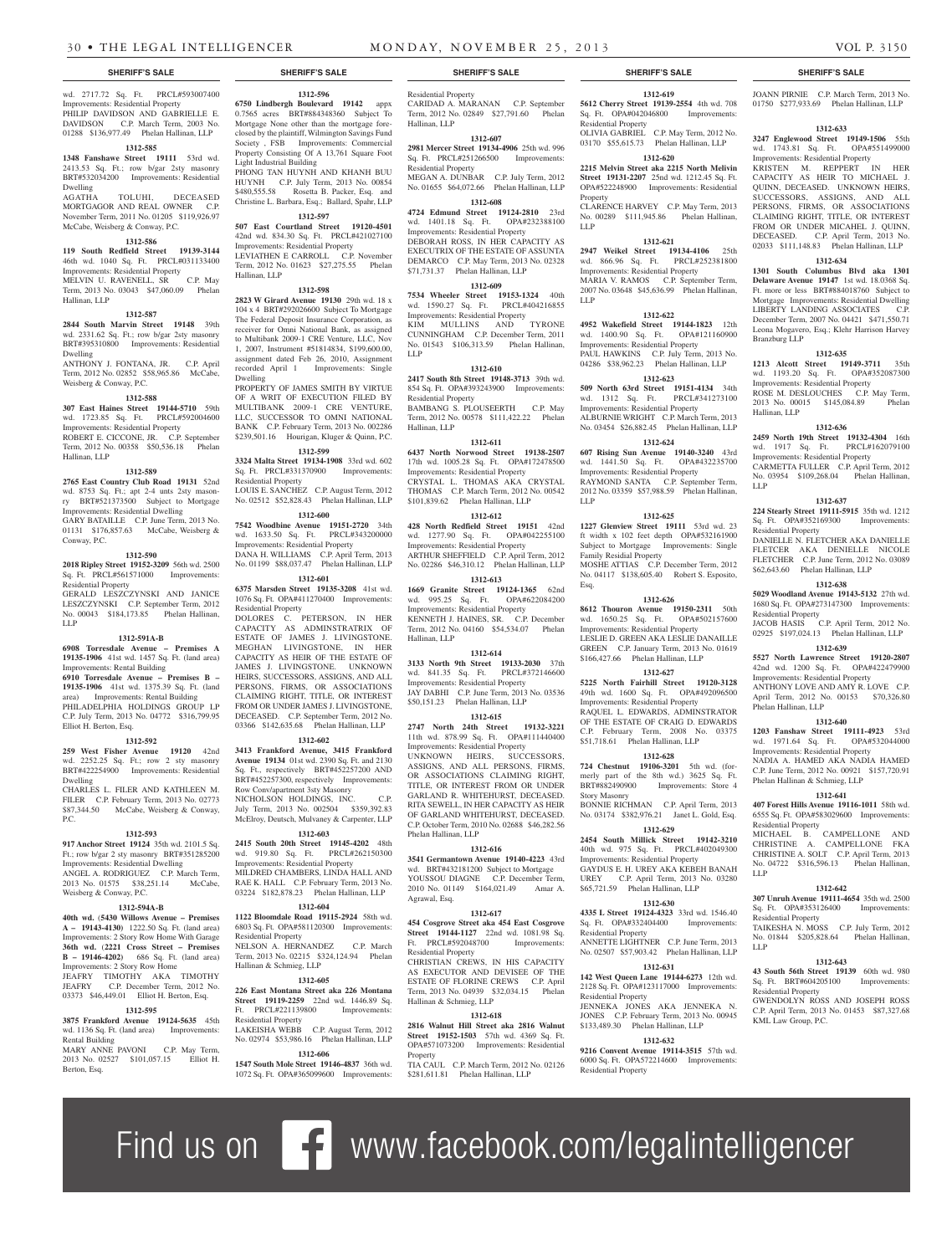wd. 2717.72 Sq. Ft. PRCL#593007400 Improvements: Residential Property
PHILIP DAVIDSON AND GABRIELLE E. DAVIDSON C.P. March Term, 2003 No. 01288 $136,977.49 Phelan Hallinan, LLP

**1312-585**

**1348 Fanshawe Street 19111** 53rd wd. 2413.53 Sq. Ft.; row b/gar 2sty masonry BRT#532034200 Improvements: Residential Dwelling
AGATHA TOLUHI, DECEASED MORTGAGOR AND REAL OWNER C.P. November Term, 2011 No. 01205 $119,926.97 McCabe, Weisberg & Conway, P.C.

**1312-586**

**119 South Redfield Street 19139-3144** 46th wd. 1040 Sq. Ft. PRCL#031133400 Improvements: Residential Property
MELVIN U. RAVENELL, SR C.P. May Term, 2013 No. 03043 $47,060.09 Phelan Hallinan, LLP

**1312-587**

**2844 South Marvin Street 19148** 39th wd. 2331.62 Sq. Ft.; row b/gar 2sty masonry BRT#395310800 Improvements: Residential Dwelling
ANTHONY J. FONTANA, JR. C.P. April Term, 2012 No. 02852 $58,965.86 McCabe, Weisberg & Conway, P.C.

**1312-588**

**307 East Haines Street 19144-5710** 59th wd. 1723.85 Sq. Ft. PRCL#592004600 Improvements: Residential Property
ROBERT E. CICCONE, JR. C.P. September Term, 2012 No. 00358 $50,536.18 Phelan Hallinan, LLP

**1312-589**

**2765 East Country Club Road 19131** 52nd wd. 8753 Sq. Ft.; apt 2-4 unts 2sty masonry BRT#521373500 Subject to Mortgage Improvements: Residential Dwelling
GARY BATAILLE C.P. June Term, 2013 No. 01131 $176,857.63 McCabe, Weisberg & Conway, P.C.

**1312-590**

**2018 Ripley Street 19152-3209** 56th wd. 2500 Sq. Ft. PRCL#561571000 Improvements: Residential Property
GERALD LESZCZYNSKI AND JANICE LESZCZYNSKI C.P. September Term, 2012 No. 00043 $184,173.85 Phelan Hallinan, LLP

**1312-591A-B**

**6908 Torresdale Avenue – Premises A 19135-1906** 41st wd. 1457 Sq. Ft. (land area) Improvements: Rental Building
**6910 Torresdale Avenue – Premises B – 19135-1906** 41st wd. 1375.39 Sq. Ft. (land area) Improvements: Rental Building
PHILADELPHIA HOLDINGS GROUP LP C.P. July Term, 2013 No. 04772 $316,799.95 Elliot H. Berton, Esq.

**1312-592**

**259 West Fisher Avenue 19120** 42nd wd. 2252.25 Sq. Ft.; row 2 sty masonry BRT#422254900 Improvements: Residential Dwelling
CHARLES L. FILER AND KATHLEEN M. FILER C.P. February Term, 2013 No. 02773 $87,344.50 McCabe, Weisberg & Conway, P.C.

**1312-593**

**917 Anchor Street 19124** 35th wd. 2101.5 Sq. Ft.; row b/gar 2 sty masonry BRT#351285200 Improvements: Residential Dwelling
ANGEL A. RODRIGUEZ C.P. March Term, 2013 No. 01575 $38,251.14 McCabe, Weisberg & Conway, P.C.

**1312-594A-B**

**40th wd. (5430 Willows Avenue – Premises A – 19143-4130)** 1222.50 Sq. Ft. (land area) Improvements: 2 Story Row Home With Garage **36th wd. (2221 Cross Street – Premises B – 19146-4202)** 686 Sq. Ft. (land area) Improvements: 2 Story Row Home
JEAFRY TIMOTHY AKA TIMOTHY JEAFRY C.P. December Term, 2012 No. 03373 $46,449.01 Elliot H. Berton, Esq.

**1312-595**

**3875 Frankford Avenue 19124-5635** 45th wd. 1136 Sq. Ft. (land area) Improvements: Rental Building
MARY ANNE PAVONI C.P. May Term, 2013 No. 02527 $101,057.15 Elliot H. Berton, Esq.

**1312-596**

**6750 Lindbergh Boulevard 19142** appx 0.7565 acres BRT#884348360 Subject To Mortgage None other than the mortgage foreclosed by the plaintiff, Wilmington Savings Fund Society , FSB Improvements: Commercial Property Consisting Of A 13,761 Square Foot Light Industrial Building
PHONG TAN HUYNH AND KHANH BUU HUYNH C.P. July Term, 2013 No. 00854 $480,555.58 Rosetta B. Packer, Esq. and Christine L. Barbera, Esq.; Ballard, Spahr, LLP

**1312-597**

**507 East Courtland Street 19120-4501** 42nd wd. 834.30 Sq. Ft. PRCL#421027100 Improvements: Residential Property
LEVIATHEN E CARROLL C.P. November Term, 2012 No. 01623 $27,275.55 Phelan Hallinan, LLP

**1312-598**

**2823 W Girard Avenue 19130** 29th wd. 18 x 104 x 4 BRT#292026600 Subject To Mortgage The Federal Deposit Insurance Corporation, as receiver for Omni National Bank, as assigned to Multibank 2009-1 CRE Venture, LLC, Nov 1, 2007, Instrument #51814834, $199,600.00, assignment dated Feb 26, 2010, Assignment recorded April 1 Improvements: Single Dwelling
PROPERTY OF JAMES SMITH BY VIRTUE OF A WRIT OF EXECUTION FILED BY MULTIBANK 2009-1 CRE VENTURE, LLC, SUCCESSOR TO OMNI NATIONAL BANK C.P. February Term, 2013 No. 02286 $239,501.16 Hourigan, Kluger & Quinn, P.C.

**1312-599**

**3324 Malta Street 19134-1908** 33rd wd. 602 Sq. Ft. PRCL#331370900 Improvements: Residential Property
LOUIS E. SANCHEZ C.P. August Term, 2012 No. 02512 $52,828.43 Phelan Hallinan, LLP

**1312-600**

**7542 Woodbine Avenue 19151-2720** 34th wd. 1633.50 Sq. Ft. PRCL#343200000 Improvements: Residential Property
DANA H. WILLIAMS C.P. April Term, 2013 No. 01199 $88,037.47 Phelan Hallinan, LLP

**1312-601**

**6375 Marsden Street 19135-3208** 41st wd. 1076 Sq. Ft. OPA#411270400 Improvements: Residential Property
DOLORES C. PETERSON, IN HER CAPACITY AS ADMINSTRATRIX OF ESTATE OF JAMES J. LIVINGSTONE. MEGHAN LIVINGSTONE, IN HER CAPACITY AS HEIR OF THE ESTATE OF JAMES J. LIVINGSTONE. UNKNOWN HEIRS, SUCCESSORS, ASSIGNS, AND ALL PERSONS, FIRMS, OR ASSOCIATIONS CLAIMING RIGHT, TITLE, OR INTEREST FROM OR UNDER JAMES J. LIVINGSTONE, DECEASED. C.P. September Term, 2012 No. 03366 $142,635.68 Phelan Hallinan, LLP

**1312-602**

**3413 Frankford Avenue, 3415 Frankford Avenue 19134** 01st wd. 2390 Sq. Ft. and 2130 Sq. Ft., respectively BRT#452257200 AND BRT#452257300, respectively Improvements: Row Conv/apartment 3sty Masonry
NICHOLSON HOLDINGS, INC. C.P. July Term, 2013 No. 002504 $359,392.83 McElroy, Deutsch, Mulvaney & Carpenter, LLP

**1312-603**

**2415 South 20th Street 19145-4202** 48th wd. 919.80 Sq. Ft. PRCL#262150300 Improvements: Residential Property
MILDRED CHAMBERS, LINDA HALL AND RAE K. HALL C.P. February Term, 2013 No. 03224 $182,878.23 Phelan Hallinan, LLP

**1312-604**

**1122 Bloomdale Road 19115-2924** 58th wd. 6803 Sq. Ft. OPA#581120300 Improvements: Residential Property
NELSON A. HERNANDEZ C.P. March Term, 2013 No. 02215 $324,124.94 Phelan Hallinan & Schmieg, LLP

**1312-605**

**226 East Montana Street aka 226 Montana Street 19119-2259** 22nd wd. 1446.89 Sq. Ft. PRCL#221139800 Improvements: Residential Property
LAKEISHA WEBB C.P. August Term, 2012 No. 02974 $53,986.16 Phelan Hallinan, LLP

**1312-606**

**1547 South Mole Street 19146-4837** 36th wd. 1072 Sq. Ft. OPA#365099600 Improvements: Residential Property
CARIDAD A. MARANAN C.P. September Term, 2012 No. 02849 $27,791.60 Phelan Hallinan, LLP

**1312-607**

**2981 Mercer Street 19134-4906** 25th wd. 996 Sq. Ft. PRCL#251266500 Improvements: Residential Property
MEGAN A. DUNBAR C.P. July Term, 2012 No. 01655 $64,072.66 Phelan Hallinan, LLP

**1312-608**

**4724 Edmund Street 19124-2810** 23rd wd. 1401.18 Sq. Ft. OPA#232388100 Improvements: Residential Property
DEBORAH ROSS, IN HER CAPACITY AS EXECUTRIX OF THE ESTATE OF ASSUNTA DEMARCO C.P. May Term, 2013 No. 02328 $71,731.37 Phelan Hallinan, LLP

**1312-609**

**7534 Wheeler Street 19153-1324** 40th wd. 1590.27 Sq. Ft. PRCL#404216855 Improvements: Residential Property
KIM MULLINS AND TYRONE CUNNINGHAM C.P. December Term, 2011 No. 01543 $106,313.59 Phelan Hallinan, LLP

**1312-610**

**2417 South 8th Street 19148-3713** 39th wd. 854 Sq. Ft. OPA#393243900 Improvements: Residential Property
BAMBANG S. PLOUSEERTH C.P. May Term, 2012 No. 00578 $111,422.22 Phelan Hallinan, LLP

**1312-611**

**6437 North Norwood Street 19138-2507** 17th wd. 1005.28 Sq. Ft. OPA#172478500 Improvements: Residential Property
CRYSTAL L. THOMAS AKA CRYSTAL THOMAS C.P. March Term, 2012 No. 00542 $101,839.62 Phelan Hallinan, LLP

**1312-612**

**428 North Redfield Street 19151** 42nd wd. 1277.90 Sq. Ft. OPA#042255100 Improvements: Residential Property
ARTHUR SHEFFIELD C.P. April Term, 2012 No. 02286 $46,310.12 Phelan Hallinan, LLP

**1312-613**

**1669 Granite Street 19124-1365** 62nd wd. 995.25 Sq. Ft. OPA#622084200 Improvements: Residential Property
KENNETH J. HAINES, SR. C.P. December Term, 2012 No. 04160 $54,534.07 Phelan Hallinan, LLP

**1312-614**

**3133 North 9th Street 19133-2030** 37th wd. 841.35 Sq. Ft. PRCL#372146600 Improvements: Residential Property
JAY DABHI C.P. June Term, 2013 No. 03536 $50,151.23 Phelan Hallinan, LLP

**1312-615**

**2747 North 24th Street 19132-3221** 11th wd. 878.99 Sq. Ft. OPA#111440400 Improvements: Residential Property
UNKNOWN HEIRS, SUCCESSORS, ASSIGNS, AND ALL PERSONS, FIRMS, OR ASSOCIATIONS CLAIMING RIGHT, TITLE, OR INTEREST FROM OR UNDER GARLAND R. WHITEHURST, DECEASED. RITA SEWELL, IN HER CAPACITY AS HEIR OF GARLAND WHITEHURST, DECEASED. C.P. October Term, 2010 No. 02688 $46,282.56 Phelan Hallinan, LLP

**1312-616**

**3541 Germantown Avenue 19140-4223** 43rd wd. BRT#432181200 Subject to Mortgage
YOUSSOU DIAGNE C.P. December Term, 2010 No. 01149 $164,021.49 Amar A. Agrawal, Esq.

**1312-617**

**454 Cosgrove Street aka 454 East Cosgrove Street 19144-1127** 22nd wd. 1081.98 Sq. Ft. PRCL#592048700 Improvements: Residential Property
CHRISTIAN CREWS, IN HIS CAPACITY AS EXECUTOR AND DEVISEE OF THE ESTATE OF FLORINE CREWS C.P. April Term, 2013 No. 04939 $32,034.15 Phelan Hallinan & Schmieg, LLP

**1312-618**

**2816 Walnut Hill Street aka 2816 Walnut Street 19152-1503** 57th wd. 4369 Sq. Ft. OPA#571073200 Improvements: Residential Property
TIA CAUL C.P. March Term, 2012 No. 02126 $281,611.81 Phelan Hallinan, LLP

**1312-619**

**5612 Cherry Street 19139-2554** 4th wd. 708 Sq. Ft. OPA#042046800 Improvements: Residential Property
OLIVIA GABRIEL C.P. May Term, 2012 No. 03170 $55,615.73 Phelan Hallinan, LLP

**1312-620**

**2215 Melvin Street aka 2215 North Melivin Street 19131-2207** 25nd wd. 1212.45 Sq. Ft. OPA#522248900 Improvements: Residential Property
CLARENCE HARVEY C.P. May Term, 2013 No. 00289 $111,945.86 Phelan Hallinan, LLP

**1312-621**

**2947 Weikel Street 19134-4106** 25th wd. 866.96 Sq. Ft. PRCL#252381800 Improvements: Residential Property
MARIA V. RAMOS C.P. September Term, 2007 No. 03648 $45,636.99 Phelan Hallinan, LLP

**1312-622**

**4952 Wakefield Street 19144-1823** 12th wd. 1400.90 Sq. Ft. OPA#121160900 Improvements: Residential Property
PAUL HAWKINS C.P. July Term, 2013 No. 04286 $38,962.23 Phelan Hallinan, LLP

**1312-623**

**509 North 63rd Street 19151-4134** 34th wd. 1312 Sq. Ft. PRCL#341273100 Improvements: Residential Property
ALBURNIE WRIGHT C.P. March Term, 2013 No. 03454 $26,882.45 Phelan Hallinan, LLP

**1312-624**

**607 Rising Sun Avenue 19140-3240** 43rd wd. 1441.50 Sq. Ft. OPA#432235700 Improvements: Residential Property
RAYMOND SANTA C.P. September Term, 2012 No. 03359 $57,988.59 Phelan Hallinan, LLP

**1312-625**

**1227 Glenview Street 19111** 53rd wd. 23 ft width x 102 feet depth OPA#532161900 Subject to Mortgage Improvements: Single Family Residential Property
MOSHE ATTIAS C.P. December Term, 2012 No. 04117 $138,605.40 Robert S. Esposito, Esq.

**1312-626**

**8612 Thouron Avenue 19150-2311** 50th wd. 1650.25 Sq. Ft. OPA#502157600 Improvements: Residential Property
LESLIE D. GREEN AKA LESLIE DANAILLE GREEN C.P. January Term, 2013 No. 01619 $166,427.66 Phelan Hallinan, LLP

**1312-627**

**5225 North Fairhill Street 19120-3128** 49th wd. 1600 Sq. Ft. OPA#492096500 Improvements: Residential Property
RAQUEL L. EDWARDS, ADMINSTRATOR OF THE ESTATE OF CRAIG D. EDWARDS C.P. February Term, 2008 No. 03375 $51,718.61 Phelan Hallinan, LLP

**1312-628**

**724 Chestnut 19106-3201** 5th wd. (formerly part of the 8th wd.) 3625 Sq. Ft. BRT#882490900 Improvements: Store 4 Story Masonry
BONNIE RICHMAN C.P. April Term, 2013 No. 03174 $382,976.21 Janet L. Gold, Esq.

**1312-629**

**2454 South Millick Street 19142-3210** 40th wd. 975 Sq. Ft. PRCL#402049300 Improvements: Residential Property
GAYDUS E. H. UREY AKA KEBEH BANAH UREY C.P. April Term, 2013 No. 03280 $65,721.59 Phelan Hallinan, LLP

**1312-630**

**4335 L Street 19124-4323** 33rd wd. 1546.40 Sq. Ft. OPA#332404400 Improvements: Residential Property
ANNETTE LIGHTNER C.P. June Term, 2013 No. 02507 $57,903.42 Phelan Hallinan, LLP

**1312-631**

**142 West Queen Lane 19144-6273** 12th wd. 2128 Sq. Ft. OPA#123117000 Improvements: Residential Property
JENNEKA JONES AKA JENNEKA N. JONES C.P. February Term, 2013 No. 00945 $133,489.30 Phelan Hallinan, LLP

**1312-632**

**9216 Convent Avenue 19114-3515** 57th wd. 6000 Sq. Ft. OPA572214600 Improvements: Residential Property
JOANN PIRNIE C.P. March Term, 2013 No. 01750 $277,933.69 Phelan Hallinan, LLP

**1312-633**

**3247 Englewood Street 19149-1506** 55th wd. 1743.81 Sq. Ft. OPA#551499000 Improvements: Residential Property
KRISTEN M. REPPERT IN HER CAPACITY AS HEIR TO MICHAEL J. QUINN, DECEASED. UNKNOWN HEIRS, SUCCESSORS, ASSIGNS, AND ALL PERSONS, FIRMS, OR ASSOCIATIONS CLAIMING RIGHT, TITLE, OR INTEREST FROM OR UNDER MICHAEL J. QUINN, DECEASED. C.P. April Term, 2013 No. 02033 $111,148.83 Phelan Hallinan, LLP

**1312-634**

**1301 South Columbus Blvd aka 1301 Delaware Avenue 19147** 1st wd. 18.0368 Sq. Ft. more or less BRT#884018760 Subject to Mortgage Improvements: Residential Dwelling
LIBERTY LANDING ASSOCIATES C.P. December Term, 2007 No. 04421 $471,550.71 Leona Mogavero, Esq.; Klehr Harrison Harvey Branzburg LLP

**1312-635**

**1213 Alcott Street 19149-3711** 35th wd. 1193.20 Sq. Ft. OPA#352087300 Improvements: Residential Property
ROSE M. DESLOUCHES C.P. May Term, 2013 No. 00015 $145,084.89 Phelan Hallinan, LLP

**1312-636**

**2459 North 19th Street 19132-4304** 16th wd. 1917 Sq. Ft. PRCL#162079100 Improvements: Residential Property
CARMETTA FULLER C.P. April Term, 2012 No. 03954 $109,268.04 Phelan Hallinan, LLP

**1312-637**

**224 Stearly Street 19111-5915** 35th wd. 1212 Sq. Ft. OPA#352169300 Improvements: Residential Property
DANIELLE N. FLETCHER AKA DANIELLE FLETCER AKA DENIELLE NICOLE FLETCHER C.P. June Term, 2012 No. 03089 $62,643.60 Phelan Hallinan, LLP

**1312-638**

**5029 Woodland Avenue 19143-5132** 27th wd. 1680 Sq. Ft. OPA#273147300 Improvements: Residential Property
JACOB HASIS C.P. April Term, 2012 No. 02925 $197,024.13 Phelan Hallinan, LLP

**1312-639**

**5527 North Lawrence Street 19120-2807** 42nd wd. 1200 Sq. Ft. OPA#422479900 Improvements: Residential Property
ANTHONY LOVE AND AMY R. LOVE C.P. April Term, 2012 No. 00153 $70,326.80 Phelan Hallinan, LLP

**1312-640**

**1203 Fanshaw Street 19111-4923** 53rd wd. 1971.64 Sq. Ft. OPA#532044000 Improvements: Residential Property
NADIA A. HAMED AKA NADIA HAMED C.P. June Term, 2012 No. 00921 $157,720.91 Phelan Hallinan & Schmieg, LLP

**1312-641**

**407 Forest Hills Avenue 19116-1011** 58th wd. 6555 Sq. Ft. OPA#583029600 Improvements: Residential Property
MICHAEL B. CAMPELLONE AND CHRISTINE A. CAMPELLONE FKA CHRISTINE A. SOLT C.P. April Term, 2013 No. 04722 $316,596.13 Phelan Hallinan, LLP

**1312-642**

**307 Unruh Avenue 19111-4654** 35th wd. 2500 Sq. Ft. OPA#353126400 Improvements: Residential Property
TAIKESHA N. MOSS C.P. July Term, 2012 No. 01844 $205,828.64 Phelan Hallinan, LLP

**1312-643**

**43 South 56th Street 19139** 60th wd. 980 Sq. Ft. BRT#604205100 Improvements: Residential Property
GWENDOLYN ROSS AND JOSEPH ROSS C.P. April Term, 2013 No. 01453 $87,327.68 KML Law Group, P.C.

Find us on www.facebook.com/legalintelligencer